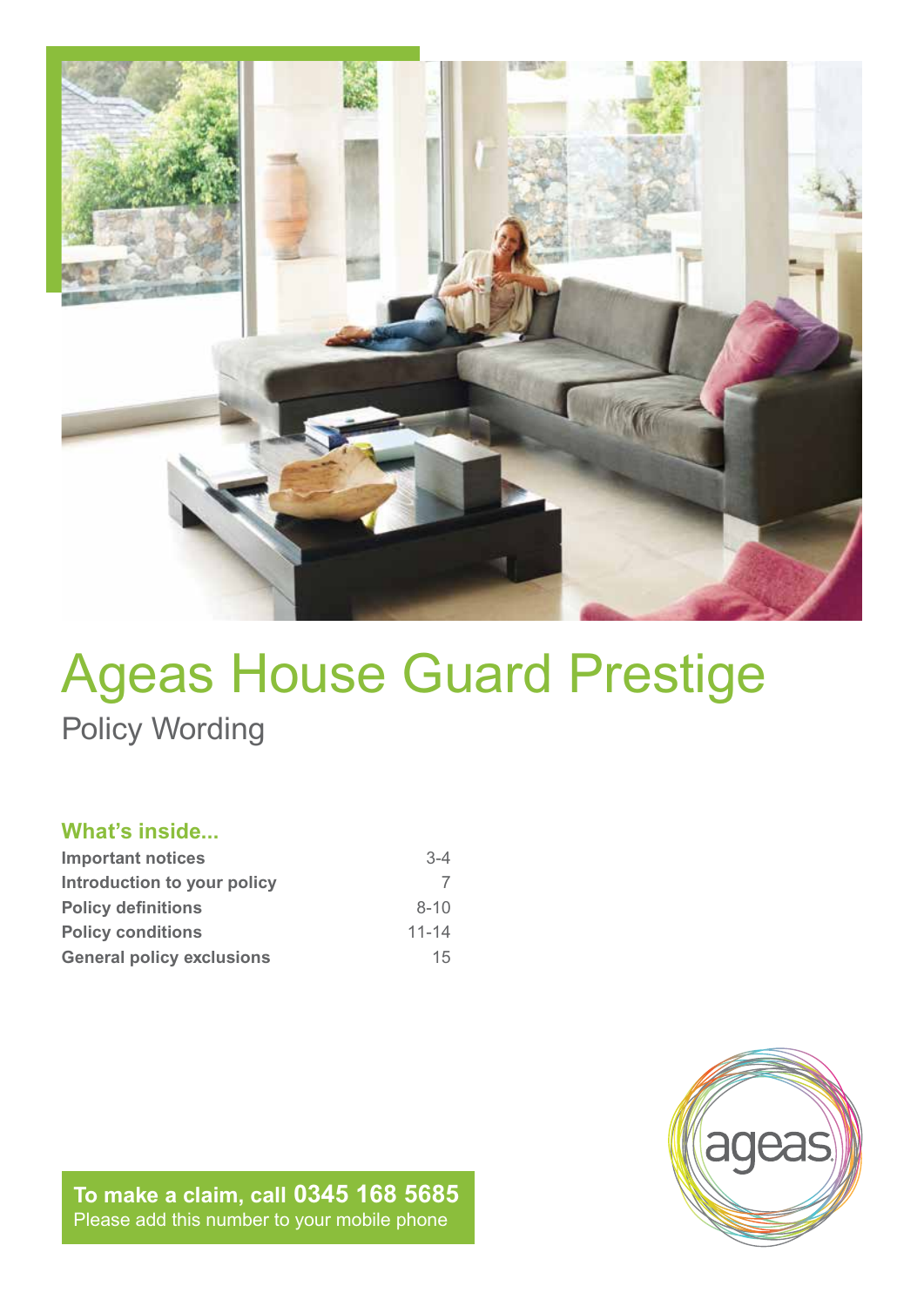# Ageas House Guard Prestige

## Policy Wording

### What's inside...

| | |
|---|---|
| **Important notices** | 3-4 |
| **Introduction to your policy** | 7 |
| **Policy definitions** | 8-10 |
| **Policy conditions** | 11-14 |
| **General policy exclusions** | 15 |

**To make a claim, call 0345 168 5685**
Please add this number to your mobile phone

ageas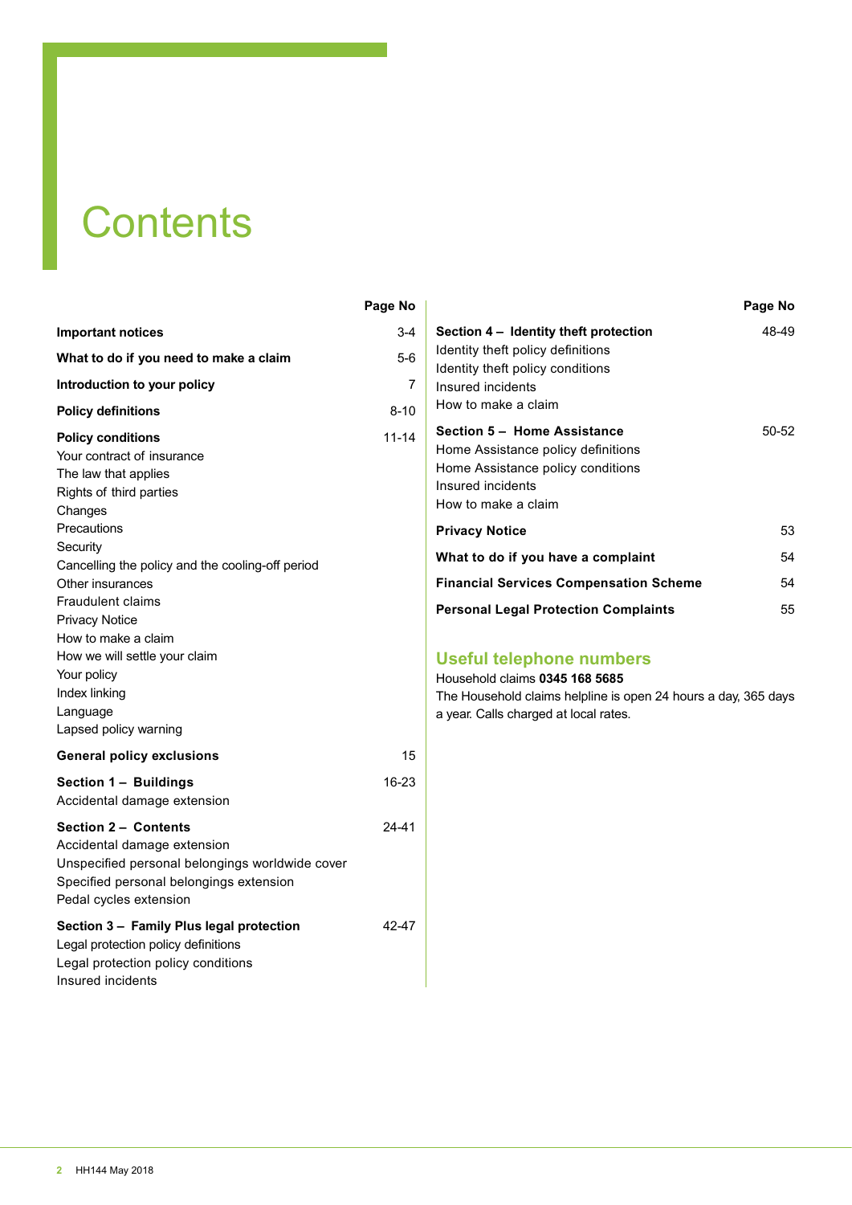# Contents

| | Page No |
|---|---|
| **Important notices** | 3-4 |
| **What to do if you need to make a claim** | 5-6 |
| **Introduction to your policy** | 7 |
| **Policy definitions** | 8-10 |
| **Policy conditions** | 11-14 |
| Your contract of insurance | |
| The law that applies | |
| Rights of third parties | |
| Changes | |
| Precautions | |
| Security | |
| Cancelling the policy and the cooling-off period | |
| Other insurances | |
| Fraudulent claims | |
| Privacy Notice | |
| How to make a claim | |
| How we will settle your claim | |
| Your policy | |
| Index linking | |
| Language | |
| Lapsed policy warning | |
| **General policy exclusions** | 15 |
| **Section 1 – Buildings** | 16-23 |
| Accidental damage extension | |
| **Section 2 – Contents** | 24-41 |
| Accidental damage extension | |
| Unspecified personal belongings worldwide cover | |
| Specified personal belongings extension | |
| Pedal cycles extension | |
| **Section 3 – Family Plus legal protection** | 42-47 |
| Legal protection policy definitions | |
| Legal protection policy conditions | |
| Insured incidents | |
| **Section 4 – Identity theft protection** | 48-49 |
| Identity theft policy definitions | |
| Identity theft policy conditions | |
| Insured incidents | |
| How to make a claim | |
| **Section 5 – Home Assistance** | 50-52 |
| Home Assistance policy definitions | |
| Home Assistance policy conditions | |
| Insured incidents | |
| How to make a claim | |
| **Privacy Notice** | 53 |
| **What to do if you have a complaint** | 54 |
| **Financial Services Compensation Scheme** | 54 |
| **Personal Legal Protection Complaints** | 55 |

## Useful telephone numbers

Household claims **0345 168 5685**

The Household claims helpline is open 24 hours a day, 365 days a year. Calls charged at local rates.

HH144 May 2018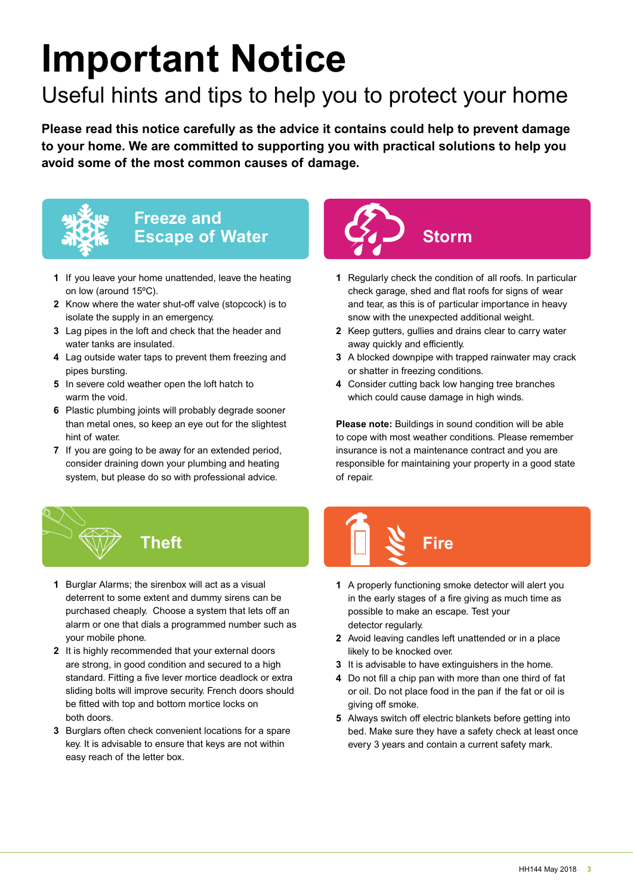# Important Notice

## Useful hints and tips to help you to protect your home

**Please read this notice carefully as the advice it contains could help to prevent damage to your home. We are committed to supporting you with practical solutions to help you avoid some of the most common causes of damage.**

## Freeze and Escape of Water

1. If you leave your home unattended, leave the heating on low (around 15ºC).
2. Know where the water shut-off valve (stopcock) is to isolate the supply in an emergency.
3. Lag pipes in the loft and check that the header and water tanks are insulated.
4. Lag outside water taps to prevent them freezing and pipes bursting.
5. In severe cold weather open the loft hatch to warm the void.
6. Plastic plumbing joints will probably degrade sooner than metal ones, so keep an eye out for the slightest hint of water.
7. If you are going to be away for an extended period, consider draining down your plumbing and heating system, but please do so with professional advice.

## Storm

1. Regularly check the condition of all roofs. In particular check garage, shed and flat roofs for signs of wear and tear, as this is of particular importance in heavy snow with the unexpected additional weight.
2. Keep gutters, gullies and drains clear to carry water away quickly and efficiently.
3. A blocked downpipe with trapped rainwater may crack or shatter in freezing conditions.
4. Consider cutting back low hanging tree branches which could cause damage in high winds.

**Please note:** Buildings in sound condition will be able to cope with most weather conditions. Please remember insurance is not a maintenance contract and you are responsible for maintaining your property in a good state of repair.

## Theft

1. Burglar Alarms; the sirenbox will act as a visual deterrent to some extent and dummy sirens can be purchased cheaply. Choose a system that lets off an alarm or one that dials a programmed number such as your mobile phone.
2. It is highly recommended that your external doors are strong, in good condition and secured to a high standard. Fitting a five lever mortice deadlock or extra sliding bolts will improve security. French doors should be fitted with top and bottom mortice locks on both doors.
3. Burglars often check convenient locations for a spare key. It is advisable to ensure that keys are not within easy reach of the letter box.

## Fire

1. A properly functioning smoke detector will alert you in the early stages of a fire giving as much time as possible to make an escape. Test your detector regularly.
2. Avoid leaving candles left unattended or in a place likely to be knocked over.
3. It is advisable to have extinguishers in the home.
4. Do not fill a chip pan with more than one third of fat or oil. Do not place food in the pan if the fat or oil is giving off smoke.
5. Always switch off electric blankets before getting into bed. Make sure they have a safety check at least once every 3 years and contain a current safety mark.

HH144 May 2018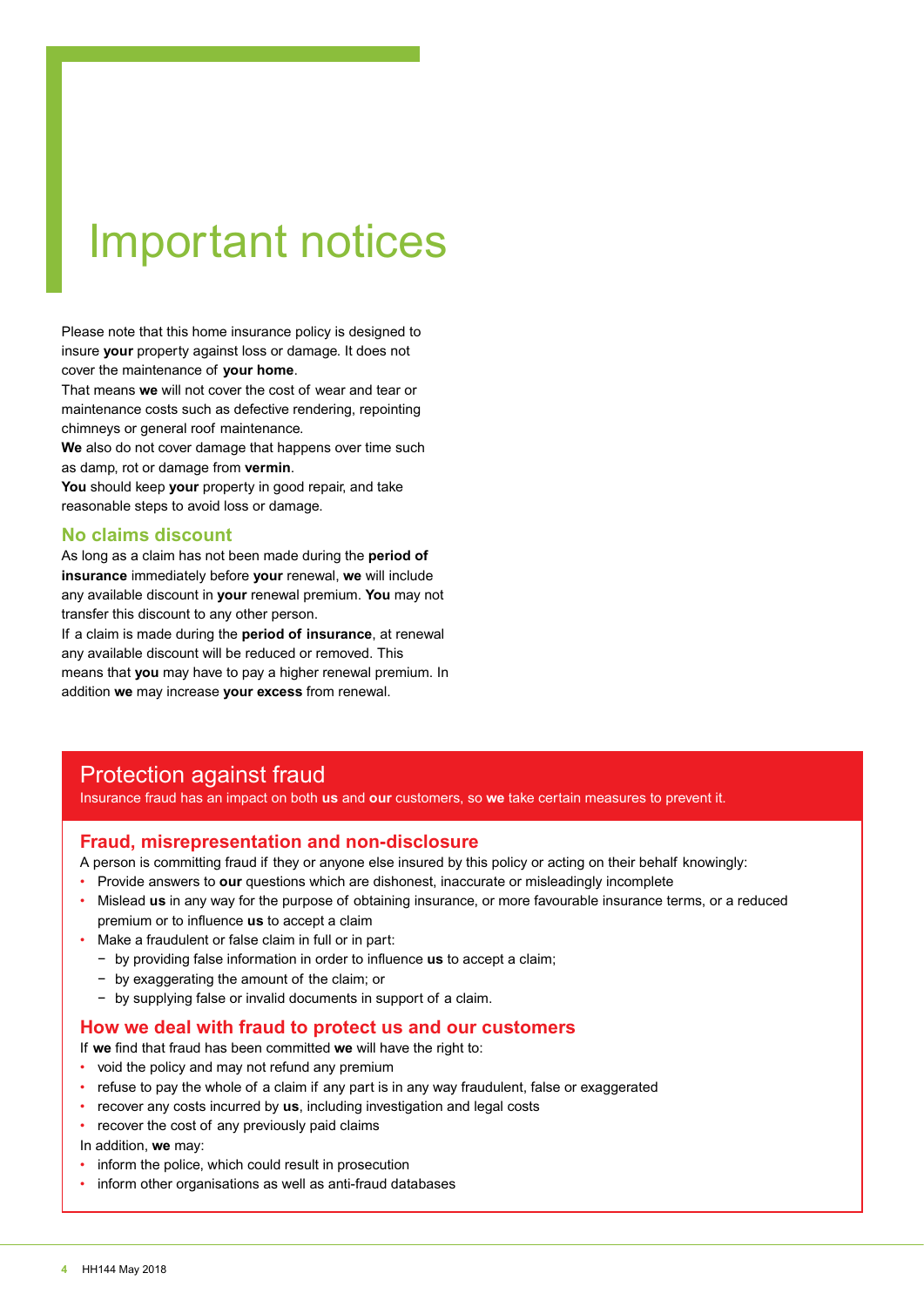# Important notices

Please note that this home insurance policy is designed to insure **your** property against loss or damage. It does not cover the maintenance of **your home**.

That means **we** will not cover the cost of wear and tear or maintenance costs such as defective rendering, repointing chimneys or general roof maintenance.

**We** also do not cover damage that happens over time such as damp, rot or damage from **vermin**.

**You** should keep **your** property in good repair, and take reasonable steps to avoid loss or damage.

## No claims discount

As long as a claim has not been made during the **period of insurance** immediately before **your** renewal, **we** will include any available discount in **your** renewal premium. **You** may not transfer this discount to any other person.

If a claim is made during the **period of insurance**, at renewal any available discount will be reduced or removed. This means that **you** may have to pay a higher renewal premium. In addition **we** may increase **your excess** from renewal.

## Protection against fraud

Insurance fraud has an impact on both **us** and **our** customers, so **we** take certain measures to prevent it.

### Fraud, misrepresentation and non-disclosure

A person is committing fraud if they or anyone else insured by this policy or acting on their behalf knowingly:

- Provide answers to **our** questions which are dishonest, inaccurate or misleadingly incomplete
- Mislead **us** in any way for the purpose of obtaining insurance, or more favourable insurance terms, or a reduced premium or to influence **us** to accept a claim
- Make a fraudulent or false claim in full or in part:
  - by providing false information in order to influence **us** to accept a claim;
  - by exaggerating the amount of the claim; or
  - by supplying false or invalid documents in support of a claim.

### How we deal with fraud to protect us and our customers

If **we** find that fraud has been committed **we** will have the right to:

- void the policy and may not refund any premium
- refuse to pay the whole of a claim if any part is in any way fraudulent, false or exaggerated
- recover any costs incurred by **us**, including investigation and legal costs
- recover the cost of any previously paid claims

In addition, **we** may:

- inform the police, which could result in prosecution
- inform other organisations as well as anti-fraud databases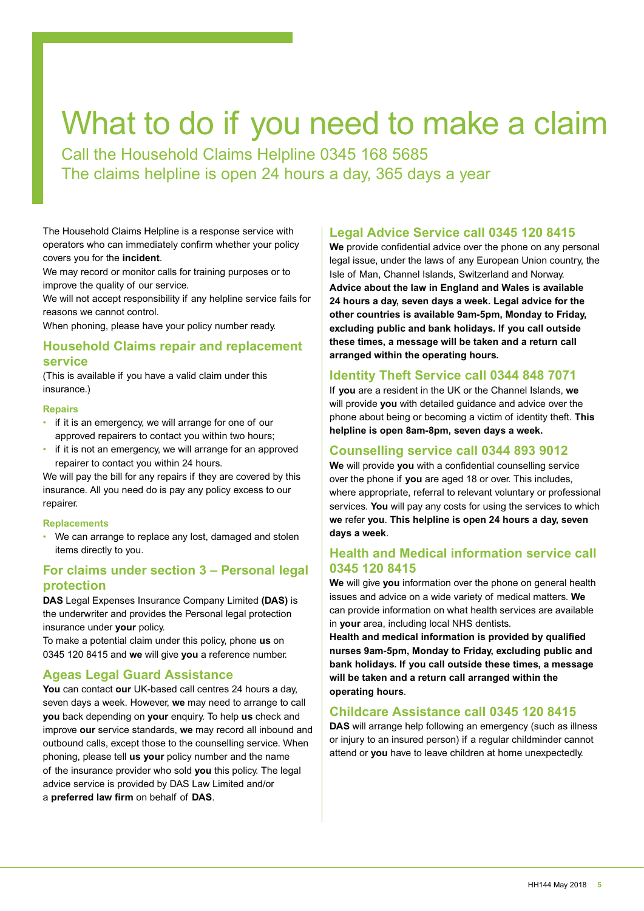# What to do if you need to make a claim

## Call the Household Claims Helpline 0345 168 5685
## The claims helpline is open 24 hours a day, 365 days a year

The Household Claims Helpline is a response service with operators who can immediately confirm whether your policy covers you for the **incident**.

We may record or monitor calls for training purposes or to improve the quality of our service.

We will not accept responsibility if any helpline service fails for reasons we cannot control.

When phoning, please have your policy number ready.

### Household Claims repair and replacement service

(This is available if you have a valid claim under this insurance.)

#### Repairs

- if it is an emergency, we will arrange for one of our approved repairers to contact you within two hours;
- if it is not an emergency, we will arrange for an approved repairer to contact you within 24 hours.

We will pay the bill for any repairs if they are covered by this insurance. All you need do is pay any policy excess to our repairer.

#### Replacements

- We can arrange to replace any lost, damaged and stolen items directly to you.

### For claims under section 3 – Personal legal protection

**DAS** Legal Expenses Insurance Company Limited **(DAS)** is the underwriter and provides the Personal legal protection insurance under **your** policy.

To make a potential claim under this policy, phone **us** on 0345 120 8415 and **we** will give **you** a reference number.

### Ageas Legal Guard Assistance

**You** can contact **our** UK-based call centres 24 hours a day, seven days a week. However, **we** may need to arrange to call **you** back depending on **your** enquiry. To help **us** check and improve **our** service standards, **we** may record all inbound and outbound calls, except those to the counselling service. When phoning, please tell **us your** policy number and the name of the insurance provider who sold **you** this policy. The legal advice service is provided by DAS Law Limited and/or a **preferred law firm** on behalf of **DAS**.

### Legal Advice Service call 0345 120 8415

**We** provide confidential advice over the phone on any personal legal issue, under the laws of any European Union country, the Isle of Man, Channel Islands, Switzerland and Norway. **Advice about the law in England and Wales is available 24 hours a day, seven days a week. Legal advice for the other countries is available 9am-5pm, Monday to Friday, excluding public and bank holidays. If you call outside these times, a message will be taken and a return call arranged within the operating hours.**

### Identity Theft Service call 0344 848 7071

If **you** are a resident in the UK or the Channel Islands, **we** will provide **you** with detailed guidance and advice over the phone about being or becoming a victim of identity theft. **This helpline is open 8am-8pm, seven days a week.**

### Counselling service call 0344 893 9012

**We** will provide **you** with a confidential counselling service over the phone if **you** are aged 18 or over. This includes, where appropriate, referral to relevant voluntary or professional services. **You** will pay any costs for using the services to which **we** refer **you**. **This helpline is open 24 hours a day, seven days a week**.

### Health and Medical information service call 0345 120 8415

**We** will give **you** information over the phone on general health issues and advice on a wide variety of medical matters. **We** can provide information on what health services are available in **your** area, including local NHS dentists.

**Health and medical information is provided by qualified nurses 9am-5pm, Monday to Friday, excluding public and bank holidays. If you call outside these times, a message will be taken and a return call arranged within the operating hours**.

### Childcare Assistance call 0345 120 8415

**DAS** will arrange help following an emergency (such as illness or injury to an insured person) if a regular childminder cannot attend or **you** have to leave children at home unexpectedly.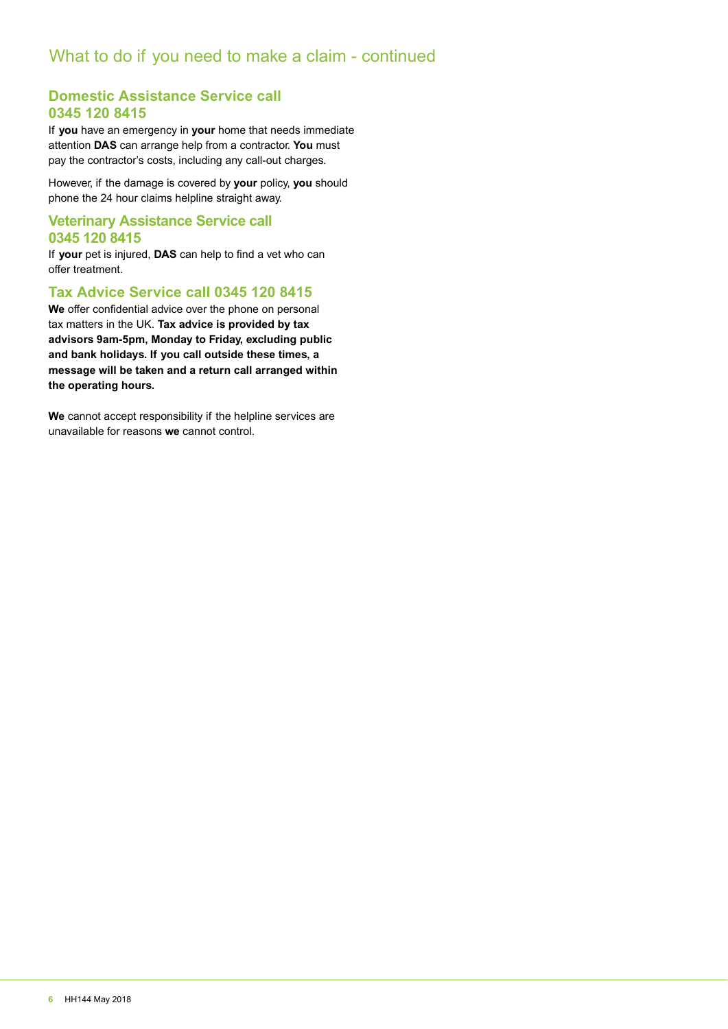# What to do if you need to make a claim - continued

## Domestic Assistance Service call 0345 120 8415

If **you** have an emergency in **your** home that needs immediate attention **DAS** can arrange help from a contractor. **You** must pay the contractor's costs, including any call-out charges.

However, if the damage is covered by **your** policy, **you** should phone the 24 hour claims helpline straight away.

## Veterinary Assistance Service call 0345 120 8415

If **your** pet is injured, **DAS** can help to find a vet who can offer treatment.

## Tax Advice Service call 0345 120 8415

**We** offer confidential advice over the phone on personal tax matters in the UK. **Tax advice is provided by tax advisors 9am-5pm, Monday to Friday, excluding public and bank holidays. If you call outside these times, a message will be taken and a return call arranged within the operating hours.**

**We** cannot accept responsibility if the helpline services are unavailable for reasons **we** cannot control.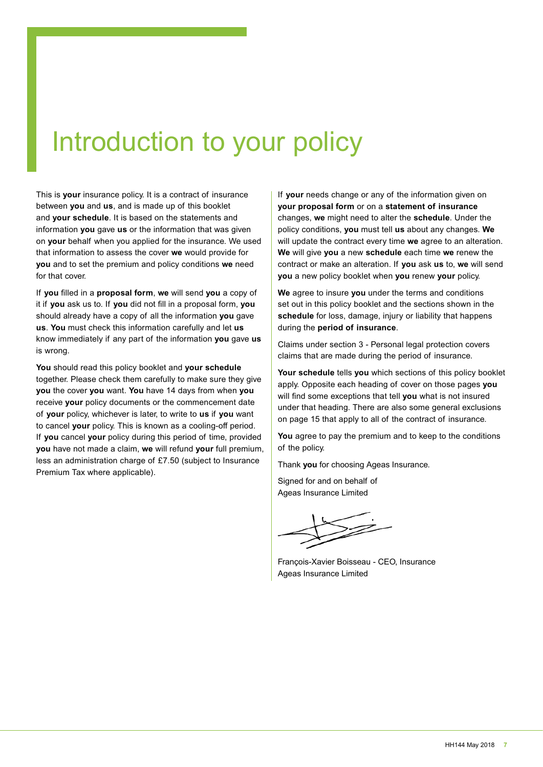# Introduction to your policy

This is **your** insurance policy. It is a contract of insurance between **you** and **us**, and is made up of this booklet and **your schedule**. It is based on the statements and information **you** gave **us** or the information that was given on **your** behalf when you applied for the insurance. We used that information to assess the cover **we** would provide for **you** and to set the premium and policy conditions **we** need for that cover.

If **you** filled in a **proposal form**, **we** will send **you** a copy of it if **you** ask us to. If **you** did not fill in a proposal form, **you** should already have a copy of all the information **you** gave **us**. **You** must check this information carefully and let **us** know immediately if any part of the information **you** gave **us** is wrong.

**You** should read this policy booklet and **your schedule** together. Please check them carefully to make sure they give **you** the cover **you** want. **You** have 14 days from when **you** receive **your** policy documents or the commencement date of **your** policy, whichever is later, to write to **us** if **you** want to cancel **your** policy. This is known as a cooling-off period. If **you** cancel **your** policy during this period of time, provided **you** have not made a claim, **we** will refund **your** full premium, less an administration charge of £7.50 (subject to Insurance Premium Tax where applicable).

If **your** needs change or any of the information given on **your proposal form** or on a **statement of insurance** changes, **we** might need to alter the **schedule**. Under the policy conditions, **you** must tell **us** about any changes. **We** will update the contract every time **we** agree to an alteration. **We** will give **you** a new **schedule** each time **we** renew the contract or make an alteration. If **you** ask **us** to, **we** will send **you** a new policy booklet when **you** renew **your** policy.

**We** agree to insure **you** under the terms and conditions set out in this policy booklet and the sections shown in the **schedule** for loss, damage, injury or liability that happens during the **period of insurance**.

Claims under section 3 - Personal legal protection covers claims that are made during the period of insurance.

**Your schedule** tells **you** which sections of this policy booklet apply. Opposite each heading of cover on those pages **you** will find some exceptions that tell **you** what is not insured under that heading. There are also some general exclusions on page 15 that apply to all of the contract of insurance.

**You** agree to pay the premium and to keep to the conditions of the policy.

Thank **you** for choosing Ageas Insurance.

Signed for and on behalf of
Ageas Insurance Limited

François-Xavier Boisseau - CEO, Insurance
Ageas Insurance Limited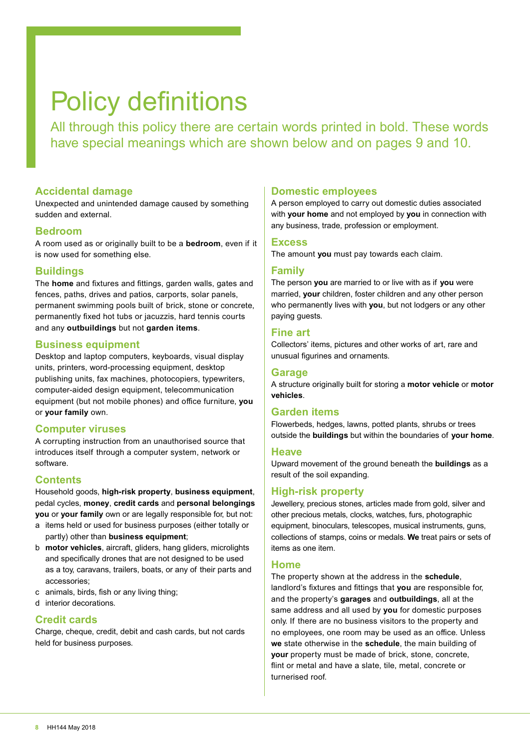# Policy definitions

All through this policy there are certain words printed in bold. These words have special meanings which are shown below and on pages 9 and 10.

## Accidental damage

Unexpected and unintended damage caused by something sudden and external.

## Bedroom

A room used as or originally built to be a **bedroom**, even if it is now used for something else.

## Buildings

The **home** and fixtures and fittings, garden walls, gates and fences, paths, drives and patios, carports, solar panels, permanent swimming pools built of brick, stone or concrete, permanently fixed hot tubs or jacuzzis, hard tennis courts and any **outbuildings** but not **garden items**.

## Business equipment

Desktop and laptop computers, keyboards, visual display units, printers, word-processing equipment, desktop publishing units, fax machines, photocopiers, typewriters, computer-aided design equipment, telecommunication equipment (but not mobile phones) and office furniture, **you** or **your family** own.

## Computer viruses

A corrupting instruction from an unauthorised source that introduces itself through a computer system, network or software.

## Contents

Household goods, **high-risk property**, **business equipment**, pedal cycles, **money**, **credit cards** and **personal belongings** **you** or **your family** own or are legally responsible for, but not:

a items held or used for business purposes (either totally or partly) other than **business equipment**;

b **motor vehicles**, aircraft, gliders, hang gliders, microlights and specifically drones that are not designed to be used as a toy, caravans, trailers, boats, or any of their parts and accessories;

c animals, birds, fish or any living thing;

d interior decorations.

## Credit cards

Charge, cheque, credit, debit and cash cards, but not cards held for business purposes.

## Domestic employees

A person employed to carry out domestic duties associated with **your home** and not employed by **you** in connection with any business, trade, profession or employment.

## Excess

The amount **you** must pay towards each claim.

## Family

The person **you** are married to or live with as if **you** were married, **your** children, foster children and any other person who permanently lives with **you**, but not lodgers or any other paying guests.

## Fine art

Collectors' items, pictures and other works of art, rare and unusual figurines and ornaments.

## Garage

A structure originally built for storing a **motor vehicle** or **motor vehicles**.

## Garden items

Flowerbeds, hedges, lawns, potted plants, shrubs or trees outside the **buildings** but within the boundaries of **your home**.

## Heave

Upward movement of the ground beneath the **buildings** as a result of the soil expanding.

## High-risk property

Jewellery, precious stones, articles made from gold, silver and other precious metals, clocks, watches, furs, photographic equipment, binoculars, telescopes, musical instruments, guns, collections of stamps, coins or medals. **We** treat pairs or sets of items as one item.

## Home

The property shown at the address in the **schedule**, landlord's fixtures and fittings that **you** are responsible for, and the property's **garages** and **outbuildings**, all at the same address and all used by **you** for domestic purposes only. If there are no business visitors to the property and no employees, one room may be used as an office. Unless **we** state otherwise in the **schedule**, the main building of **your** property must be made of brick, stone, concrete, flint or metal and have a slate, tile, metal, concrete or turnerised roof.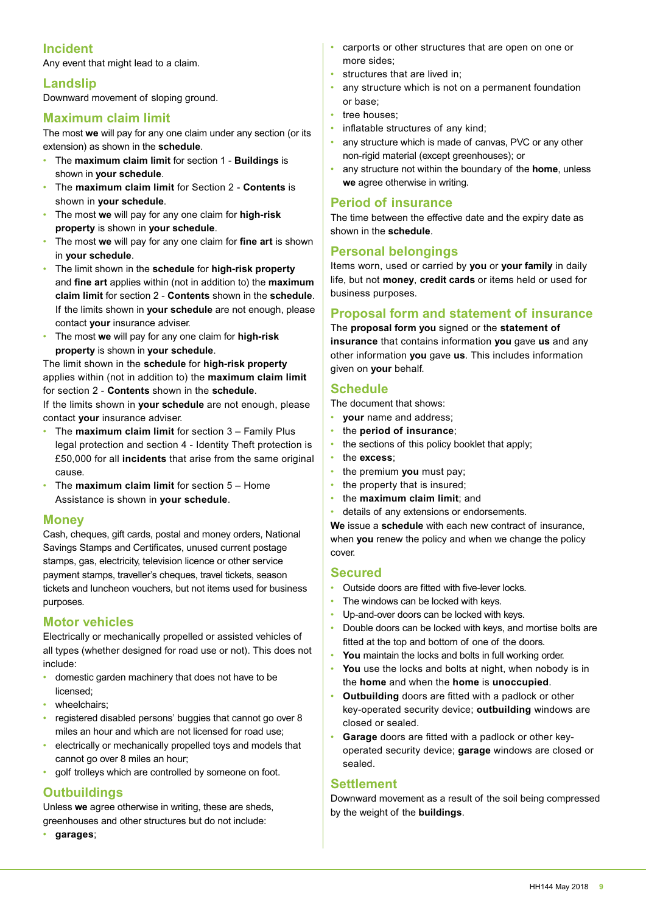## Incident

Any event that might lead to a claim.

## Landslip

Downward movement of sloping ground.

## Maximum claim limit

The most **we** will pay for any one claim under any section (or its extension) as shown in the **schedule**.

- The **maximum claim limit** for section 1 - **Buildings** is shown in **your schedule**.
- The **maximum claim limit** for Section 2 - **Contents** is shown in **your schedule**.
- The most **we** will pay for any one claim for **high-risk property** is shown in **your schedule**.
- The most **we** will pay for any one claim for **fine art** is shown in **your schedule**.
- The limit shown in the **schedule** for **high-risk property** and **fine art** applies within (not in addition to) the **maximum claim limit** for section 2 - **Contents** shown in the **schedule**. If the limits shown in **your schedule** are not enough, please contact **your** insurance adviser.
- The most **we** will pay for any one claim for **high-risk property** is shown in **your schedule**.

The limit shown in the **schedule** for **high-risk property** applies within (not in addition to) the **maximum claim limit** for section 2 - **Contents** shown in the **schedule**.

If the limits shown in **your schedule** are not enough, please contact **your** insurance adviser.

- The **maximum claim limit** for section 3 – Family Plus legal protection and section 4 - Identity Theft protection is £50,000 for all **incidents** that arise from the same original cause.
- The **maximum claim limit** for section 5 – Home Assistance is shown in **your schedule**.

## Money

Cash, cheques, gift cards, postal and money orders, National Savings Stamps and Certificates, unused current postage stamps, gas, electricity, television licence or other service payment stamps, traveller's cheques, travel tickets, season tickets and luncheon vouchers, but not items used for business purposes.

## Motor vehicles

Electrically or mechanically propelled or assisted vehicles of all types (whether designed for road use or not). This does not include:

- domestic garden machinery that does not have to be licensed;
- wheelchairs;
- registered disabled persons' buggies that cannot go over 8 miles an hour and which are not licensed for road use;
- electrically or mechanically propelled toys and models that cannot go over 8 miles an hour;
- golf trolleys which are controlled by someone on foot.

## Outbuildings

Unless **we** agree otherwise in writing, these are sheds, greenhouses and other structures but do not include:

- **garages**;
- carports or other structures that are open on one or more sides;
- structures that are lived in;
- any structure which is not on a permanent foundation or base;
- tree houses;
- inflatable structures of any kind;
- any structure which is made of canvas, PVC or any other non-rigid material (except greenhouses); or
- any structure not within the boundary of the **home**, unless **we** agree otherwise in writing.

## Period of insurance

The time between the effective date and the expiry date as shown in the **schedule**.

## Personal belongings

Items worn, used or carried by **you** or **your family** in daily life, but not **money**, **credit cards** or items held or used for business purposes.

## Proposal form and statement of insurance

The **proposal form you** signed or the **statement of insurance** that contains information **you** gave **us** and any other information **you** gave **us**. This includes information given on **your** behalf.

## Schedule

The document that shows:

- **your** name and address;
- the **period of insurance**;
- the sections of this policy booklet that apply;
- the **excess**;
- the premium **you** must pay;
- the property that is insured;
- the **maximum claim limit**; and
- details of any extensions or endorsements.

**We** issue a **schedule** with each new contract of insurance, when **you** renew the policy and when we change the policy cover.

## Secured

- Outside doors are fitted with five-lever locks.
- The windows can be locked with keys.
- Up-and-over doors can be locked with keys.
- Double doors can be locked with keys, and mortise bolts are fitted at the top and bottom of one of the doors.
- **You** maintain the locks and bolts in full working order.
- **You** use the locks and bolts at night, when nobody is in the **home** and when the **home** is **unoccupied**.
- **Outbuilding** doors are fitted with a padlock or other key-operated security device; **outbuilding** windows are closed or sealed.
- **Garage** doors are fitted with a padlock or other key-operated security device; **garage** windows are closed or sealed.

## Settlement

Downward movement as a result of the soil being compressed by the weight of the **buildings**.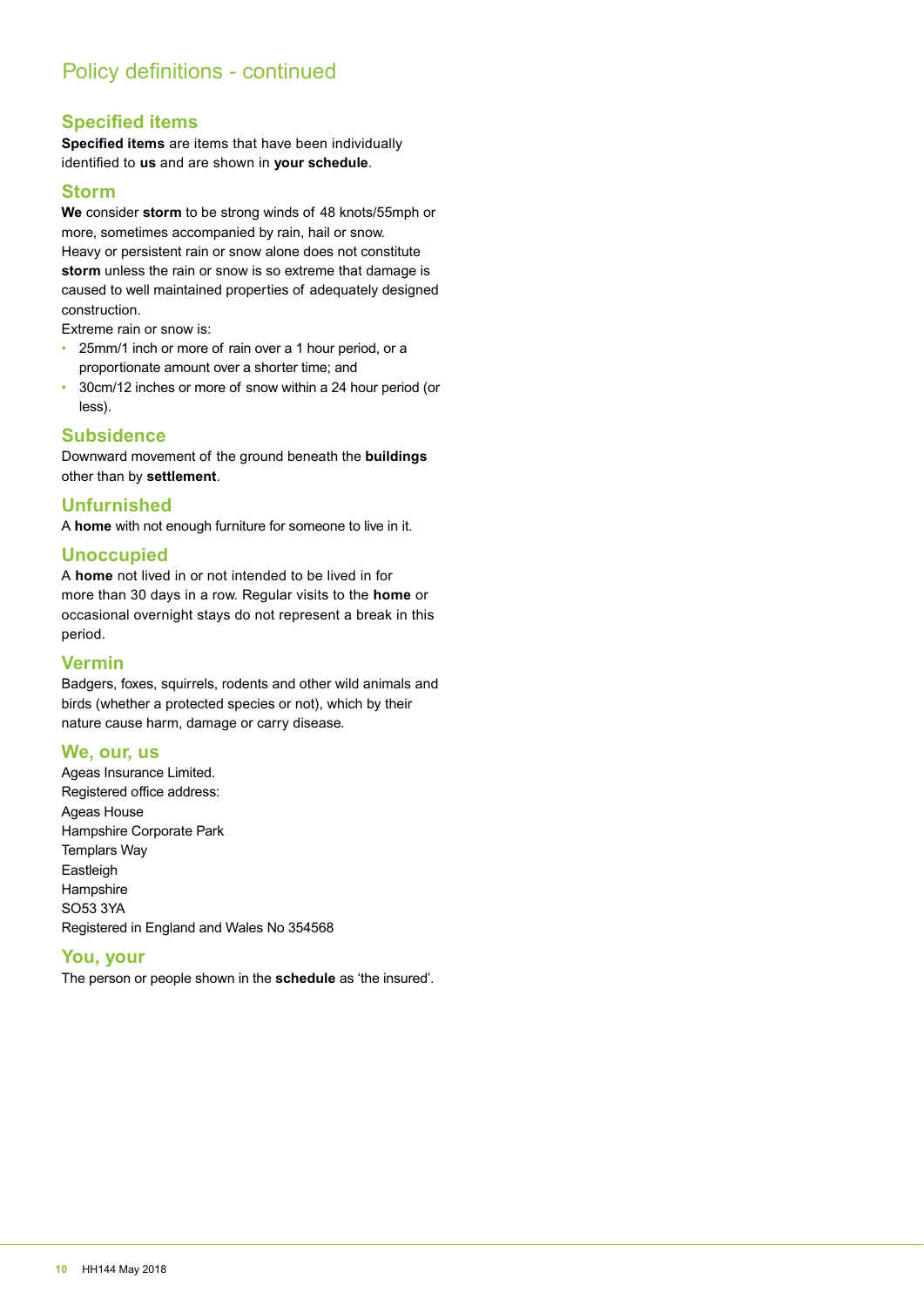## Policy definitions - continued

### Specified items

**Specified items** are items that have been individually identified to **us** and are shown in **your schedule**.

### Storm

**We** consider **storm** to be strong winds of 48 knots/55mph or more, sometimes accompanied by rain, hail or snow. Heavy or persistent rain or snow alone does not constitute **storm** unless the rain or snow is so extreme that damage is caused to well maintained properties of adequately designed construction.

Extreme rain or snow is:

- 25mm/1 inch or more of rain over a 1 hour period, or a proportionate amount over a shorter time; and
- 30cm/12 inches or more of snow within a 24 hour period (or less).

### Subsidence

Downward movement of the ground beneath the **buildings** other than by **settlement**.

### Unfurnished

A **home** with not enough furniture for someone to live in it.

### Unoccupied

A **home** not lived in or not intended to be lived in for more than 30 days in a row. Regular visits to the **home** or occasional overnight stays do not represent a break in this period.

### Vermin

Badgers, foxes, squirrels, rodents and other wild animals and birds (whether a protected species or not), which by their nature cause harm, damage or carry disease.

### We, our, us

Ageas Insurance Limited.
Registered office address:
Ageas House
Hampshire Corporate Park
Templars Way
Eastleigh
Hampshire
SO53 3YA
Registered in England and Wales No 354568

### You, your

The person or people shown in the **schedule** as 'the insured'.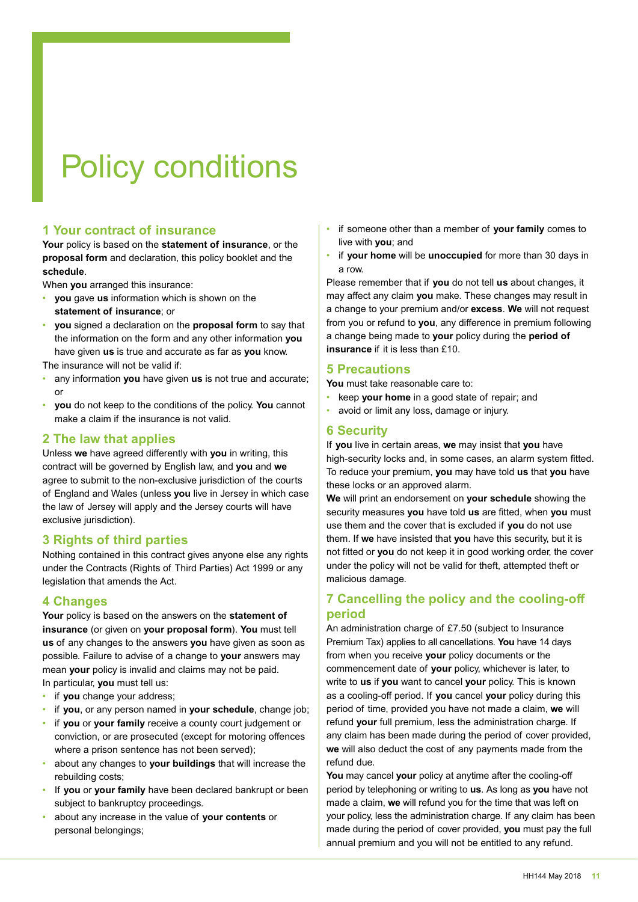# Policy conditions

## 1 Your contract of insurance

**Your** policy is based on the **statement of insurance**, or the **proposal form** and declaration, this policy booklet and the **schedule**.

When **you** arranged this insurance:

- **you** gave **us** information which is shown on the **statement of insurance**; or
- **you** signed a declaration on the **proposal form** to say that the information on the form and any other information **you** have given **us** is true and accurate as far as **you** know.

The insurance will not be valid if:

- any information **you** have given **us** is not true and accurate; or
- **you** do not keep to the conditions of the policy. **You** cannot make a claim if the insurance is not valid.

## 2 The law that applies

Unless **we** have agreed differently with **you** in writing, this contract will be governed by English law, and **you** and **we** agree to submit to the non-exclusive jurisdiction of the courts of England and Wales (unless **you** live in Jersey in which case the law of Jersey will apply and the Jersey courts will have exclusive jurisdiction).

## 3 Rights of third parties

Nothing contained in this contract gives anyone else any rights under the Contracts (Rights of Third Parties) Act 1999 or any legislation that amends the Act.

## 4 Changes

**Your** policy is based on the answers on the **statement of insurance** (or given on **your proposal form**). **You** must tell **us** of any changes to the answers **you** have given as soon as possible. Failure to advise of a change to **your** answers may mean **your** policy is invalid and claims may not be paid.

In particular, **you** must tell us:

- if **you** change your address;
- if **you**, or any person named in **your schedule**, change job;
- if **you** or **your family** receive a county court judgement or conviction, or are prosecuted (except for motoring offences where a prison sentence has not been served);
- about any changes to **your buildings** that will increase the rebuilding costs;
- If **you** or **your family** have been declared bankrupt or been subject to bankruptcy proceedings.
- about any increase in the value of **your contents** or personal belongings;
- if someone other than a member of **your family** comes to live with **you**; and
- if **your home** will be **unoccupied** for more than 30 days in a row.

Please remember that if **you** do not tell **us** about changes, it may affect any claim **you** make. These changes may result in a change to your premium and/or **excess**. **We** will not request from you or refund to **you**, any difference in premium following a change being made to **your** policy during the **period of insurance** if it is less than £10.

## 5 Precautions

**You** must take reasonable care to:

- keep **your home** in a good state of repair; and
- avoid or limit any loss, damage or injury.

## 6 Security

If **you** live in certain areas, **we** may insist that **you** have high-security locks and, in some cases, an alarm system fitted. To reduce your premium, **you** may have told **us** that **you** have these locks or an approved alarm.

**We** will print an endorsement on **your schedule** showing the security measures **you** have told **us** are fitted, when **you** must use them and the cover that is excluded if **you** do not use them. If **we** have insisted that **you** have this security, but it is not fitted or **you** do not keep it in good working order, the cover under the policy will not be valid for theft, attempted theft or malicious damage.

## 7 Cancelling the policy and the cooling-off period

An administration charge of £7.50 (subject to Insurance Premium Tax) applies to all cancellations. **You** have 14 days from when you receive **your** policy documents or the commencement date of **your** policy, whichever is later, to write to **us** if **you** want to cancel **your** policy. This is known as a cooling-off period. If **you** cancel **your** policy during this period of time, provided you have not made a claim, **we** will refund **your** full premium, less the administration charge. If any claim has been made during the period of cover provided, **we** will also deduct the cost of any payments made from the refund due.

**You** may cancel **your** policy at anytime after the cooling-off period by telephoning or writing to **us**. As long as **you** have not made a claim, **we** will refund you for the time that was left on your policy, less the administration charge. If any claim has been made during the period of cover provided, **you** must pay the full annual premium and you will not be entitled to any refund.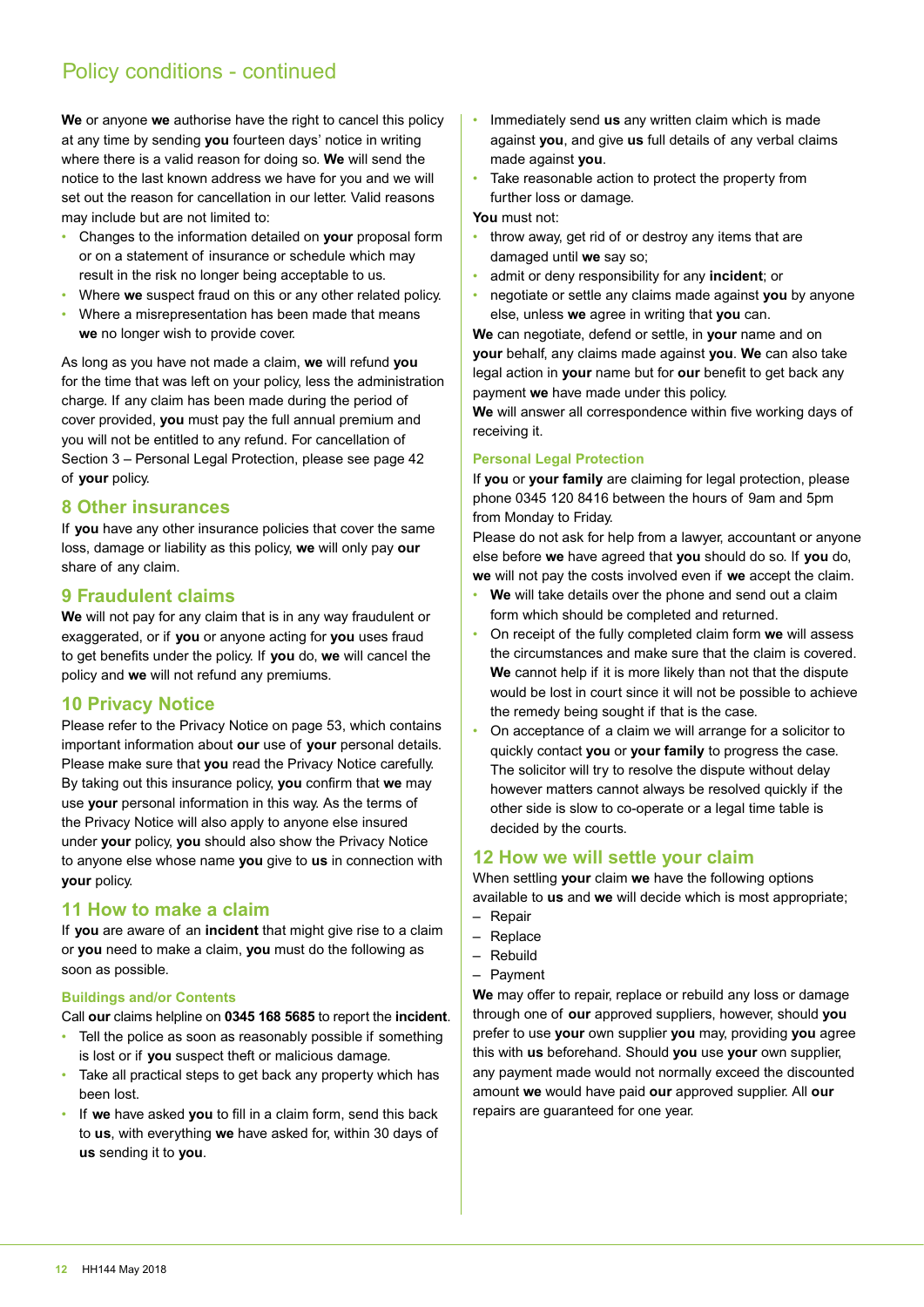## Policy conditions - continued

**We** or anyone **we** authorise have the right to cancel this policy at any time by sending **you** fourteen days' notice in writing where there is a valid reason for doing so. **We** will send the notice to the last known address we have for you and we will set out the reason for cancellation in our letter. Valid reasons may include but are not limited to:

- Changes to the information detailed on **your** proposal form or on a statement of insurance or schedule which may result in the risk no longer being acceptable to us.
- Where **we** suspect fraud on this or any other related policy.
- Where a misrepresentation has been made that means **we** no longer wish to provide cover.

As long as you have not made a claim, **we** will refund **you** for the time that was left on your policy, less the administration charge. If any claim has been made during the period of cover provided, **you** must pay the full annual premium and you will not be entitled to any refund. For cancellation of Section 3 – Personal Legal Protection, please see page 42 of **your** policy.

### 8 Other insurances

If **you** have any other insurance policies that cover the same loss, damage or liability as this policy, **we** will only pay **our** share of any claim.

### 9 Fraudulent claims

**We** will not pay for any claim that is in any way fraudulent or exaggerated, or if **you** or anyone acting for **you** uses fraud to get benefits under the policy. If **you** do, **we** will cancel the policy and **we** will not refund any premiums.

### 10 Privacy Notice

Please refer to the Privacy Notice on page 53, which contains important information about **our** use of **your** personal details. Please make sure that **you** read the Privacy Notice carefully. By taking out this insurance policy, **you** confirm that **we** may use **your** personal information in this way. As the terms of the Privacy Notice will also apply to anyone else insured under **your** policy, **you** should also show the Privacy Notice to anyone else whose name **you** give to **us** in connection with **your** policy.

### 11 How to make a claim

If **you** are aware of an **incident** that might give rise to a claim or **you** need to make a claim, **you** must do the following as soon as possible.

#### Buildings and/or Contents

Call **our** claims helpline on **0345 168 5685** to report the **incident**.

- Tell the police as soon as reasonably possible if something is lost or if **you** suspect theft or malicious damage.
- Take all practical steps to get back any property which has been lost.
- If **we** have asked **you** to fill in a claim form, send this back to **us**, with everything **we** have asked for, within 30 days of **us** sending it to **you**.
- Immediately send **us** any written claim which is made against **you**, and give **us** full details of any verbal claims made against **you**.
- Take reasonable action to protect the property from further loss or damage.

**You** must not:

- throw away, get rid of or destroy any items that are damaged until **we** say so;
- admit or deny responsibility for any **incident**; or
- negotiate or settle any claims made against **you** by anyone else, unless **we** agree in writing that **you** can.

**We** can negotiate, defend or settle, in **your** name and on **your** behalf, any claims made against **you**. **We** can also take legal action in **your** name but for **our** benefit to get back any payment **we** have made under this policy.

**We** will answer all correspondence within five working days of receiving it.

#### Personal Legal Protection

If **you** or **your family** are claiming for legal protection, please phone 0345 120 8416 between the hours of 9am and 5pm from Monday to Friday.

Please do not ask for help from a lawyer, accountant or anyone else before **we** have agreed that **you** should do so. If **you** do, **we** will not pay the costs involved even if **we** accept the claim.

- **We** will take details over the phone and send out a claim form which should be completed and returned.
- On receipt of the fully completed claim form **we** will assess the circumstances and make sure that the claim is covered. **We** cannot help if it is more likely than not that the dispute would be lost in court since it will not be possible to achieve the remedy being sought if that is the case.
- On acceptance of a claim we will arrange for a solicitor to quickly contact **you** or **your family** to progress the case. The solicitor will try to resolve the dispute without delay however matters cannot always be resolved quickly if the other side is slow to co-operate or a legal time table is decided by the courts.

### 12 How we will settle your claim

When settling **your** claim **we** have the following options available to **us** and **we** will decide which is most appropriate;

- Repair
- Replace
- Rebuild
- Payment

**We** may offer to repair, replace or rebuild any loss or damage through one of **our** approved suppliers, however, should **you** prefer to use **your** own supplier **you** may, providing **you** agree this with **us** beforehand. Should **you** use **your** own supplier, any payment made would not normally exceed the discounted amount **we** would have paid **our** approved supplier. All **our** repairs are guaranteed for one year.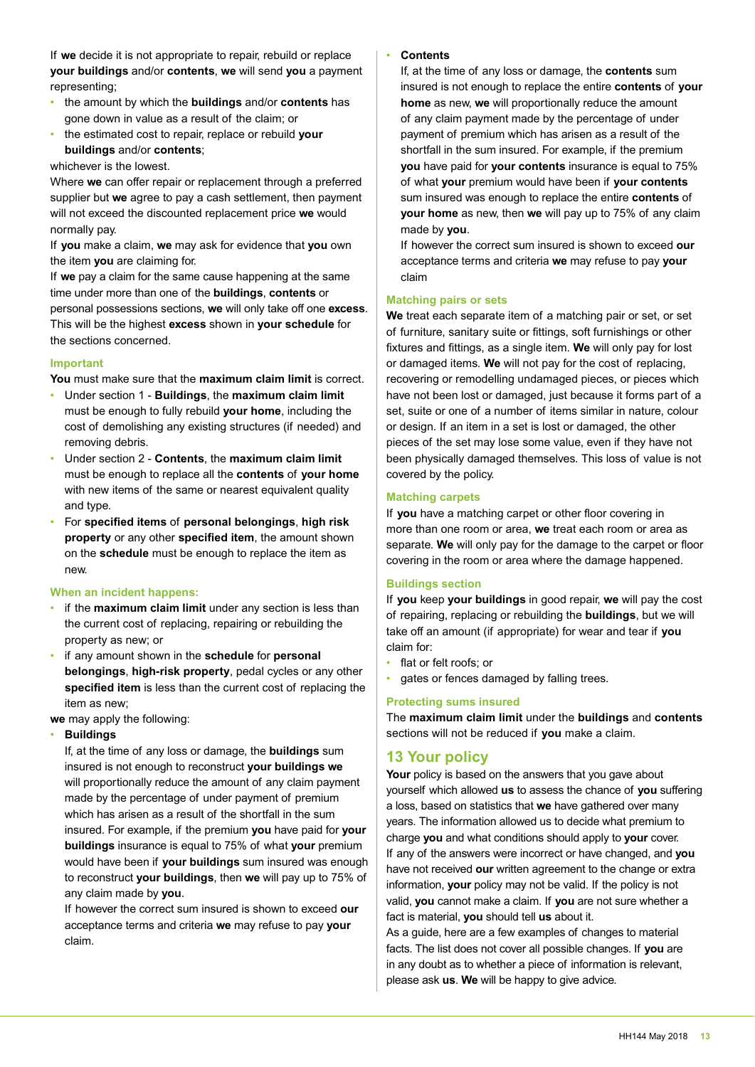If **we** decide it is not appropriate to repair, rebuild or replace **your buildings** and/or **contents**, **we** will send **you** a payment representing;

- the amount by which the **buildings** and/or **contents** has gone down in value as a result of the claim; or
- the estimated cost to repair, replace or rebuild **your buildings** and/or **contents**;

whichever is the lowest.

Where **we** can offer repair or replacement through a preferred supplier but **we** agree to pay a cash settlement, then payment will not exceed the discounted replacement price **we** would normally pay.

If **you** make a claim, **we** may ask for evidence that **you** own the item **you** are claiming for.

If **we** pay a claim for the same cause happening at the same time under more than one of the **buildings**, **contents** or personal possessions sections, **we** will only take off one **excess**. This will be the highest **excess** shown in **your schedule** for the sections concerned.

### Important

**You** must make sure that the **maximum claim limit** is correct.

- Under section 1 - **Buildings**, the **maximum claim limit** must be enough to fully rebuild **your home**, including the cost of demolishing any existing structures (if needed) and removing debris.
- Under section 2 - **Contents**, the **maximum claim limit** must be enough to replace all the **contents** of **your home** with new items of the same or nearest equivalent quality and type.
- For **specified items** of **personal belongings**, **high risk property** or any other **specified item**, the amount shown on the **schedule** must be enough to replace the item as new.

### When an incident happens:

- if the **maximum claim limit** under any section is less than the current cost of replacing, repairing or rebuilding the property as new; or
- if any amount shown in the **schedule** for **personal belongings**, **high-risk property**, pedal cycles or any other **specified item** is less than the current cost of replacing the item as new;

**we** may apply the following:

- **Buildings**
  If, at the time of any loss or damage, the **buildings** sum insured is not enough to reconstruct **your buildings we** will proportionally reduce the amount of any claim payment made by the percentage of under payment of premium which has arisen as a result of the shortfall in the sum insured. For example, if the premium **you** have paid for **your buildings** insurance is equal to 75% of what **your** premium would have been if **your buildings** sum insured was enough to reconstruct **your buildings**, then **we** will pay up to 75% of any claim made by **you**.
  If however the correct sum insured is shown to exceed **our** acceptance terms and criteria **we** may refuse to pay **your** claim.
- **Contents**
  If, at the time of any loss or damage, the **contents** sum insured is not enough to replace the entire **contents** of **your home** as new, **we** will proportionally reduce the amount of any claim payment made by the percentage of under payment of premium which has arisen as a result of the shortfall in the sum insured. For example, if the premium **you** have paid for **your contents** insurance is equal to 75% of what **your** premium would have been if **your contents** sum insured was enough to replace the entire **contents** of **your home** as new, then **we** will pay up to 75% of any claim made by **you**.
  If however the correct sum insured is shown to exceed **our** acceptance terms and criteria **we** may refuse to pay **your** claim

### Matching pairs or sets

**We** treat each separate item of a matching pair or set, or set of furniture, sanitary suite or fittings, soft furnishings or other fixtures and fittings, as a single item. **We** will only pay for lost or damaged items. **We** will not pay for the cost of replacing, recovering or remodelling undamaged pieces, or pieces which have not been lost or damaged, just because it forms part of a set, suite or one of a number of items similar in nature, colour or design. If an item in a set is lost or damaged, the other pieces of the set may lose some value, even if they have not been physically damaged themselves. This loss of value is not covered by the policy.

### Matching carpets

If **you** have a matching carpet or other floor covering in more than one room or area, **we** treat each room or area as separate. **We** will only pay for the damage to the carpet or floor covering in the room or area where the damage happened.

### Buildings section

If **you** keep **your buildings** in good repair, **we** will pay the cost of repairing, replacing or rebuilding the **buildings**, but we will take off an amount (if appropriate) for wear and tear if **you** claim for:

- flat or felt roofs; or
- gates or fences damaged by falling trees.

### Protecting sums insured

The **maximum claim limit** under the **buildings** and **contents** sections will not be reduced if **you** make a claim.

## 13 Your policy

**Your** policy is based on the answers that you gave about yourself which allowed **us** to assess the chance of **you** suffering a loss, based on statistics that **we** have gathered over many years. The information allowed us to decide what premium to charge **you** and what conditions should apply to **your** cover.

If any of the answers were incorrect or have changed, and **you** have not received **our** written agreement to the change or extra information, **your** policy may not be valid. If the policy is not valid, **you** cannot make a claim. If **you** are not sure whether a fact is material, **you** should tell **us** about it.

As a guide, here are a few examples of changes to material facts. The list does not cover all possible changes. If **you** are in any doubt as to whether a piece of information is relevant, please ask **us**. **We** will be happy to give advice.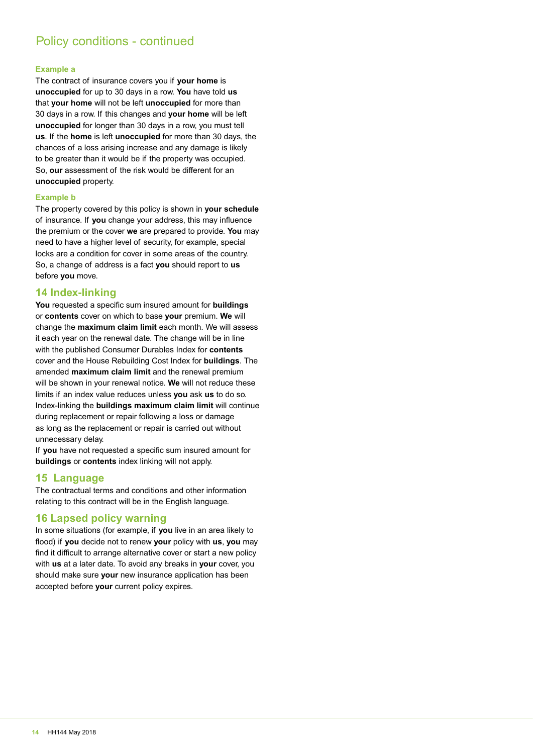## Policy conditions - continued

**Example a**

The contract of insurance covers you if **your home** is **unoccupied** for up to 30 days in a row. **You** have told **us** that **your home** will not be left **unoccupied** for more than 30 days in a row. If this changes and **your home** will be left **unoccupied** for longer than 30 days in a row, you must tell **us**. If the **home** is left **unoccupied** for more than 30 days, the chances of a loss arising increase and any damage is likely to be greater than it would be if the property was occupied. So, **our** assessment of the risk would be different for an **unoccupied** property.

**Example b**

The property covered by this policy is shown in **your schedule** of insurance. If **you** change your address, this may influence the premium or the cover **we** are prepared to provide. **You** may need to have a higher level of security, for example, special locks are a condition for cover in some areas of the country. So, a change of address is a fact **you** should report to **us** before **you** move.

### 14 Index-linking

**You** requested a specific sum insured amount for **buildings** or **contents** cover on which to base **your** premium. **We** will change the **maximum claim limit** each month. We will assess it each year on the renewal date. The change will be in line with the published Consumer Durables Index for **contents** cover and the House Rebuilding Cost Index for **buildings**. The amended **maximum claim limit** and the renewal premium will be shown in your renewal notice. **We** will not reduce these limits if an index value reduces unless **you** ask **us** to do so. Index-linking the **buildings maximum claim limit** will continue during replacement or repair following a loss or damage as long as the replacement or repair is carried out without unnecessary delay.

If **you** have not requested a specific sum insured amount for **buildings** or **contents** index linking will not apply.

### 15 Language

The contractual terms and conditions and other information relating to this contract will be in the English language.

### 16 Lapsed policy warning

In some situations (for example, if **you** live in an area likely to flood) if **you** decide not to renew **your** policy with **us**, **you** may find it difficult to arrange alternative cover or start a new policy with **us** at a later date. To avoid any breaks in **your** cover, you should make sure **your** new insurance application has been accepted before **your** current policy expires.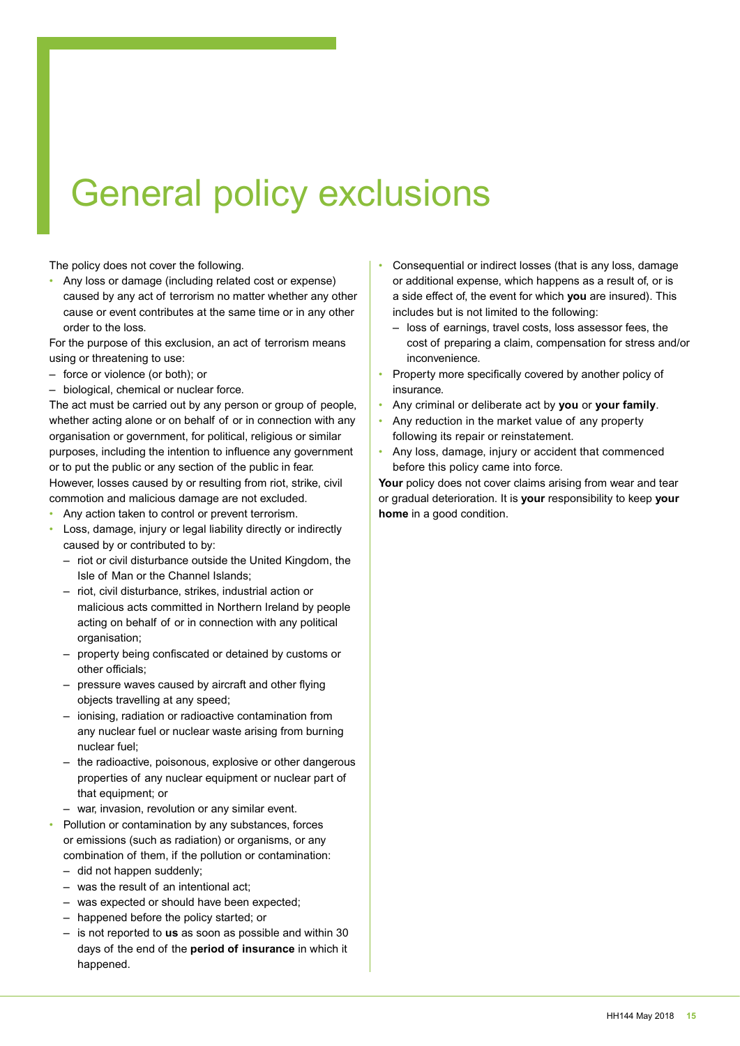# General policy exclusions

The policy does not cover the following.

- Any loss or damage (including related cost or expense) caused by any act of terrorism no matter whether any other cause or event contributes at the same time or in any other order to the loss.

For the purpose of this exclusion, an act of terrorism means using or threatening to use:

– force or violence (or both); or
– biological, chemical or nuclear force.

The act must be carried out by any person or group of people, whether acting alone or on behalf of or in connection with any organisation or government, for political, religious or similar purposes, including the intention to influence any government or to put the public or any section of the public in fear. However, losses caused by or resulting from riot, strike, civil commotion and malicious damage are not excluded.

- Any action taken to control or prevent terrorism.
- Loss, damage, injury or legal liability directly or indirectly caused by or contributed to by:
  – riot or civil disturbance outside the United Kingdom, the Isle of Man or the Channel Islands;
  – riot, civil disturbance, strikes, industrial action or malicious acts committed in Northern Ireland by people acting on behalf of or in connection with any political organisation;
  – property being confiscated or detained by customs or other officials;
  – pressure waves caused by aircraft and other flying objects travelling at any speed;
  – ionising, radiation or radioactive contamination from any nuclear fuel or nuclear waste arising from burning nuclear fuel;
  – the radioactive, poisonous, explosive or other dangerous properties of any nuclear equipment or nuclear part of that equipment; or
  – war, invasion, revolution or any similar event.
- Pollution or contamination by any substances, forces or emissions (such as radiation) or organisms, or any combination of them, if the pollution or contamination:
  – did not happen suddenly;
  – was the result of an intentional act;
  – was expected or should have been expected;
  – happened before the policy started; or
  – is not reported to **us** as soon as possible and within 30 days of the end of the **period of insurance** in which it happened.
- Consequential or indirect losses (that is any loss, damage or additional expense, which happens as a result of, or is a side effect of, the event for which **you** are insured). This includes but is not limited to the following:
  – loss of earnings, travel costs, loss assessor fees, the cost of preparing a claim, compensation for stress and/or inconvenience.
- Property more specifically covered by another policy of insurance.
- Any criminal or deliberate act by **you** or **your family**.
- Any reduction in the market value of any property following its repair or reinstatement.
- Any loss, damage, injury or accident that commenced before this policy came into force.

**Your** policy does not cover claims arising from wear and tear or gradual deterioration. It is **your** responsibility to keep **your home** in a good condition.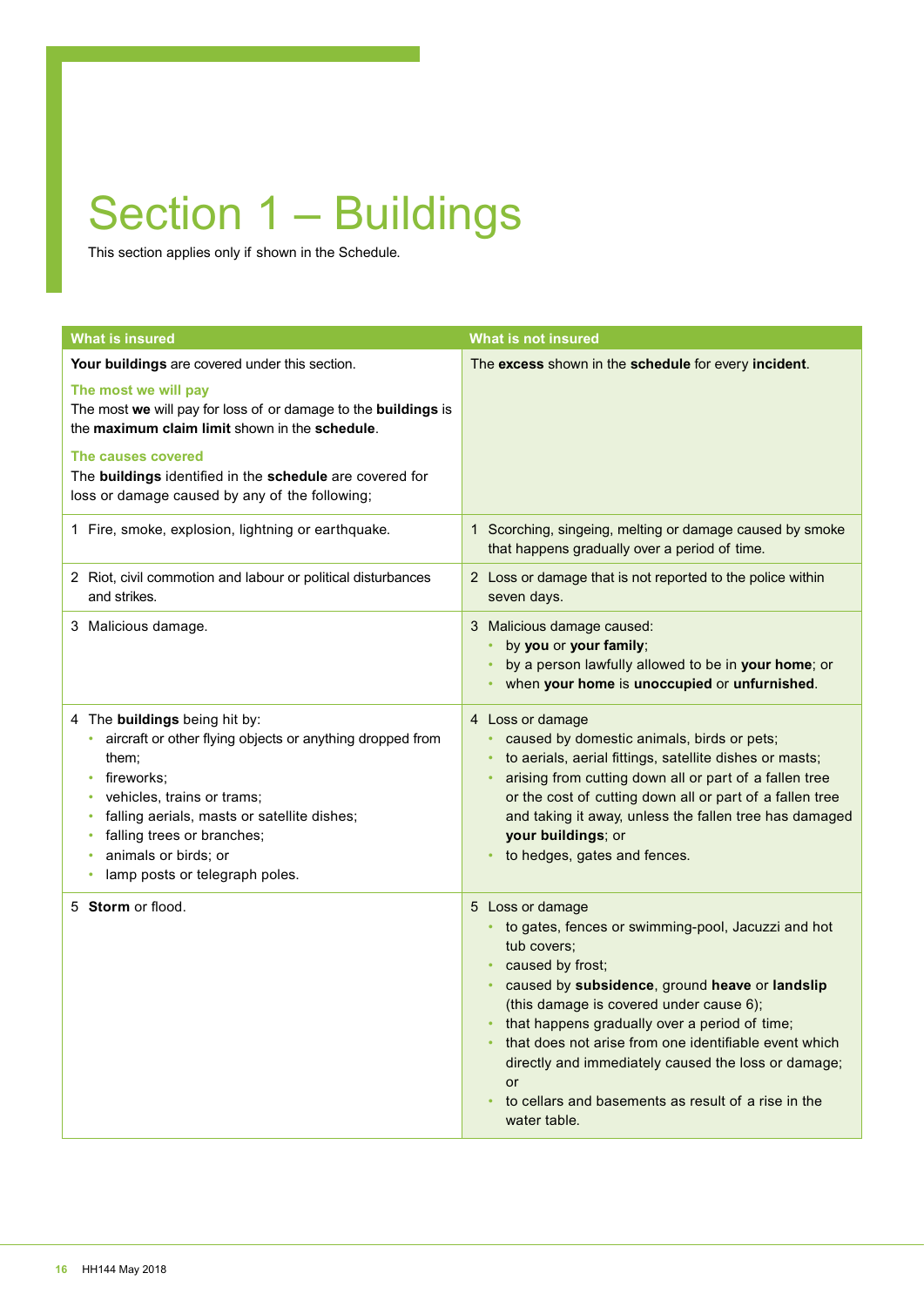# Section 1 – Buildings

This section applies only if shown in the Schedule.

| What is insured | What is not insured |
|---|---|
| **Your buildings** are covered under this section.<br><br>**The most we will pay**<br>The most **we** will pay for loss of or damage to the **buildings** is the **maximum claim limit** shown in the **schedule**.<br><br>**The causes covered**<br>The **buildings** identified in the **schedule** are covered for loss or damage caused by any of the following; | The **excess** shown in the **schedule** for every **incident**. |
| 1 Fire, smoke, explosion, lightning or earthquake. | 1 Scorching, singeing, melting or damage caused by smoke that happens gradually over a period of time. |
| 2 Riot, civil commotion and labour or political disturbances and strikes. | 2 Loss or damage that is not reported to the police within seven days. |
| 3 Malicious damage. | 3 Malicious damage caused:<br>• by **you** or **your family**;<br>• by a person lawfully allowed to be in **your home**; or<br>• when **your home** is **unoccupied** or **unfurnished**. |
| 4 The **buildings** being hit by:<br>• aircraft or other flying objects or anything dropped from them;<br>• fireworks;<br>• vehicles, trains or trams;<br>• falling aerials, masts or satellite dishes;<br>• falling trees or branches;<br>• animals or birds; or<br>• lamp posts or telegraph poles. | 4 Loss or damage<br>• caused by domestic animals, birds or pets;<br>• to aerials, aerial fittings, satellite dishes or masts;<br>• arising from cutting down all or part of a fallen tree or the cost of cutting down all or part of a fallen tree and taking it away, unless the fallen tree has damaged **your buildings**; or<br>• to hedges, gates and fences. |
| 5 **Storm** or flood. | 5 Loss or damage<br>• to gates, fences or swimming-pool, Jacuzzi and hot tub covers;<br>• caused by frost;<br>• caused by **subsidence**, ground **heave** or **landslip** (this damage is covered under cause 6);<br>• that happens gradually over a period of time;<br>• that does not arise from one identifiable event which directly and immediately caused the loss or damage; or<br>• to cellars and basements as result of a rise in the water table. |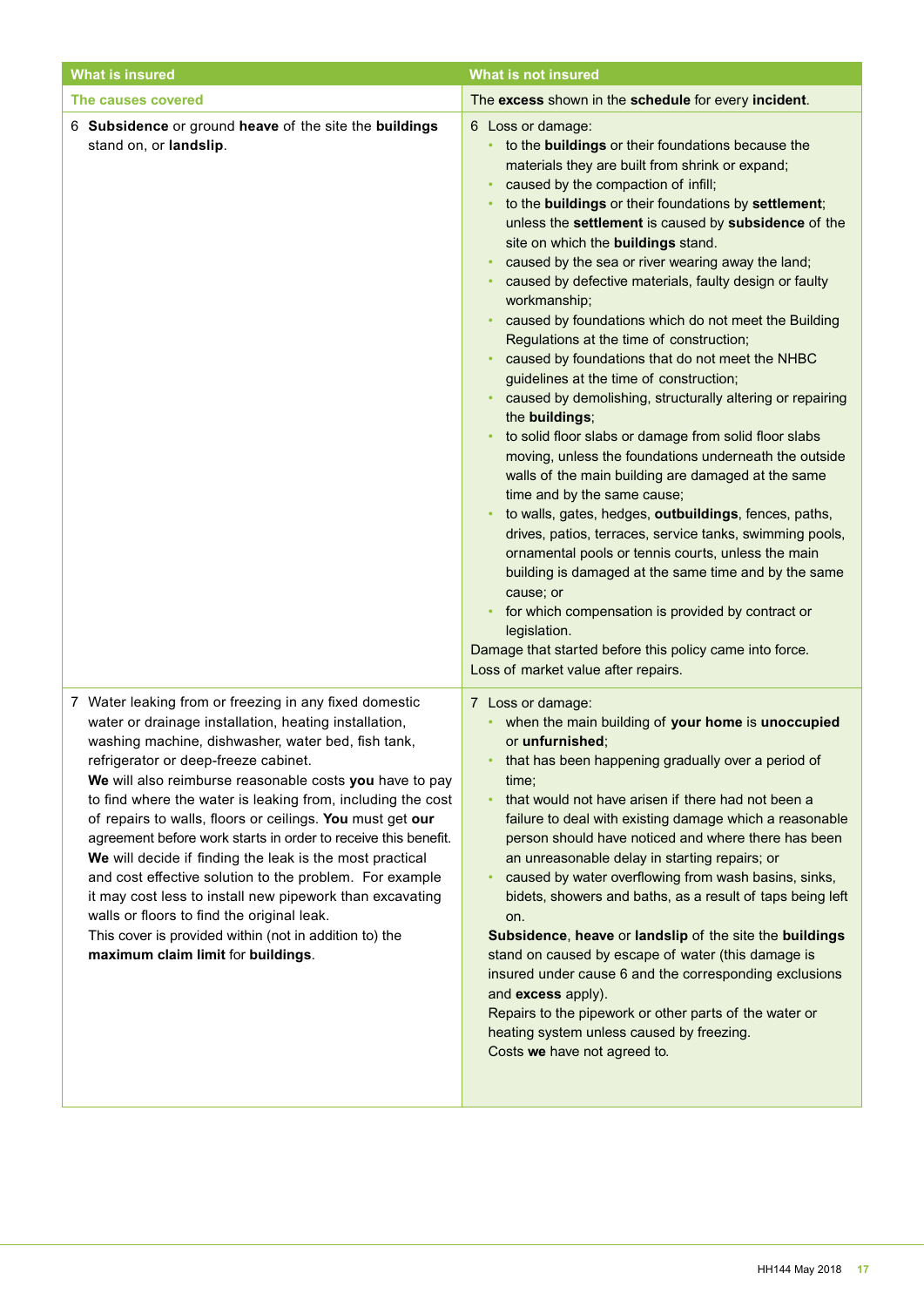| What is insured | What is not insured |
|---|---|
| **The causes covered** | The **excess** shown in the **schedule** for every **incident**. |
| 6 **Subsidence** or ground **heave** of the site the **buildings** stand on, or **landslip**. | 6 Loss or damage:<br>• to the **buildings** or their foundations because the materials they are built from shrink or expand;<br>• caused by the compaction of infill;<br>• to the **buildings** or their foundations by **settlement**; unless the **settlement** is caused by **subsidence** of the site on which the **buildings** stand.<br>• caused by the sea or river wearing away the land;<br>• caused by defective materials, faulty design or faulty workmanship;<br>• caused by foundations which do not meet the Building Regulations at the time of construction;<br>• caused by foundations that do not meet the NHBC guidelines at the time of construction;<br>• caused by demolishing, structurally altering or repairing the **buildings**;<br>• to solid floor slabs or damage from solid floor slabs moving, unless the foundations underneath the outside walls of the main building are damaged at the same time and by the same cause;<br>• to walls, gates, hedges, **outbuildings**, fences, paths, drives, patios, terraces, service tanks, swimming pools, ornamental pools or tennis courts, unless the main building is damaged at the same time and by the same cause; or<br>• for which compensation is provided by contract or legislation.<br>Damage that started before this policy came into force.<br>Loss of market value after repairs. |
| 7 Water leaking from or freezing in any fixed domestic water or drainage installation, heating installation, washing machine, dishwasher, water bed, fish tank, refrigerator or deep-freeze cabinet.<br>**We** will also reimburse reasonable costs **you** have to pay to find where the water is leaking from, including the cost of repairs to walls, floors or ceilings. **You** must get **our** agreement before work starts in order to receive this benefit.<br>**We** will decide if finding the leak is the most practical and cost effective solution to the problem. For example it may cost less to install new pipework than excavating walls or floors to find the original leak.<br>This cover is provided within (not in addition to) the **maximum claim limit** for **buildings**. | 7 Loss or damage:<br>• when the main building of **your home** is **unoccupied** or **unfurnished**;<br>• that has been happening gradually over a period of time;<br>• that would not have arisen if there had not been a failure to deal with existing damage which a reasonable person should have noticed and where there has been an unreasonable delay in starting repairs; or<br>• caused by water overflowing from wash basins, sinks, bidets, showers and baths, as a result of taps being left on.<br>**Subsidence**, **heave** or **landslip** of the site the **buildings** stand on caused by escape of water (this damage is insured under cause 6 and the corresponding exclusions and **excess** apply).<br>Repairs to the pipework or other parts of the water or heating system unless caused by freezing.<br>Costs **we** have not agreed to. |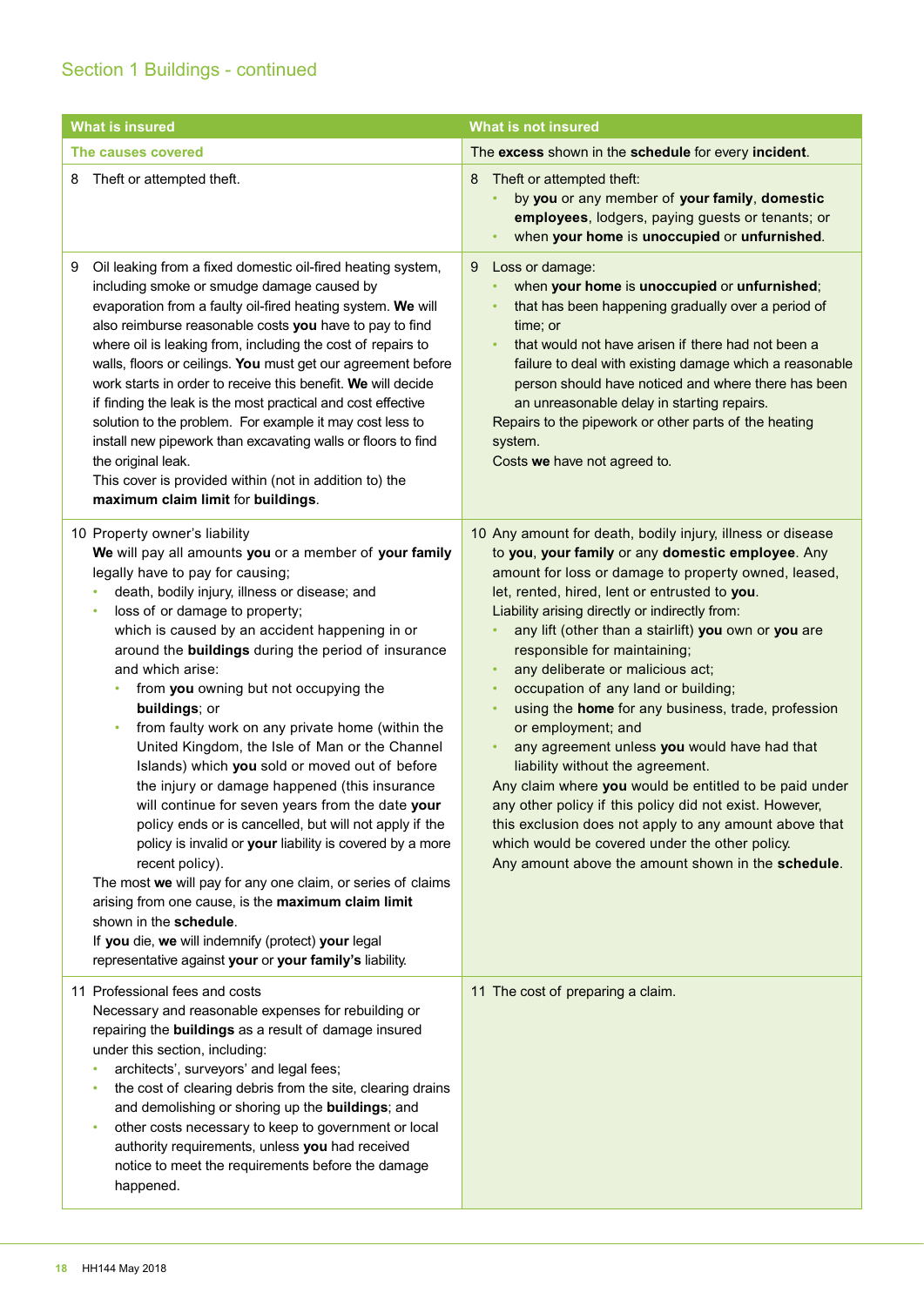## Section 1 Buildings - continued

| What is insured | What is not insured |
|---|---|
| **The causes covered** | The **excess** shown in the **schedule** for every **incident**. |
| 8 Theft or attempted theft. | 8 Theft or attempted theft:<br>• by **you** or any member of **your family**, **domestic employees**, lodgers, paying guests or tenants; or<br>• when **your home** is **unoccupied** or **unfurnished**. |
| 9 Oil leaking from a fixed domestic oil-fired heating system, including smoke or smudge damage caused by evaporation from a faulty oil-fired heating system. **We** will also reimburse reasonable costs **you** have to pay to find where oil is leaking from, including the cost of repairs to walls, floors or ceilings. **You** must get our agreement before work starts in order to receive this benefit. **We** will decide if finding the leak is the most practical and cost effective solution to the problem. For example it may cost less to install new pipework than excavating walls or floors to find the original leak.<br>This cover is provided within (not in addition to) the **maximum claim limit** for **buildings**. | 9 Loss or damage:<br>• when **your home** is **unoccupied** or **unfurnished**;<br>• that has been happening gradually over a period of time; or<br>• that would not have arisen if there had not been a failure to deal with existing damage which a reasonable person should have noticed and where there has been an unreasonable delay in starting repairs.<br>Repairs to the pipework or other parts of the heating system.<br>Costs **we** have not agreed to. |
| 10 Property owner's liability<br>**We** will pay all amounts **you** or a member of **your family** legally have to pay for causing;<br>• death, bodily injury, illness or disease; and<br>• loss of or damage to property;<br>which is caused by an accident happening in or around the **buildings** during the period of insurance and which arise:<br>• from **you** owning but not occupying the **buildings**; or<br>• from faulty work on any private home (within the United Kingdom, the Isle of Man or the Channel Islands) which **you** sold or moved out of before the injury or damage happened (this insurance will continue for seven years from the date **your** policy ends or is cancelled, but will not apply if the policy is invalid or **your** liability is covered by a more recent policy).<br>The most **we** will pay for any one claim, or series of claims arising from one cause, is the **maximum claim limit** shown in the **schedule**.<br>If **you** die, **we** will indemnify (protect) **your** legal representative against **your** or **your family's** liability. | 10 Any amount for death, bodily injury, illness or disease to **you**, **your family** or any **domestic employee**. Any amount for loss or damage to property owned, leased, let, rented, hired, lent or entrusted to **you**.<br>Liability arising directly or indirectly from:<br>• any lift (other than a stairlift) **you** own or **you** are responsible for maintaining;<br>• any deliberate or malicious act;<br>• occupation of any land or building;<br>• using the **home** for any business, trade, profession or employment; and<br>• any agreement unless **you** would have had that liability without the agreement.<br>Any claim where **you** would be entitled to be paid under any other policy if this policy did not exist. However, this exclusion does not apply to any amount above that which would be covered under the other policy.<br>Any amount above the amount shown in the **schedule**. |
| 11 Professional fees and costs<br>Necessary and reasonable expenses for rebuilding or repairing the **buildings** as a result of damage insured under this section, including:<br>• architects', surveyors' and legal fees;<br>• the cost of clearing debris from the site, clearing drains and demolishing or shoring up the **buildings**; and<br>• other costs necessary to keep to government or local authority requirements, unless **you** had received notice to meet the requirements before the damage happened. | 11 The cost of preparing a claim. |

HH144 May 2018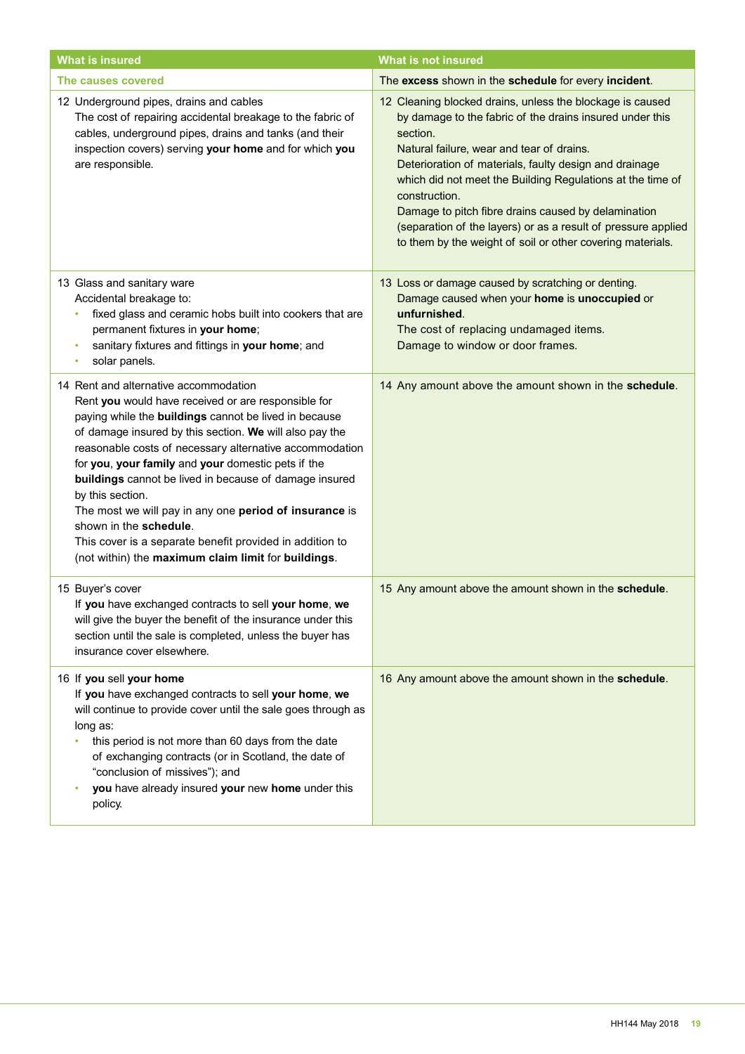| What is insured | What is not insured |
|---|---|
| **The causes covered** | The **excess** shown in the **schedule** for every **incident**. |
| 12 Underground pipes, drains and cables<br>The cost of repairing accidental breakage to the fabric of cables, underground pipes, drains and tanks (and their inspection covers) serving **your home** and for which **you** are responsible. | 12 Cleaning blocked drains, unless the blockage is caused by damage to the fabric of the drains insured under this section.<br>Natural failure, wear and tear of drains.<br>Deterioration of materials, faulty design and drainage which did not meet the Building Regulations at the time of construction.<br>Damage to pitch fibre drains caused by delamination (separation of the layers) or as a result of pressure applied to them by the weight of soil or other covering materials. |
| 13 Glass and sanitary ware<br>Accidental breakage to:<br>• fixed glass and ceramic hobs built into cookers that are permanent fixtures in **your home**;<br>• sanitary fixtures and fittings in **your home**; and<br>• solar panels. | 13 Loss or damage caused by scratching or denting.<br>Damage caused when your **home** is **unoccupied** or **unfurnished**.<br>The cost of replacing undamaged items.<br>Damage to window or door frames. |
| 14 Rent and alternative accommodation<br>Rent **you** would have received or are responsible for paying while the **buildings** cannot be lived in because of damage insured by this section. **We** will also pay the reasonable costs of necessary alternative accommodation for **you**, **your family** and **your** domestic pets if the **buildings** cannot be lived in because of damage insured by this section.<br>The most we will pay in any one **period of insurance** is shown in the **schedule**.<br>This cover is a separate benefit provided in addition to (not within) the **maximum claim limit** for **buildings**. | 14 Any amount above the amount shown in the **schedule**. |
| 15 Buyer's cover<br>If **you** have exchanged contracts to sell **your home**, **we** will give the buyer the benefit of the insurance under this section until the sale is completed, unless the buyer has insurance cover elsewhere. | 15 Any amount above the amount shown in the **schedule**. |
| 16 If **you** sell **your home**<br>If **you** have exchanged contracts to sell **your home**, **we** will continue to provide cover until the sale goes through as long as:<br>• this period is not more than 60 days from the date of exchanging contracts (or in Scotland, the date of "conclusion of missives"); and<br>• **you** have already insured **your** new **home** under this policy. | 16 Any amount above the amount shown in the **schedule**. |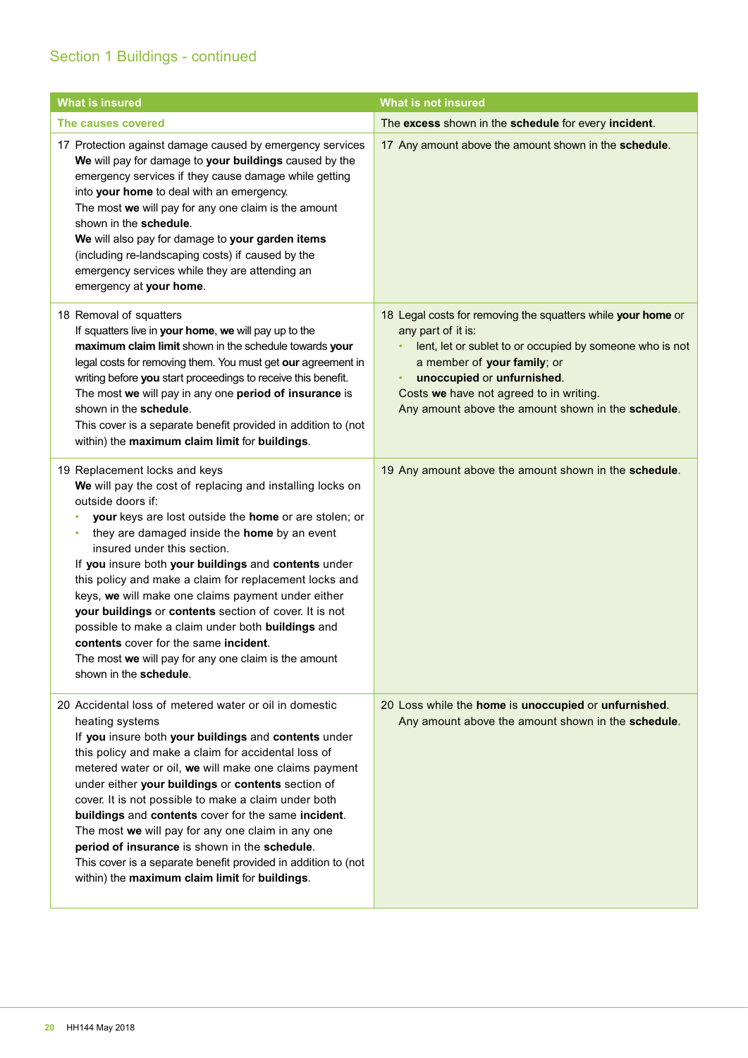## Section 1 Buildings - continued

| What is insured | What is not insured |
|---|---|
| **The causes covered** | The **excess** shown in the **schedule** for every **incident**. |
| 17 Protection against damage caused by emergency services<br>**We** will pay for damage to **your buildings** caused by the emergency services if they cause damage while getting into **your home** to deal with an emergency.<br>The most **we** will pay for any one claim is the amount shown in the **schedule**.<br>**We** will also pay for damage to **your garden items** (including re-landscaping costs) if caused by the emergency services while they are attending an emergency at **your home**. | 17 Any amount above the amount shown in the **schedule**. |
| 18 Removal of squatters<br>If squatters live in **your home**, **we** will pay up to the **maximum claim limit** shown in the schedule towards **your** legal costs for removing them. You must get **our** agreement in writing before **you** start proceedings to receive this benefit.<br>The most **we** will pay in any one **period of insurance** is shown in the **schedule**.<br>This cover is a separate benefit provided in addition to (not within) the **maximum claim limit** for **buildings**. | 18 Legal costs for removing the squatters while **your home** or any part of it is:<br>• lent, let or sublet to or occupied by someone who is not a member of **your family**; or<br>• **unoccupied** or **unfurnished**.<br>Costs **we** have not agreed to in writing.<br>Any amount above the amount shown in the **schedule**. |
| 19 Replacement locks and keys<br>**We** will pay the cost of replacing and installing locks on outside doors if:<br>• **your** keys are lost outside the **home** or are stolen; or<br>• they are damaged inside the **home** by an event insured under this section.<br>If **you** insure both **your buildings** and **contents** under this policy and make a claim for replacement locks and keys, **we** will make one claims payment under either **your buildings** or **contents** section of cover. It is not possible to make a claim under both **buildings** and **contents** cover for the same **incident**.<br>The most **we** will pay for any one claim is the amount shown in the **schedule**. | 19 Any amount above the amount shown in the **schedule**. |
| 20 Accidental loss of metered water or oil in domestic heating systems<br>If **you** insure both **your buildings** and **contents** under this policy and make a claim for accidental loss of metered water or oil, **we** will make one claims payment under either **your buildings** or **contents** section of cover. It is not possible to make a claim under both **buildings** and **contents** cover for the same **incident**.<br>The most **we** will pay for any one claim in any one **period of insurance** is shown in the **schedule**.<br>This cover is a separate benefit provided in addition to (not within) the **maximum claim limit** for **buildings**. | 20 Loss while the **home** is **unoccupied** or **unfurnished**.<br>Any amount above the amount shown in the **schedule**. |

HH144 May 2018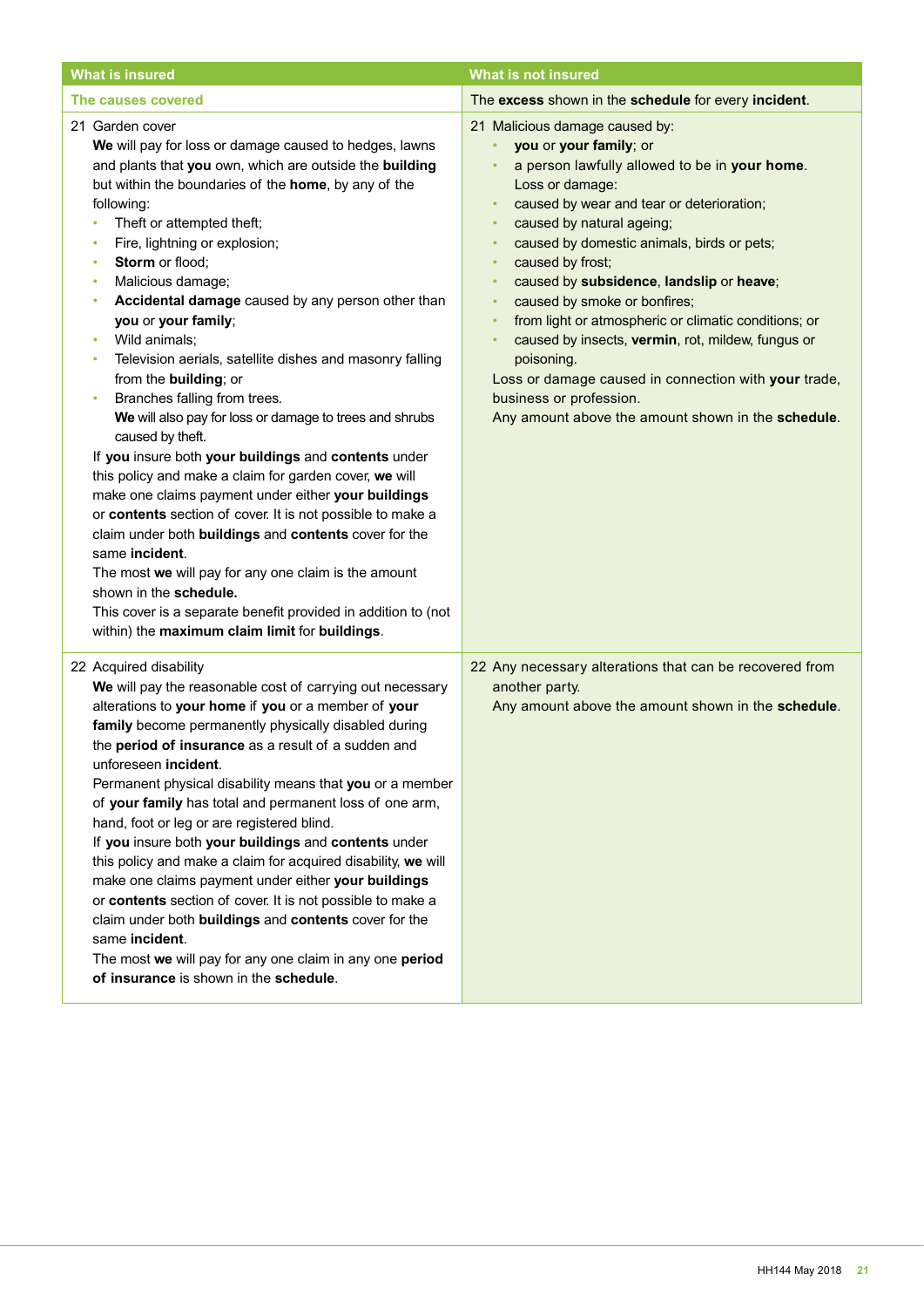| What is insured | What is not insured |
|---|---|
| **The causes covered** | The **excess** shown in the **schedule** for every **incident**. |
| 21 Garden cover<br>**We** will pay for loss or damage caused to hedges, lawns and plants that **you** own, which are outside the **building** but within the boundaries of the **home**, by any of the following:<br>• Theft or attempted theft;<br>• Fire, lightning or explosion;<br>• **Storm** or flood;<br>• Malicious damage;<br>• **Accidental damage** caused by any person other than **you** or **your family**;<br>• Wild animals;<br>• Television aerials, satellite dishes and masonry falling from the **building**; or<br>• Branches falling from trees.<br>**We** will also pay for loss or damage to trees and shrubs caused by theft.<br>If **you** insure both **your buildings** and **contents** under this policy and make a claim for garden cover, **we** will make one claims payment under either **your buildings** or **contents** section of cover. It is not possible to make a claim under both **buildings** and **contents** cover for the same **incident**.<br>The most **we** will pay for any one claim is the amount shown in the **schedule.**<br>This cover is a separate benefit provided in addition to (not within) the **maximum claim limit** for **buildings**. | 21 Malicious damage caused by:<br>• **you** or **your family**; or<br>• a person lawfully allowed to be in **your home**.<br>Loss or damage:<br>• caused by wear and tear or deterioration;<br>• caused by natural ageing;<br>• caused by domestic animals, birds or pets;<br>• caused by frost;<br>• caused by **subsidence**, **landslip** or **heave**;<br>• caused by smoke or bonfires;<br>• from light or atmospheric or climatic conditions; or<br>• caused by insects, **vermin**, rot, mildew, fungus or poisoning.<br>Loss or damage caused in connection with **your** trade, business or profession.<br>Any amount above the amount shown in the **schedule**. |
| 22 Acquired disability<br>**We** will pay the reasonable cost of carrying out necessary alterations to **your home** if **you** or a member of **your family** become permanently physically disabled during the **period of insurance** as a result of a sudden and unforeseen **incident**.<br>Permanent physical disability means that **you** or a member of **your family** has total and permanent loss of one arm, hand, foot or leg or are registered blind.<br>If **you** insure both **your buildings** and **contents** under this policy and make a claim for acquired disability, **we** will make one claims payment under either **your buildings** or **contents** section of cover. It is not possible to make a claim under both **buildings** and **contents** cover for the same **incident**.<br>The most **we** will pay for any one claim in any one **period of insurance** is shown in the **schedule**. | 22 Any necessary alterations that can be recovered from another party.<br>Any amount above the amount shown in the **schedule**. |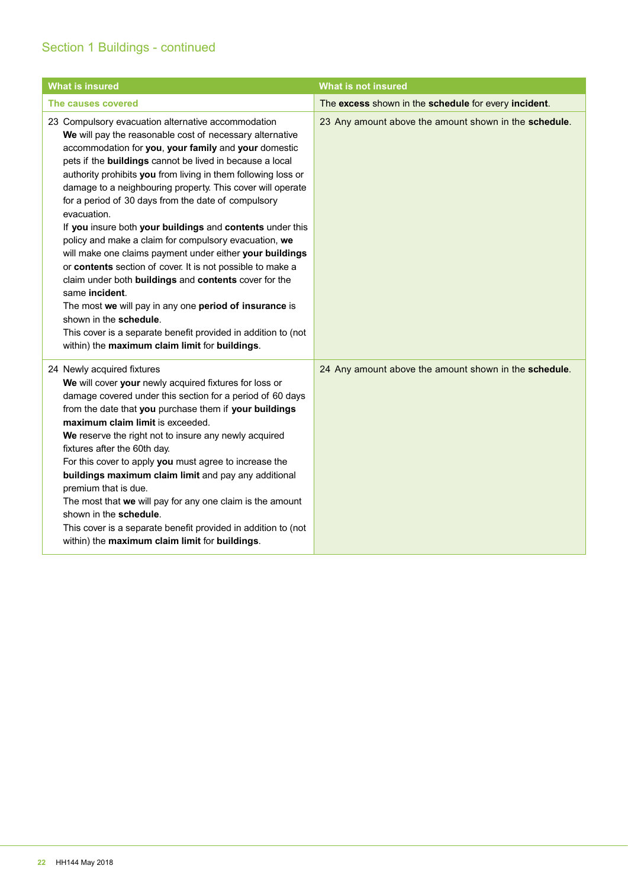## Section 1 Buildings - continued

| What is insured | What is not insured |
|---|---|
| **The causes covered** | The **excess** shown in the **schedule** for every **incident**. |
| 23 Compulsory evacuation alternative accommodation<br>**We** will pay the reasonable cost of necessary alternative accommodation for **you**, **your family** and **your** domestic pets if the **buildings** cannot be lived in because a local authority prohibits **you** from living in them following loss or damage to a neighbouring property. This cover will operate for a period of 30 days from the date of compulsory evacuation.<br>If **you** insure both **your buildings** and **contents** under this policy and make a claim for compulsory evacuation, **we** will make one claims payment under either **your buildings** or **contents** section of cover. It is not possible to make a claim under both **buildings** and **contents** cover for the same **incident**.<br>The most **we** will pay in any one **period of insurance** is shown in the **schedule**.<br>This cover is a separate benefit provided in addition to (not within) the **maximum claim limit** for **buildings**. | 23 Any amount above the amount shown in the **schedule**. |
| 24 Newly acquired fixtures<br>**We** will cover **your** newly acquired fixtures for loss or damage covered under this section for a period of 60 days from the date that **you** purchase them if **your buildings maximum claim limit** is exceeded.<br>**We** reserve the right not to insure any newly acquired fixtures after the 60th day.<br>For this cover to apply **you** must agree to increase the **buildings maximum claim limit** and pay any additional premium that is due.<br>The most that **we** will pay for any one claim is the amount shown in the **schedule**.<br>This cover is a separate benefit provided in addition to (not within) the **maximum claim limit** for **buildings**. | 24 Any amount above the amount shown in the **schedule**. |

HH144 May 2018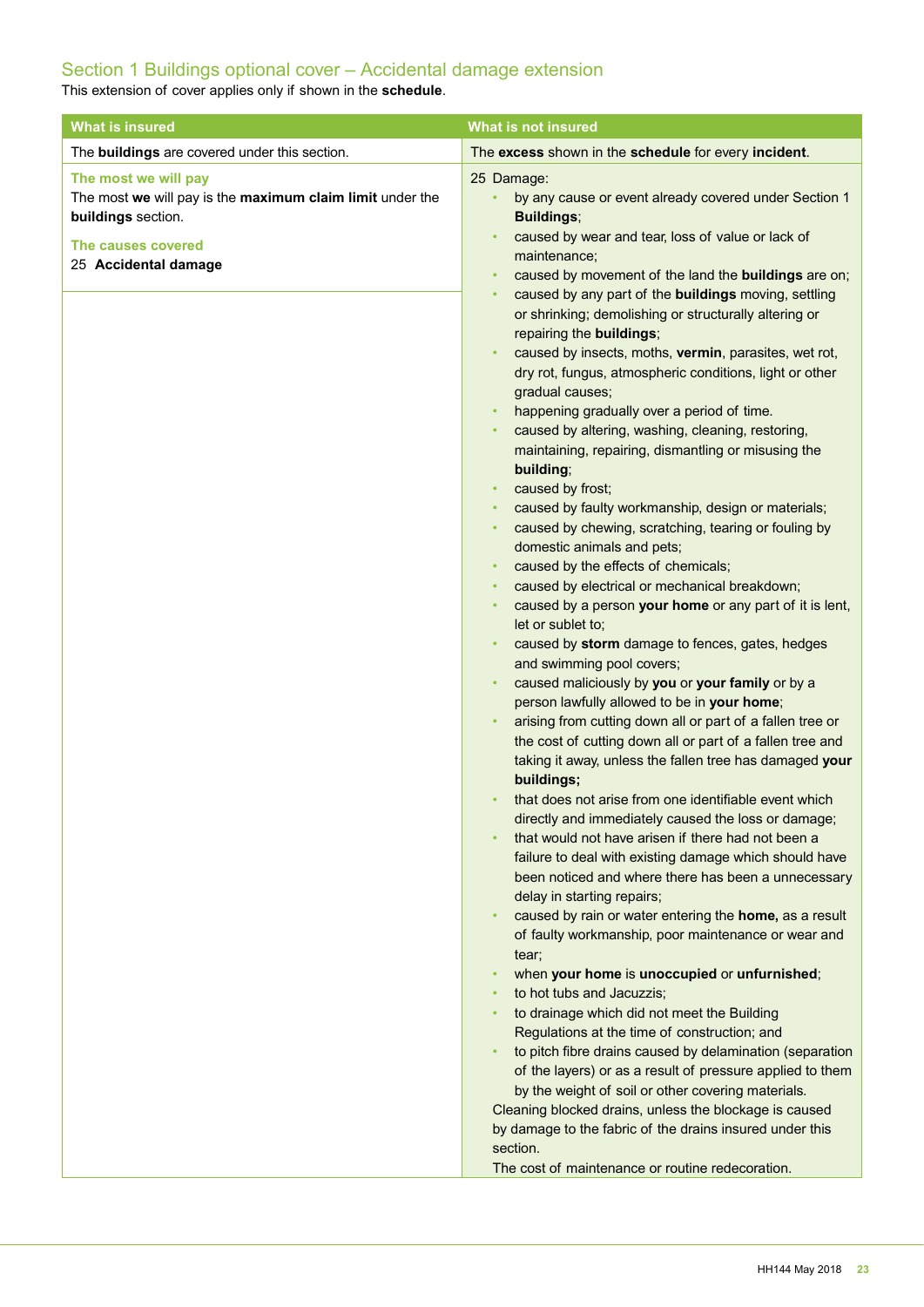## Section 1 Buildings optional cover – Accidental damage extension

This extension of cover applies only if shown in the **schedule**.

| What is insured | What is not insured |
|---|---|
| The **buildings** are covered under this section. | The **excess** shown in the **schedule** for every **incident**. |
| **The most we will pay**<br>The most **we** will pay is the **maximum claim limit** under the **buildings** section.<br><br>**The causes covered**<br>25 **Accidental damage** | 25 Damage:<br>• by any cause or event already covered under Section 1 **Buildings**;<br>• caused by wear and tear, loss of value or lack of maintenance;<br>• caused by movement of the land the **buildings** are on;<br>• caused by any part of the **buildings** moving, settling or shrinking; demolishing or structurally altering or repairing the **buildings**;<br>• caused by insects, moths, **vermin**, parasites, wet rot, dry rot, fungus, atmospheric conditions, light or other gradual causes;<br>• happening gradually over a period of time.<br>• caused by altering, washing, cleaning, restoring, maintaining, repairing, dismantling or misusing the **building**;<br>• caused by frost;<br>• caused by faulty workmanship, design or materials;<br>• caused by chewing, scratching, tearing or fouling by domestic animals and pets;<br>• caused by the effects of chemicals;<br>• caused by electrical or mechanical breakdown;<br>• caused by a person **your home** or any part of it is lent, let or sublet to;<br>• caused by **storm** damage to fences, gates, hedges and swimming pool covers;<br>• caused maliciously by **you** or **your family** or by a person lawfully allowed to be in **your home**;<br>• arising from cutting down all or part of a fallen tree or the cost of cutting down all or part of a fallen tree and taking it away, unless the fallen tree has damaged **your buildings;**<br>• that does not arise from one identifiable event which directly and immediately caused the loss or damage;<br>• that would not have arisen if there had not been a failure to deal with existing damage which should have been noticed and where there has been a unnecessary delay in starting repairs;<br>• caused by rain or water entering the **home,** as a result of faulty workmanship, poor maintenance or wear and tear;<br>• when **your home** is **unoccupied** or **unfurnished**;<br>• to hot tubs and Jacuzzis;<br>• to drainage which did not meet the Building Regulations at the time of construction; and<br>• to pitch fibre drains caused by delamination (separation of the layers) or as a result of pressure applied to them by the weight of soil or other covering materials.<br>Cleaning blocked drains, unless the blockage is caused by damage to the fabric of the drains insured under this section.<br>The cost of maintenance or routine redecoration. |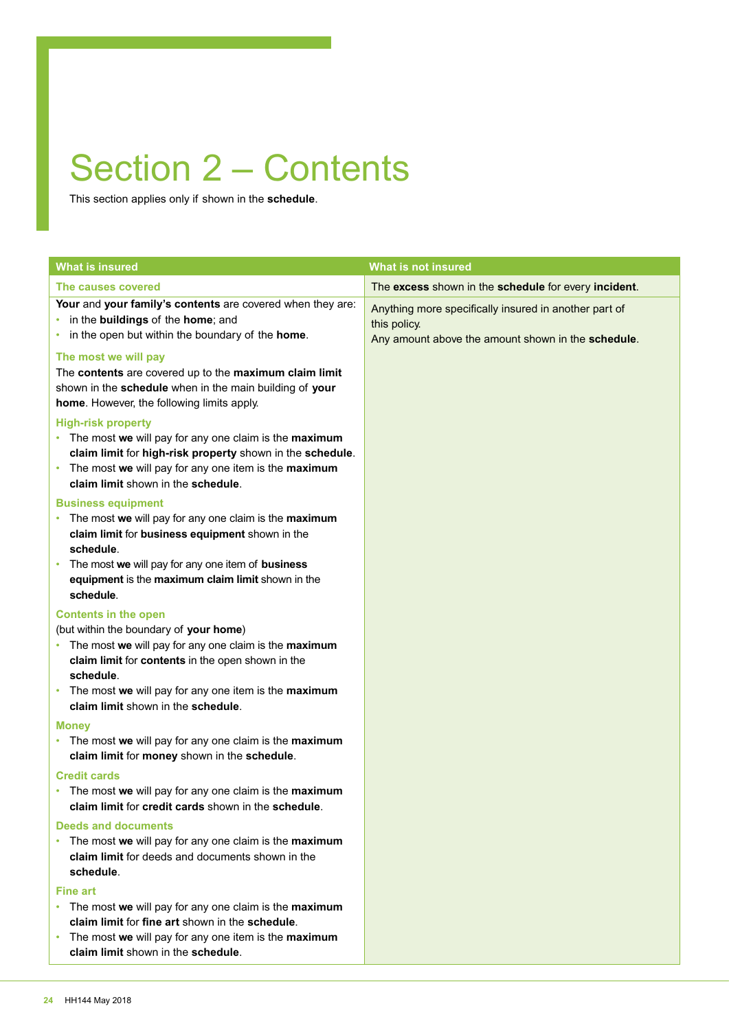# Section 2 – Contents

This section applies only if shown in the **schedule**.

| What is insured | What is not insured |
|---|---|
| **The causes covered** | The **excess** shown in the **schedule** for every **incident**. |
| **Your** and **your family's contents** are covered when they are:<br>• in the **buildings** of the **home**; and<br>• in the open but within the boundary of the **home**.<br><br>**The most we will pay**<br>The **contents** are covered up to the **maximum claim limit** shown in the **schedule** when in the main building of **your home**. However, the following limits apply.<br><br>**High-risk property**<br>• The most **we** will pay for any one claim is the **maximum claim limit** for **high-risk property** shown in the **schedule**.<br>• The most **we** will pay for any one item is the **maximum claim limit** shown in the **schedule**.<br><br>**Business equipment**<br>• The most **we** will pay for any one claim is the **maximum claim limit** for **business equipment** shown in the **schedule**.<br>• The most **we** will pay for any one item of **business equipment** is the **maximum claim limit** shown in the **schedule**.<br><br>**Contents in the open**<br>(but within the boundary of **your home**)<br>• The most **we** will pay for any one claim is the **maximum claim limit** for **contents** in the open shown in the **schedule**.<br>• The most **we** will pay for any one item is the **maximum claim limit** shown in the **schedule**.<br><br>**Money**<br>• The most **we** will pay for any one claim is the **maximum claim limit** for **money** shown in the **schedule**.<br><br>**Credit cards**<br>• The most **we** will pay for any one claim is the **maximum claim limit** for **credit cards** shown in the **schedule**.<br><br>**Deeds and documents**<br>• The most **we** will pay for any one claim is the **maximum claim limit** for deeds and documents shown in the **schedule**.<br><br>**Fine art**<br>• The most **we** will pay for any one claim is the **maximum claim limit** for **fine art** shown in the **schedule**.<br>• The most **we** will pay for any one item is the **maximum claim limit** shown in the **schedule**. | Anything more specifically insured in another part of this policy.<br>Any amount above the amount shown in the **schedule**. |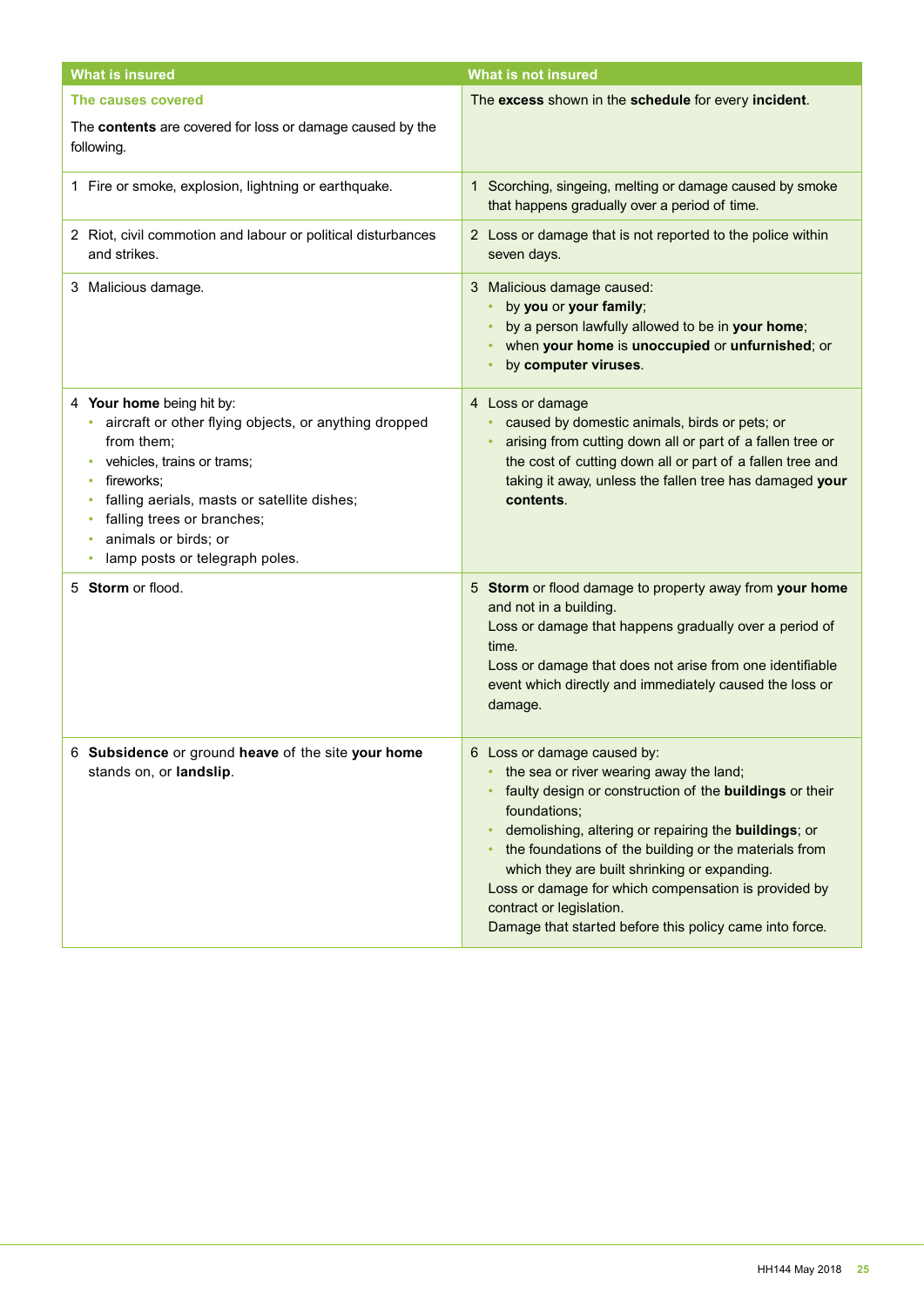| What is insured | What is not insured |
|---|---|
| **The causes covered**<br><br>The **contents** are covered for loss or damage caused by the following. | The **excess** shown in the **schedule** for every **incident**. |
| 1 Fire or smoke, explosion, lightning or earthquake. | 1 Scorching, singeing, melting or damage caused by smoke that happens gradually over a period of time. |
| 2 Riot, civil commotion and labour or political disturbances and strikes. | 2 Loss or damage that is not reported to the police within seven days. |
| 3 Malicious damage. | 3 Malicious damage caused:<br>• by **you** or **your family**;<br>• by a person lawfully allowed to be in **your home**;<br>• when **your home** is **unoccupied** or **unfurnished**; or<br>• by **computer viruses**. |
| 4 **Your home** being hit by:<br>• aircraft or other flying objects, or anything dropped from them;<br>• vehicles, trains or trams;<br>• fireworks;<br>• falling aerials, masts or satellite dishes;<br>• falling trees or branches;<br>• animals or birds; or<br>• lamp posts or telegraph poles. | 4 Loss or damage<br>• caused by domestic animals, birds or pets; or<br>• arising from cutting down all or part of a fallen tree or the cost of cutting down all or part of a fallen tree and taking it away, unless the fallen tree has damaged **your contents**. |
| 5 **Storm** or flood. | 5 **Storm** or flood damage to property away from **your home** and not in a building.<br>Loss or damage that happens gradually over a period of time.<br>Loss or damage that does not arise from one identifiable event which directly and immediately caused the loss or damage. |
| 6 **Subsidence** or ground **heave** of the site **your home** stands on, or **landslip**. | 6 Loss or damage caused by:<br>• the sea or river wearing away the land;<br>• faulty design or construction of the **buildings** or their foundations;<br>• demolishing, altering or repairing the **buildings**; or<br>• the foundations of the building or the materials from which they are built shrinking or expanding.<br>Loss or damage for which compensation is provided by contract or legislation.<br>Damage that started before this policy came into force. |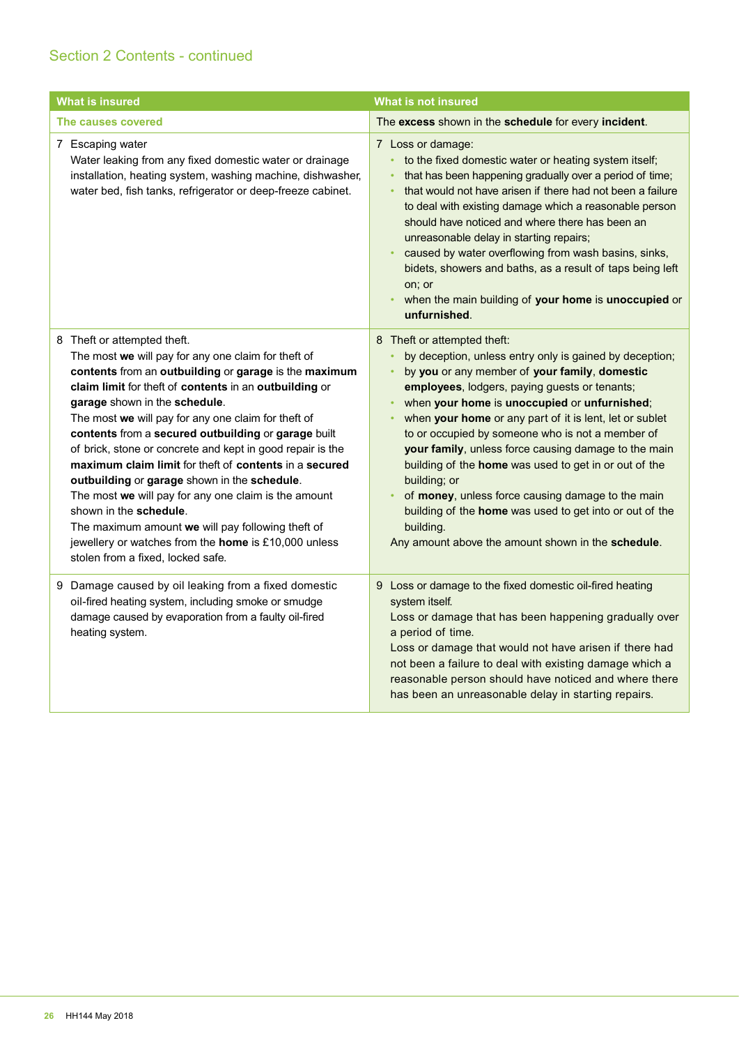## Section 2 Contents - continued

| What is insured | What is not insured |
|---|---|
| **The causes covered** | The **excess** shown in the **schedule** for every **incident**. |
| 7 Escaping water<br>Water leaking from any fixed domestic water or drainage installation, heating system, washing machine, dishwasher, water bed, fish tanks, refrigerator or deep-freeze cabinet. | 7 Loss or damage:<br>• to the fixed domestic water or heating system itself;<br>• that has been happening gradually over a period of time;<br>• that would not have arisen if there had not been a failure to deal with existing damage which a reasonable person should have noticed and where there has been an unreasonable delay in starting repairs;<br>• caused by water overflowing from wash basins, sinks, bidets, showers and baths, as a result of taps being left on; or<br>• when the main building of **your home** is **unoccupied** or **unfurnished**. |
| 8 Theft or attempted theft.<br>The most **we** will pay for any one claim for theft of **contents** from an **outbuilding** or **garage** is the **maximum claim limit** for theft of **contents** in an **outbuilding** or **garage** shown in the **schedule**.<br>The most **we** will pay for any one claim for theft of **contents** from a **secured outbuilding** or **garage** built of brick, stone or concrete and kept in good repair is the **maximum claim limit** for theft of **contents** in a **secured outbuilding** or **garage** shown in the **schedule**.<br>The most **we** will pay for any one claim is the amount shown in the **schedule**.<br>The maximum amount **we** will pay following theft of jewellery or watches from the **home** is £10,000 unless stolen from a fixed, locked safe. | 8 Theft or attempted theft:<br>• by deception, unless entry only is gained by deception;<br>• by **you** or any member of **your family**, **domestic employees**, lodgers, paying guests or tenants;<br>• when **your home** is **unoccupied** or **unfurnished**;<br>• when **your home** or any part of it is lent, let or sublet to or occupied by someone who is not a member of **your family**, unless force causing damage to the main building of the **home** was used to get in or out of the building; or<br>• of **money**, unless force causing damage to the main building of the **home** was used to get into or out of the building.<br>Any amount above the amount shown in the **schedule**. |
| 9 Damage caused by oil leaking from a fixed domestic oil-fired heating system, including smoke or smudge damage caused by evaporation from a faulty oil-fired heating system. | 9 Loss or damage to the fixed domestic oil-fired heating system itself.<br>Loss or damage that has been happening gradually over a period of time.<br>Loss or damage that would not have arisen if there had not been a failure to deal with existing damage which a reasonable person should have noticed and where there has been an unreasonable delay in starting repairs. |

HH144 May 2018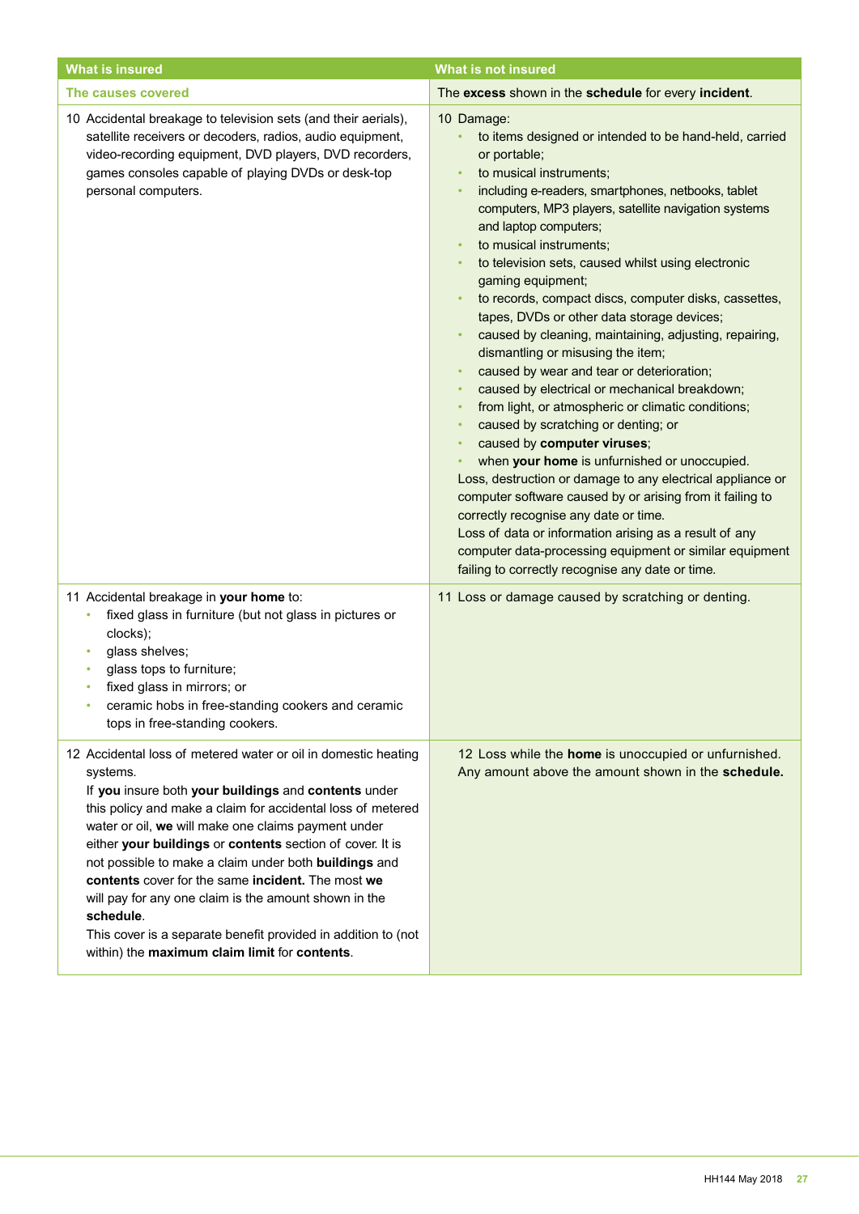| What is insured | What is not insured |
|---|---|
| **The causes covered** | The **excess** shown in the **schedule** for every **incident**. |
| 10 Accidental breakage to television sets (and their aerials), satellite receivers or decoders, radios, audio equipment, video-recording equipment, DVD players, DVD recorders, games consoles capable of playing DVDs or desk-top personal computers. | 10 Damage:<br>• to items designed or intended to be hand-held, carried or portable;<br>• to musical instruments;<br>• including e-readers, smartphones, netbooks, tablet computers, MP3 players, satellite navigation systems and laptop computers;<br>• to musical instruments;<br>• to television sets, caused whilst using electronic gaming equipment;<br>• to records, compact discs, computer disks, cassettes, tapes, DVDs or other data storage devices;<br>• caused by cleaning, maintaining, adjusting, repairing, dismantling or misusing the item;<br>• caused by wear and tear or deterioration;<br>• caused by electrical or mechanical breakdown;<br>• from light, or atmospheric or climatic conditions;<br>• caused by scratching or denting; or<br>• caused by **computer viruses**;<br>• when **your home** is unfurnished or unoccupied.<br>Loss, destruction or damage to any electrical appliance or computer software caused by or arising from it failing to correctly recognise any date or time.<br>Loss of data or information arising as a result of any computer data-processing equipment or similar equipment failing to correctly recognise any date or time. |
| 11 Accidental breakage in **your home** to:<br>• fixed glass in furniture (but not glass in pictures or clocks);<br>• glass shelves;<br>• glass tops to furniture;<br>• fixed glass in mirrors; or<br>• ceramic hobs in free-standing cookers and ceramic tops in free-standing cookers. | 11 Loss or damage caused by scratching or denting. |
| 12 Accidental loss of metered water or oil in domestic heating systems.<br>If **you** insure both **your buildings** and **contents** under this policy and make a claim for accidental loss of metered water or oil, **we** will make one claims payment under either **your buildings** or **contents** section of cover. It is not possible to make a claim under both **buildings** and **contents** cover for the same **incident.** The most **we** will pay for any one claim is the amount shown in the **schedule**.<br>This cover is a separate benefit provided in addition to (not within) the **maximum claim limit** for **contents**. | 12 Loss while the **home** is unoccupied or unfurnished.<br>Any amount above the amount shown in the **schedule.** |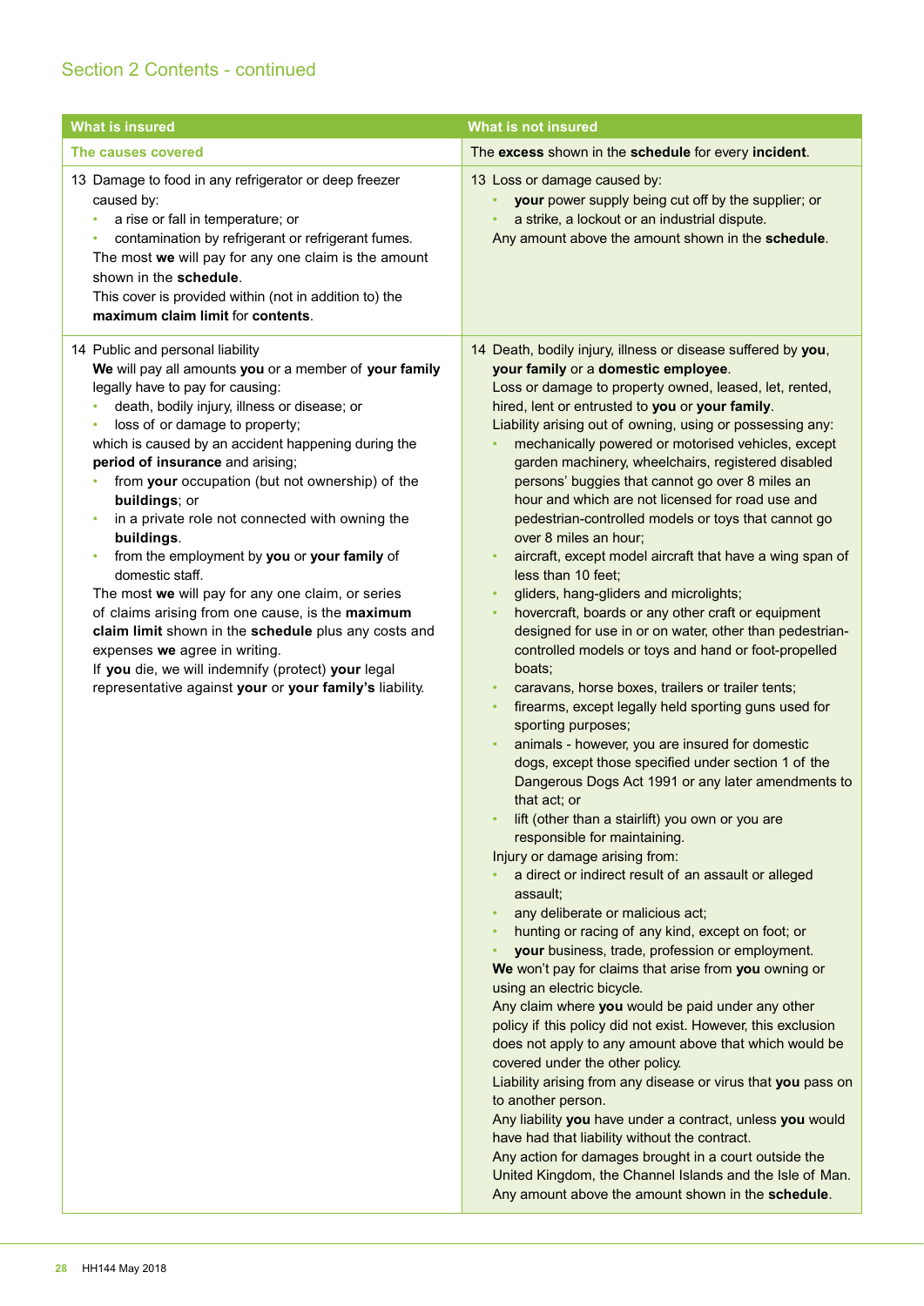## Section 2 Contents - continued

| What is insured | What is not insured |
|---|---|
| **The causes covered** | The **excess** shown in the **schedule** for every **incident**. |
| 13 Damage to food in any refrigerator or deep freezer caused by:<br>• a rise or fall in temperature; or<br>• contamination by refrigerant or refrigerant fumes.<br>The most **we** will pay for any one claim is the amount shown in the **schedule**.<br>This cover is provided within (not in addition to) the **maximum claim limit** for **contents**. | 13 Loss or damage caused by:<br>• **your** power supply being cut off by the supplier; or<br>• a strike, a lockout or an industrial dispute.<br>Any amount above the amount shown in the **schedule**. |
| 14 Public and personal liability<br>**We** will pay all amounts **you** or a member of **your family** legally have to pay for causing:<br>• death, bodily injury, illness or disease; or<br>• loss of or damage to property;<br>which is caused by an accident happening during the **period of insurance** and arising;<br>• from **your** occupation (but not ownership) of the **buildings**; or<br>• in a private role not connected with owning the **buildings**.<br>• from the employment by **you** or **your family** of domestic staff.<br>The most **we** will pay for any one claim, or series of claims arising from one cause, is the **maximum claim limit** shown in the **schedule** plus any costs and expenses **we** agree in writing.<br>If **you** die, we will indemnify (protect) **your** legal representative against **your** or **your family's** liability. | 14 Death, bodily injury, illness or disease suffered by **you**, **your family** or a **domestic employee**.<br>Loss or damage to property owned, leased, let, rented, hired, lent or entrusted to **you** or **your family**.<br>Liability arising out of owning, using or possessing any:<br>• mechanically powered or motorised vehicles, except garden machinery, wheelchairs, registered disabled persons' buggies that cannot go over 8 miles an hour and which are not licensed for road use and pedestrian-controlled models or toys that cannot go over 8 miles an hour;<br>• aircraft, except model aircraft that have a wing span of less than 10 feet;<br>• gliders, hang-gliders and microlights;<br>• hovercraft, boards or any other craft or equipment designed for use in or on water, other than pedestrian-controlled models or toys and hand or foot-propelled boats;<br>• caravans, horse boxes, trailers or trailer tents;<br>• firearms, except legally held sporting guns used for sporting purposes;<br>• animals - however, you are insured for domestic dogs, except those specified under section 1 of the Dangerous Dogs Act 1991 or any later amendments to that act; or<br>• lift (other than a stairlift) you own or you are responsible for maintaining.<br>Injury or damage arising from:<br>• a direct or indirect result of an assault or alleged assault;<br>• any deliberate or malicious act;<br>• hunting or racing of any kind, except on foot; or<br>• **your** business, trade, profession or employment.<br>**We** won't pay for claims that arise from **you** owning or using an electric bicycle.<br>Any claim where **you** would be paid under any other policy if this policy did not exist. However, this exclusion does not apply to any amount above that which would be covered under the other policy.<br>Liability arising from any disease or virus that **you** pass on to another person.<br>Any liability **you** have under a contract, unless **you** would have had that liability without the contract.<br>Any action for damages brought in a court outside the United Kingdom, the Channel Islands and the Isle of Man.<br>Any amount above the amount shown in the **schedule**. |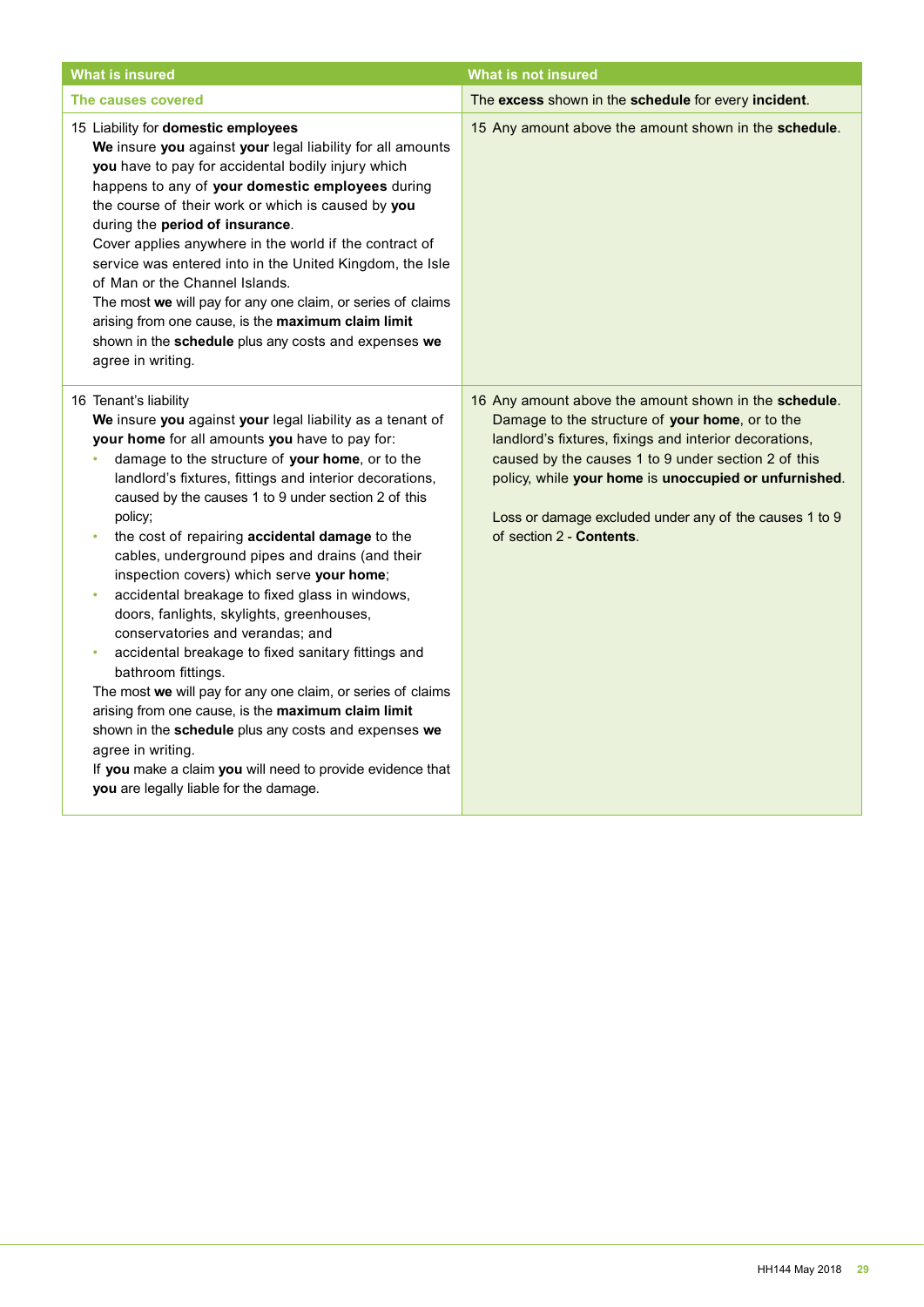| What is insured | What is not insured |
|---|---|
| **The causes covered** | The **excess** shown in the **schedule** for every **incident**. |
| 15 Liability for **domestic employees**<br>**We** insure **you** against **your** legal liability for all amounts **you** have to pay for accidental bodily injury which happens to any of **your domestic employees** during the course of their work or which is caused by **you** during the **period of insurance**.<br>Cover applies anywhere in the world if the contract of service was entered into in the United Kingdom, the Isle of Man or the Channel Islands.<br>The most **we** will pay for any one claim, or series of claims arising from one cause, is the **maximum claim limit** shown in the **schedule** plus any costs and expenses **we** agree in writing. | 15 Any amount above the amount shown in the **schedule**. |
| 16 Tenant's liability<br>**We** insure **you** against **your** legal liability as a tenant of **your home** for all amounts **you** have to pay for:<br>• damage to the structure of **your home**, or to the landlord's fixtures, fittings and interior decorations, caused by the causes 1 to 9 under section 2 of this policy;<br>• the cost of repairing **accidental damage** to the cables, underground pipes and drains (and their inspection covers) which serve **your home**;<br>• accidental breakage to fixed glass in windows, doors, fanlights, skylights, greenhouses, conservatories and verandas; and<br>• accidental breakage to fixed sanitary fittings and bathroom fittings.<br>The most **we** will pay for any one claim, or series of claims arising from one cause, is the **maximum claim limit** shown in the **schedule** plus any costs and expenses **we** agree in writing.<br>If **you** make a claim **you** will need to provide evidence that **you** are legally liable for the damage. | 16 Any amount above the amount shown in the **schedule**.<br>Damage to the structure of **your home**, or to the landlord's fixtures, fixings and interior decorations, caused by the causes 1 to 9 under section 2 of this policy, while **your home** is **unoccupied or unfurnished**.<br><br>Loss or damage excluded under any of the causes 1 to 9 of section 2 - **Contents**. |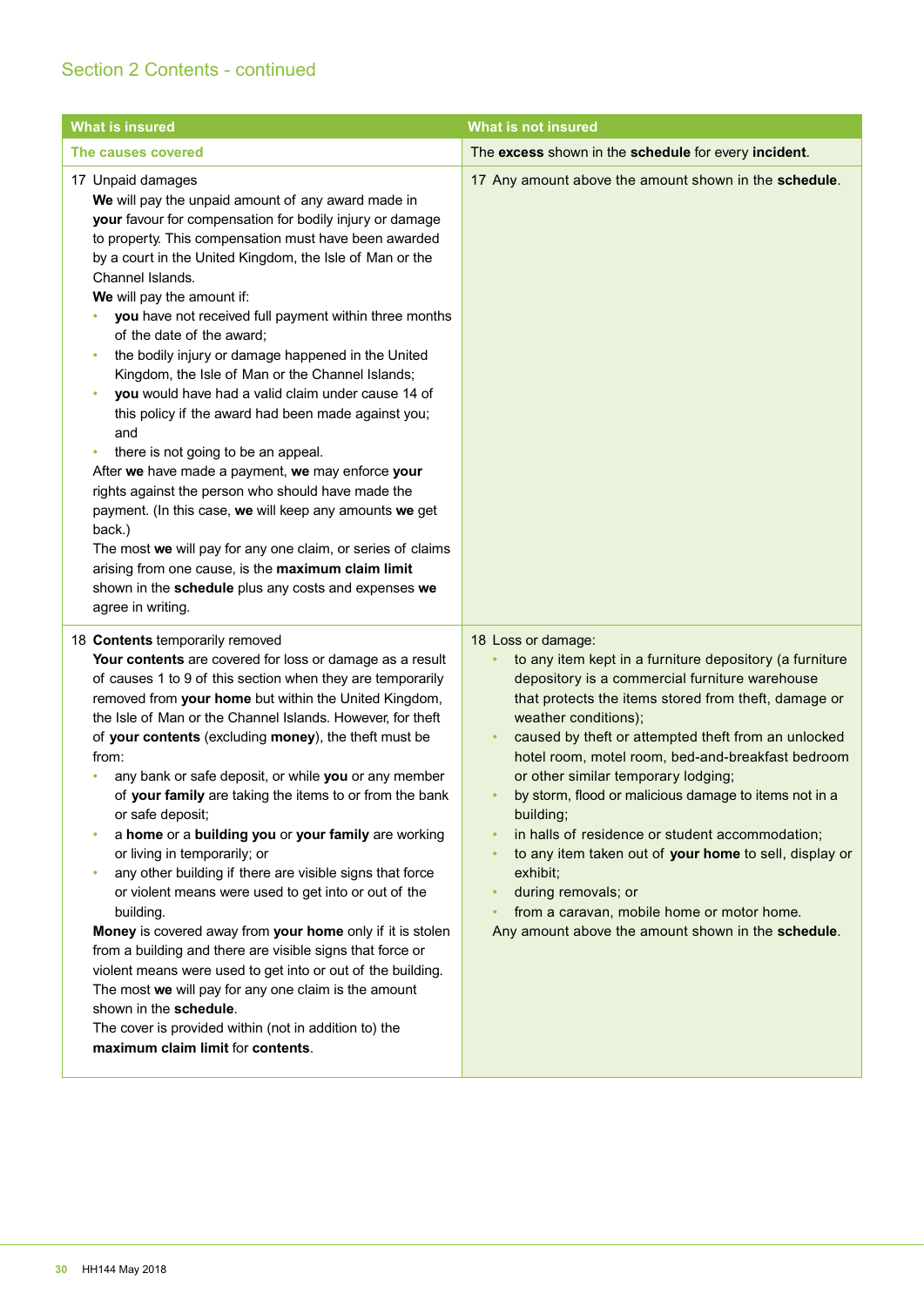## Section 2 Contents - continued

| What is insured | What is not insured |
|---|---|
| **The causes covered** | The **excess** shown in the **schedule** for every **incident**. |
| 17 Unpaid damages<br>**We** will pay the unpaid amount of any award made in **your** favour for compensation for bodily injury or damage to property. This compensation must have been awarded by a court in the United Kingdom, the Isle of Man or the Channel Islands.<br>**We** will pay the amount if:<br>• **you** have not received full payment within three months of the date of the award;<br>• the bodily injury or damage happened in the United Kingdom, the Isle of Man or the Channel Islands;<br>• **you** would have had a valid claim under cause 14 of this policy if the award had been made against you; and<br>• there is not going to be an appeal.<br>After **we** have made a payment, **we** may enforce **your** rights against the person who should have made the payment. (In this case, **we** will keep any amounts **we** get back.)<br>The most **we** will pay for any one claim, or series of claims arising from one cause, is the **maximum claim limit** shown in the **schedule** plus any costs and expenses **we** agree in writing. | 17 Any amount above the amount shown in the **schedule**. |
| 18 **Contents** temporarily removed<br>**Your contents** are covered for loss or damage as a result of causes 1 to 9 of this section when they are temporarily removed from **your home** but within the United Kingdom, the Isle of Man or the Channel Islands. However, for theft of **your contents** (excluding **money**), the theft must be from:<br>• any bank or safe deposit, or while **you** or any member of **your family** are taking the items to or from the bank or safe deposit;<br>• a **home** or a **building you** or **your family** are working or living in temporarily; or<br>• any other building if there are visible signs that force or violent means were used to get into or out of the building.<br>**Money** is covered away from **your home** only if it is stolen from a building and there are visible signs that force or violent means were used to get into or out of the building.<br>The most **we** will pay for any one claim is the amount shown in the **schedule**.<br>The cover is provided within (not in addition to) the **maximum claim limit** for **contents**. | 18 Loss or damage:<br>• to any item kept in a furniture depository (a furniture depository is a commercial furniture warehouse that protects the items stored from theft, damage or weather conditions);<br>• caused by theft or attempted theft from an unlocked hotel room, motel room, bed-and-breakfast bedroom or other similar temporary lodging;<br>• by storm, flood or malicious damage to items not in a building;<br>• in halls of residence or student accommodation;<br>• to any item taken out of **your home** to sell, display or exhibit;<br>• during removals; or<br>• from a caravan, mobile home or motor home.<br>Any amount above the amount shown in the **schedule**. |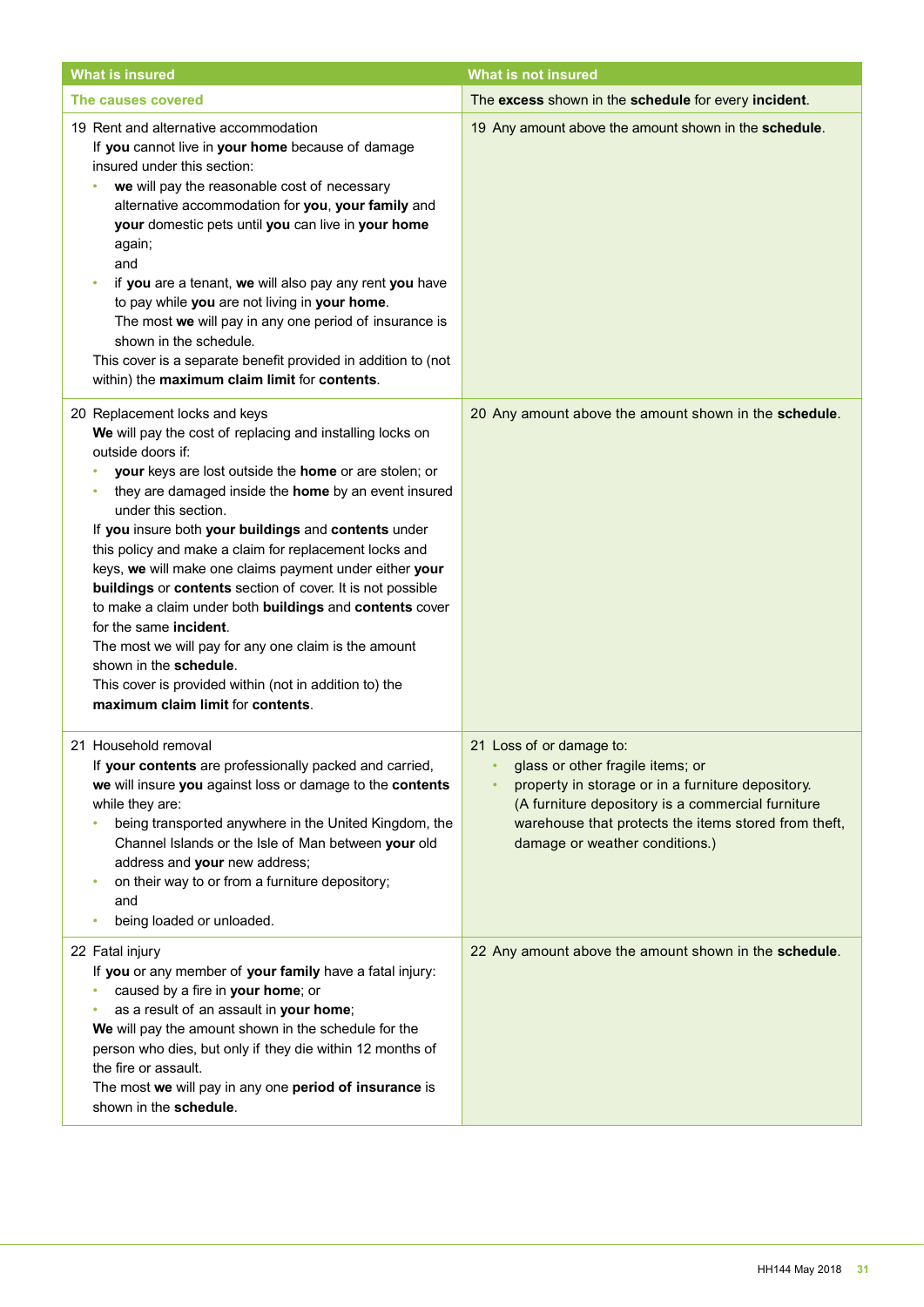| What is insured | What is not insured |
|---|---|
| **The causes covered** | The **excess** shown in the **schedule** for every **incident**. |
| 19 Rent and alternative accommodation<br>If **you** cannot live in **your home** because of damage insured under this section:<br>• **we** will pay the reasonable cost of necessary alternative accommodation for **you**, **your family** and **your** domestic pets until **you** can live in **your home** again;<br>and<br>• if **you** are a tenant, **we** will also pay any rent **you** have to pay while **you** are not living in **your home**.<br>The most **we** will pay in any one period of insurance is shown in the schedule.<br>This cover is a separate benefit provided in addition to (not within) the **maximum claim limit** for **contents**. | 19 Any amount above the amount shown in the **schedule**. |
| 20 Replacement locks and keys<br>**We** will pay the cost of replacing and installing locks on outside doors if:<br>• **your** keys are lost outside the **home** or are stolen; or<br>• they are damaged inside the **home** by an event insured under this section.<br>If **you** insure both **your buildings** and **contents** under this policy and make a claim for replacement locks and keys, **we** will make one claims payment under either **your buildings** or **contents** section of cover. It is not possible to make a claim under both **buildings** and **contents** cover for the same **incident**.<br>The most we will pay for any one claim is the amount shown in the **schedule**.<br>This cover is provided within (not in addition to) the **maximum claim limit** for **contents**. | 20 Any amount above the amount shown in the **schedule**. |
| 21 Household removal<br>If **your contents** are professionally packed and carried, **we** will insure **you** against loss or damage to the **contents** while they are:<br>• being transported anywhere in the United Kingdom, the Channel Islands or the Isle of Man between **your** old address and **your** new address;<br>• on their way to or from a furniture depository;<br>and<br>• being loaded or unloaded. | 21 Loss of or damage to:<br>• glass or other fragile items; or<br>• property in storage or in a furniture depository. (A furniture depository is a commercial furniture warehouse that protects the items stored from theft, damage or weather conditions.) |
| 22 Fatal injury<br>If **you** or any member of **your family** have a fatal injury:<br>• caused by a fire in **your home**; or<br>• as a result of an assault in **your home**;<br>**We** will pay the amount shown in the schedule for the person who dies, but only if they die within 12 months of the fire or assault.<br>The most **we** will pay in any one **period of insurance** is shown in the **schedule**. | 22 Any amount above the amount shown in the **schedule**. |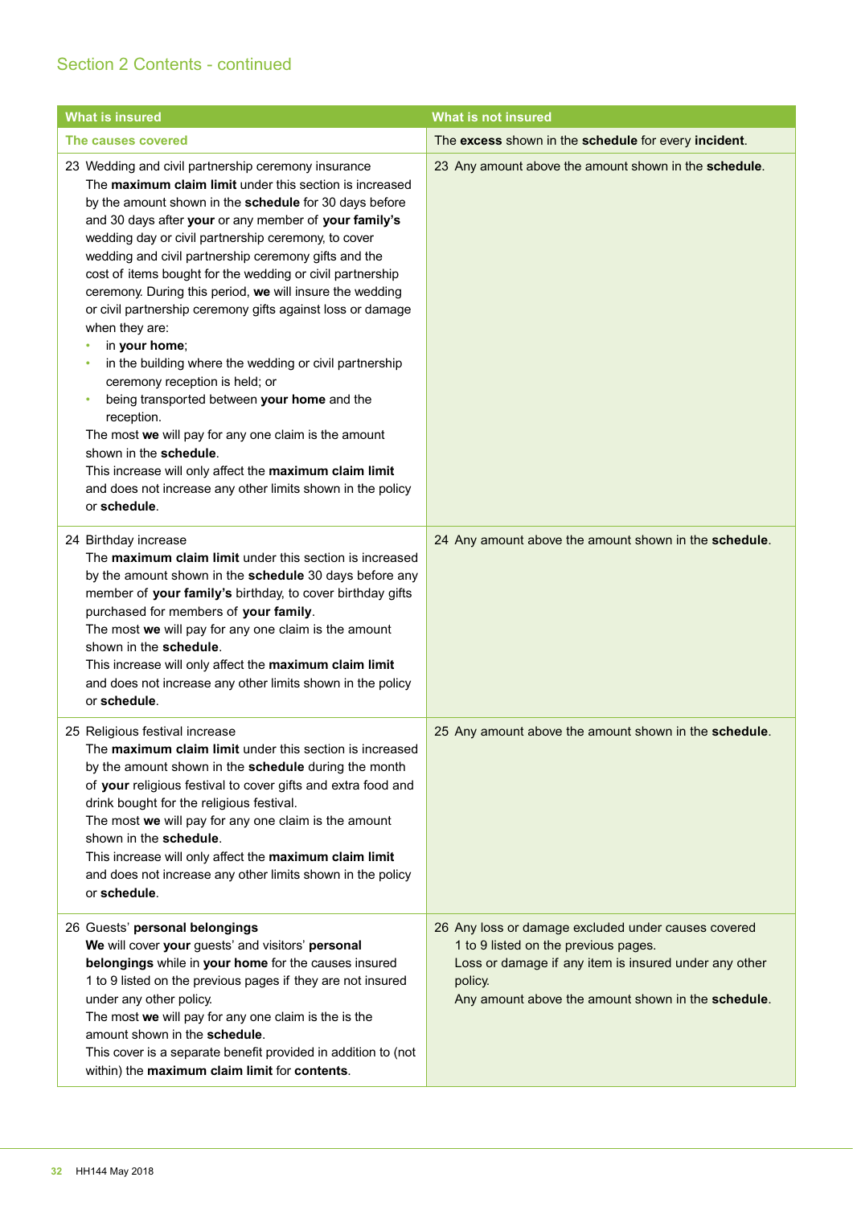## Section 2 Contents - continued

| What is insured | What is not insured |
|---|---|
| **The causes covered** | The **excess** shown in the **schedule** for every **incident**. |
| 23 Wedding and civil partnership ceremony insurance<br>The **maximum claim limit** under this section is increased by the amount shown in the **schedule** for 30 days before and 30 days after **your** or any member of **your family's** wedding day or civil partnership ceremony, to cover wedding and civil partnership ceremony gifts and the cost of items bought for the wedding or civil partnership ceremony. During this period, **we** will insure the wedding or civil partnership ceremony gifts against loss or damage when they are:<br>• in **your home**;<br>• in the building where the wedding or civil partnership ceremony reception is held; or<br>• being transported between **your home** and the reception.<br>The most **we** will pay for any one claim is the amount shown in the **schedule**.<br>This increase will only affect the **maximum claim limit** and does not increase any other limits shown in the policy or **schedule**. | 23 Any amount above the amount shown in the **schedule**. |
| 24 Birthday increase<br>The **maximum claim limit** under this section is increased by the amount shown in the **schedule** 30 days before any member of **your family's** birthday, to cover birthday gifts purchased for members of **your family**.<br>The most **we** will pay for any one claim is the amount shown in the **schedule**.<br>This increase will only affect the **maximum claim limit** and does not increase any other limits shown in the policy or **schedule**. | 24 Any amount above the amount shown in the **schedule**. |
| 25 Religious festival increase<br>The **maximum claim limit** under this section is increased by the amount shown in the **schedule** during the month of **your** religious festival to cover gifts and extra food and drink bought for the religious festival.<br>The most **we** will pay for any one claim is the amount shown in the **schedule**.<br>This increase will only affect the **maximum claim limit** and does not increase any other limits shown in the policy or **schedule**. | 25 Any amount above the amount shown in the **schedule**. |
| 26 Guests' **personal belongings**<br>**We** will cover **your** guests' and visitors' **personal belongings** while in **your home** for the causes insured 1 to 9 listed on the previous pages if they are not insured under any other policy.<br>The most **we** will pay for any one claim is the is the amount shown in the **schedule**.<br>This cover is a separate benefit provided in addition to (not within) the **maximum claim limit** for **contents**. | 26 Any loss or damage excluded under causes covered 1 to 9 listed on the previous pages.<br>Loss or damage if any item is insured under any other policy.<br>Any amount above the amount shown in the **schedule**. |

HH144 May 2018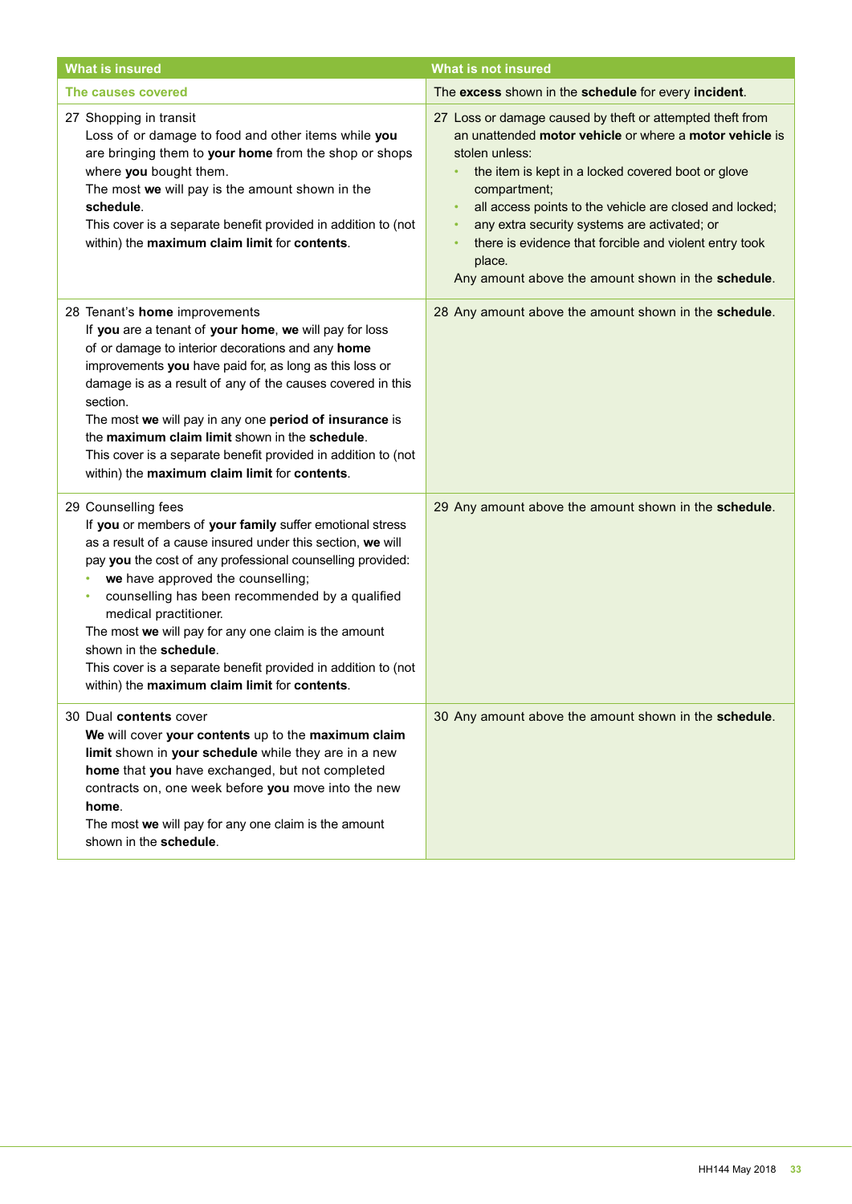| What is insured | What is not insured |
| --- | --- |
| **The causes covered** | The **excess** shown in the **schedule** for every **incident**. |
| 27 Shopping in transit<br>Loss of or damage to food and other items while **you** are bringing them to **your home** from the shop or shops where **you** bought them.<br>The most **we** will pay is the amount shown in the **schedule**.<br>This cover is a separate benefit provided in addition to (not within) the **maximum claim limit** for **contents**. | 27 Loss or damage caused by theft or attempted theft from an unattended **motor vehicle** or where a **motor vehicle** is stolen unless:<br>• the item is kept in a locked covered boot or glove compartment;<br>• all access points to the vehicle are closed and locked;<br>• any extra security systems are activated; or<br>• there is evidence that forcible and violent entry took place.<br>Any amount above the amount shown in the **schedule**. |
| 28 Tenant's **home** improvements<br>If **you** are a tenant of **your home**, **we** will pay for loss of or damage to interior decorations and any **home** improvements **you** have paid for, as long as this loss or damage is as a result of any of the causes covered in this section.<br>The most **we** will pay in any one **period of insurance** is the **maximum claim limit** shown in the **schedule**.<br>This cover is a separate benefit provided in addition to (not within) the **maximum claim limit** for **contents**. | 28 Any amount above the amount shown in the **schedule**. |
| 29 Counselling fees<br>If **you** or members of **your family** suffer emotional stress as a result of a cause insured under this section, **we** will pay **you** the cost of any professional counselling provided:<br>• **we** have approved the counselling;<br>• counselling has been recommended by a qualified medical practitioner.<br>The most **we** will pay for any one claim is the amount shown in the **schedule**.<br>This cover is a separate benefit provided in addition to (not within) the **maximum claim limit** for **contents**. | 29 Any amount above the amount shown in the **schedule**. |
| 30 Dual **contents** cover<br>**We** will cover **your contents** up to the **maximum claim limit** shown in **your schedule** while they are in a new **home** that **you** have exchanged, but not completed contracts on, one week before **you** move into the new **home**.<br>The most **we** will pay for any one claim is the amount shown in the **schedule**. | 30 Any amount above the amount shown in the **schedule**. |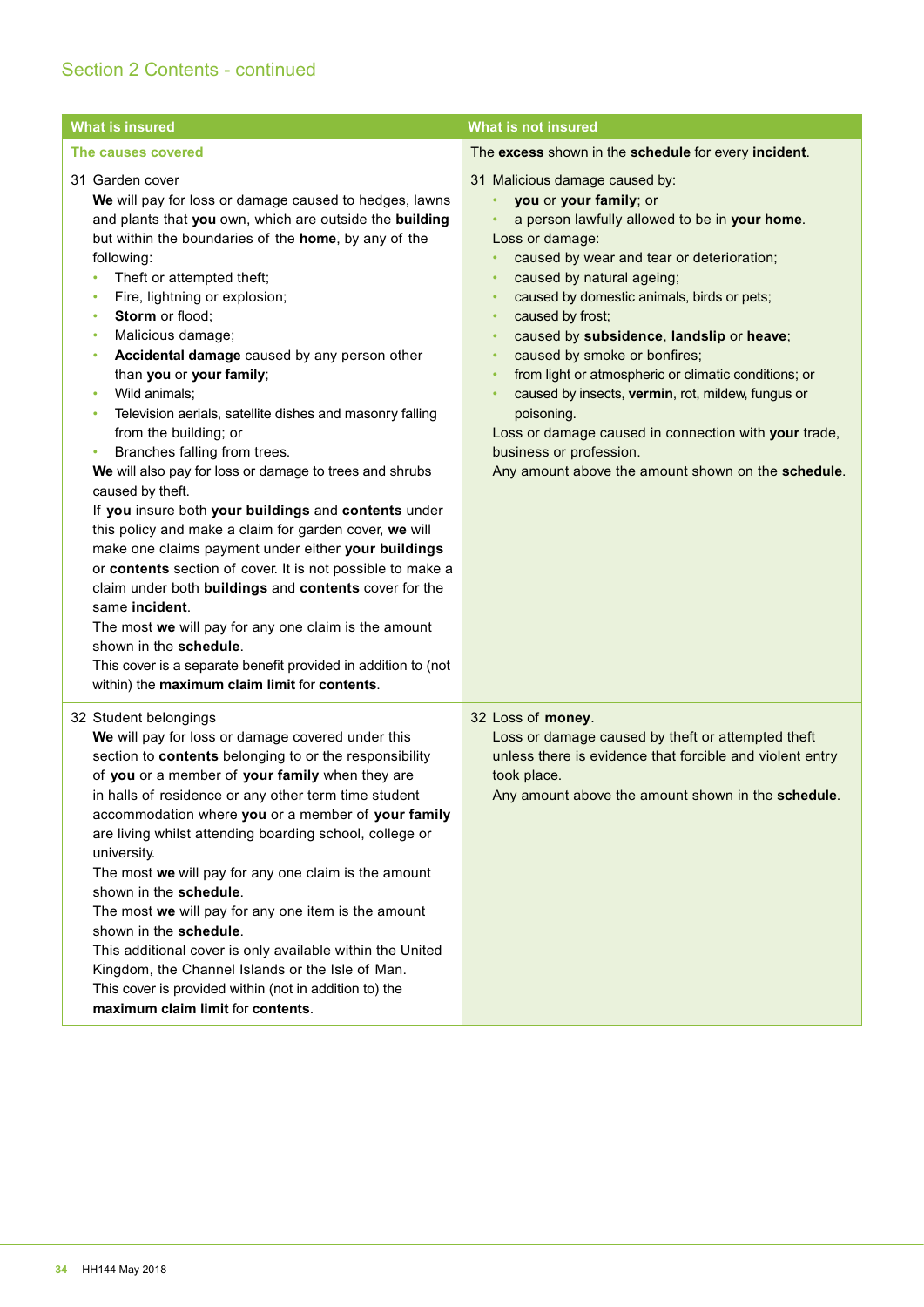## Section 2 Contents - continued

| What is insured | What is not insured |
|---|---|
| **The causes covered** | The **excess** shown in the **schedule** for every **incident**. |
| 31 Garden cover<br>**We** will pay for loss or damage caused to hedges, lawns and plants that **you** own, which are outside the **building** but within the boundaries of the **home**, by any of the following:<br>• Theft or attempted theft;<br>• Fire, lightning or explosion;<br>• **Storm** or flood;<br>• Malicious damage;<br>• **Accidental damage** caused by any person other than **you** or **your family**;<br>• Wild animals;<br>• Television aerials, satellite dishes and masonry falling from the building; or<br>• Branches falling from trees.<br>**We** will also pay for loss or damage to trees and shrubs caused by theft.<br>If **you** insure both **your buildings** and **contents** under this policy and make a claim for garden cover, **we** will make one claims payment under either **your buildings** or **contents** section of cover. It is not possible to make a claim under both **buildings** and **contents** cover for the same **incident**.<br>The most **we** will pay for any one claim is the amount shown in the **schedule**.<br>This cover is a separate benefit provided in addition to (not within) the **maximum claim limit** for **contents**. | 31 Malicious damage caused by:<br>• **you** or **your family**; or<br>• a person lawfully allowed to be in **your home**.<br>Loss or damage:<br>• caused by wear and tear or deterioration;<br>• caused by natural ageing;<br>• caused by domestic animals, birds or pets;<br>• caused by frost;<br>• caused by **subsidence**, **landslip** or **heave**;<br>• caused by smoke or bonfires;<br>• from light or atmospheric or climatic conditions; or<br>• caused by insects, **vermin**, rot, mildew, fungus or poisoning.<br>Loss or damage caused in connection with **your** trade, business or profession.<br>Any amount above the amount shown on the **schedule**. |
| 32 Student belongings<br>**We** will pay for loss or damage covered under this section to **contents** belonging to or the responsibility of **you** or a member of **your family** when they are in halls of residence or any other term time student accommodation where **you** or a member of **your family** are living whilst attending boarding school, college or university.<br>The most **we** will pay for any one claim is the amount shown in the **schedule**.<br>The most **we** will pay for any one item is the amount shown in the **schedule**.<br>This additional cover is only available within the United Kingdom, the Channel Islands or the Isle of Man.<br>This cover is provided within (not in addition to) the **maximum claim limit** for **contents**. | 32 Loss of **money**.<br>Loss or damage caused by theft or attempted theft unless there is evidence that forcible and violent entry took place.<br>Any amount above the amount shown in the **schedule**. |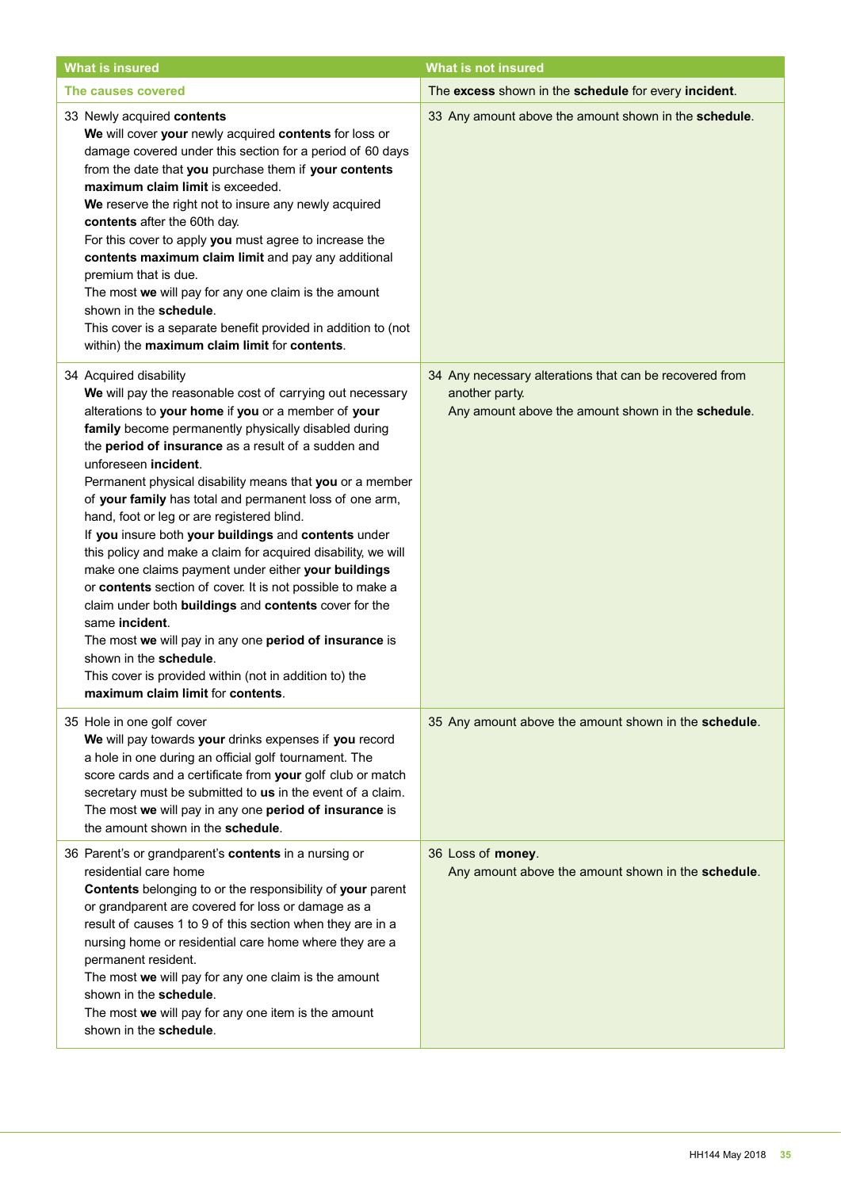| What is insured | What is not insured |
|---|---|
| The causes covered | The **excess** shown in the **schedule** for every **incident**. |
| 33 Newly acquired **contents**<br>**We** will cover **your** newly acquired **contents** for loss or damage covered under this section for a period of 60 days from the date that **you** purchase them if **your contents maximum claim limit** is exceeded.<br>**We** reserve the right not to insure any newly acquired **contents** after the 60th day.<br>For this cover to apply **you** must agree to increase the **contents maximum claim limit** and pay any additional premium that is due.<br>The most **we** will pay for any one claim is the amount shown in the **schedule**.<br>This cover is a separate benefit provided in addition to (not within) the **maximum claim limit** for **contents**. | 33 Any amount above the amount shown in the **schedule**. |
| 34 Acquired disability<br>**We** will pay the reasonable cost of carrying out necessary alterations to **your home** if **you** or a member of **your family** become permanently physically disabled during the **period of insurance** as a result of a sudden and unforeseen **incident**.<br>Permanent physical disability means that **you** or a member of **your family** has total and permanent loss of one arm, hand, foot or leg or are registered blind.<br>If **you** insure both **your buildings** and **contents** under this policy and make a claim for acquired disability, we will make one claims payment under either **your buildings** or **contents** section of cover. It is not possible to make a claim under both **buildings** and **contents** cover for the same **incident**.<br>The most **we** will pay in any one **period of insurance** is shown in the **schedule**.<br>This cover is provided within (not in addition to) the **maximum claim limit** for **contents**. | 34 Any necessary alterations that can be recovered from another party.<br>Any amount above the amount shown in the **schedule**. |
| 35 Hole in one golf cover<br>**We** will pay towards **your** drinks expenses if **you** record a hole in one during an official golf tournament. The score cards and a certificate from **your** golf club or match secretary must be submitted to **us** in the event of a claim.<br>The most **we** will pay in any one **period of insurance** is the amount shown in the **schedule**. | 35 Any amount above the amount shown in the **schedule**. |
| 36 Parent's or grandparent's **contents** in a nursing or residential care home<br>**Contents** belonging to or the responsibility of **your** parent or grandparent are covered for loss or damage as a result of causes 1 to 9 of this section when they are in a nursing home or residential care home where they are a permanent resident.<br>The most **we** will pay for any one claim is the amount shown in the **schedule**.<br>The most **we** will pay for any one item is the amount shown in the **schedule**. | 36 Loss of **money**.<br>Any amount above the amount shown in the **schedule**. |

HH144 May 2018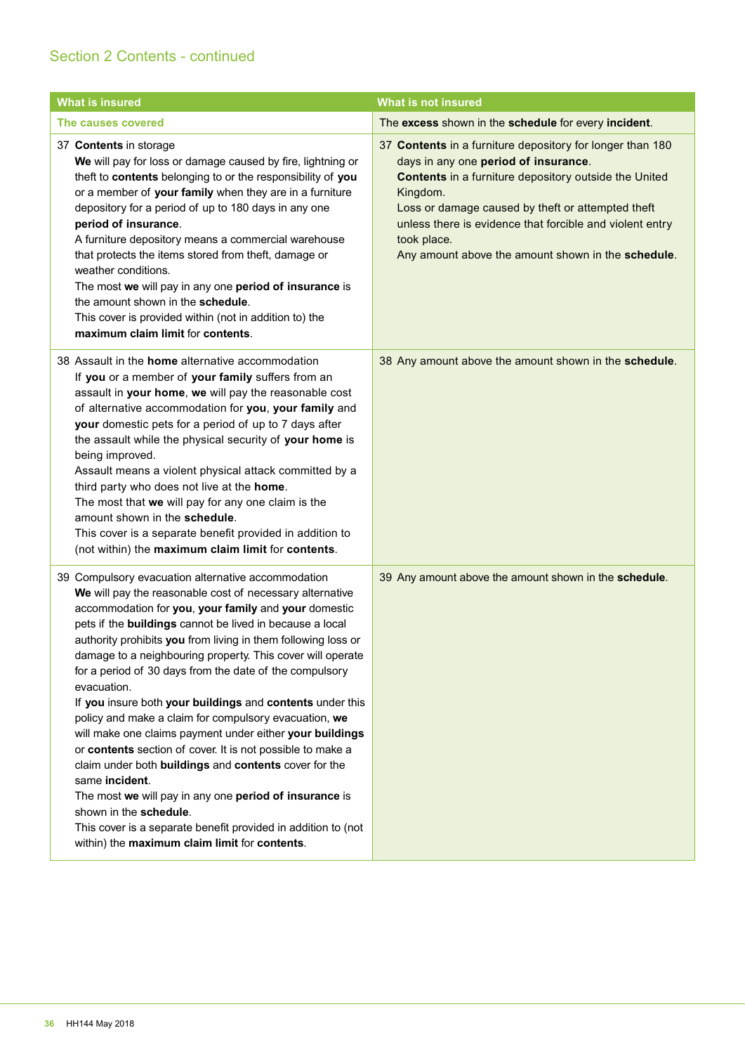## Section 2 Contents - continued

| What is insured | What is not insured |
|---|---|
| **The causes covered** | The **excess** shown in the **schedule** for every **incident**. |
| 37 **Contents** in storage<br>**We** will pay for loss or damage caused by fire, lightning or theft to **contents** belonging to or the responsibility of **you** or a member of **your family** when they are in a furniture depository for a period of up to 180 days in any one **period of insurance**.<br>A furniture depository means a commercial warehouse that protects the items stored from theft, damage or weather conditions.<br>The most **we** will pay in any one **period of insurance** is the amount shown in the **schedule**.<br>This cover is provided within (not in addition to) the **maximum claim limit** for **contents**. | 37 **Contents** in a furniture depository for longer than 180 days in any one **period of insurance**.<br>**Contents** in a furniture depository outside the United Kingdom.<br>Loss or damage caused by theft or attempted theft unless there is evidence that forcible and violent entry took place.<br>Any amount above the amount shown in the **schedule**. |
| 38 Assault in the **home** alternative accommodation<br>If **you** or a member of **your family** suffers from an assault in **your home**, **we** will pay the reasonable cost of alternative accommodation for **you**, **your family** and **your** domestic pets for a period of up to 7 days after the assault while the physical security of **your home** is being improved.<br>Assault means a violent physical attack committed by a third party who does not live at the **home**.<br>The most that **we** will pay for any one claim is the amount shown in the **schedule**.<br>This cover is a separate benefit provided in addition to (not within) the **maximum claim limit** for **contents**. | 38 Any amount above the amount shown in the **schedule**. |
| 39 Compulsory evacuation alternative accommodation<br>**We** will pay the reasonable cost of necessary alternative accommodation for **you**, **your family** and **your** domestic pets if the **buildings** cannot be lived in because a local authority prohibits **you** from living in them following loss or damage to a neighbouring property. This cover will operate for a period of 30 days from the date of the compulsory evacuation.<br>If **you** insure both **your buildings** and **contents** under this policy and make a claim for compulsory evacuation, **we** will make one claims payment under either **your buildings** or **contents** section of cover. It is not possible to make a claim under both **buildings** and **contents** cover for the same **incident**.<br>The most **we** will pay in any one **period of insurance** is shown in the **schedule**.<br>This cover is a separate benefit provided in addition to (not within) the **maximum claim limit** for **contents**. | 39 Any amount above the amount shown in the **schedule**. |

HH144 May 2018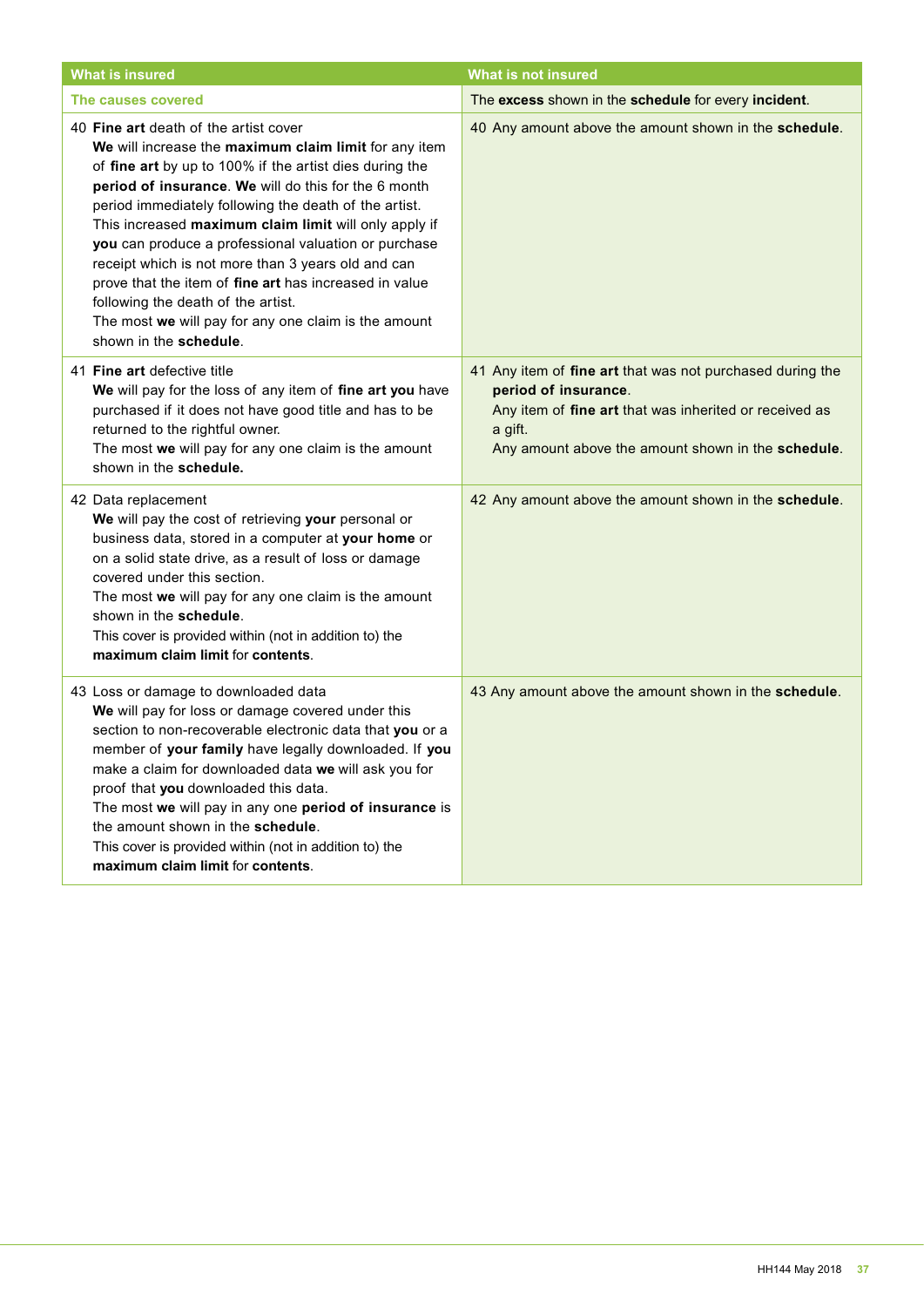| What is insured | What is not insured |
|---|---|
| **The causes covered** | The **excess** shown in the **schedule** for every **incident**. |
| 40 **Fine art** death of the artist cover<br>**We** will increase the **maximum claim limit** for any item of **fine art** by up to 100% if the artist dies during the **period of insurance**. **We** will do this for the 6 month period immediately following the death of the artist. This increased **maximum claim limit** will only apply if **you** can produce a professional valuation or purchase receipt which is not more than 3 years old and can prove that the item of **fine art** has increased in value following the death of the artist.<br>The most **we** will pay for any one claim is the amount shown in the **schedule**. | 40 Any amount above the amount shown in the **schedule**. |
| 41 **Fine art** defective title<br>**We** will pay for the loss of any item of **fine art you** have purchased if it does not have good title and has to be returned to the rightful owner.<br>The most **we** will pay for any one claim is the amount shown in the **schedule.** | 41 Any item of **fine art** that was not purchased during the **period of insurance**.<br>Any item of **fine art** that was inherited or received as a gift.<br>Any amount above the amount shown in the **schedule**. |
| 42 Data replacement<br>**We** will pay the cost of retrieving **your** personal or business data, stored in a computer at **your home** or on a solid state drive, as a result of loss or damage covered under this section.<br>The most **we** will pay for any one claim is the amount shown in the **schedule**.<br>This cover is provided within (not in addition to) the **maximum claim limit** for **contents**. | 42 Any amount above the amount shown in the **schedule**. |
| 43 Loss or damage to downloaded data<br>**We** will pay for loss or damage covered under this section to non-recoverable electronic data that **you** or a member of **your family** have legally downloaded. If **you** make a claim for downloaded data **we** will ask you for proof that **you** downloaded this data.<br>The most **we** will pay in any one **period of insurance** is the amount shown in the **schedule**.<br>This cover is provided within (not in addition to) the **maximum claim limit** for **contents**. | 43 Any amount above the amount shown in the **schedule**. |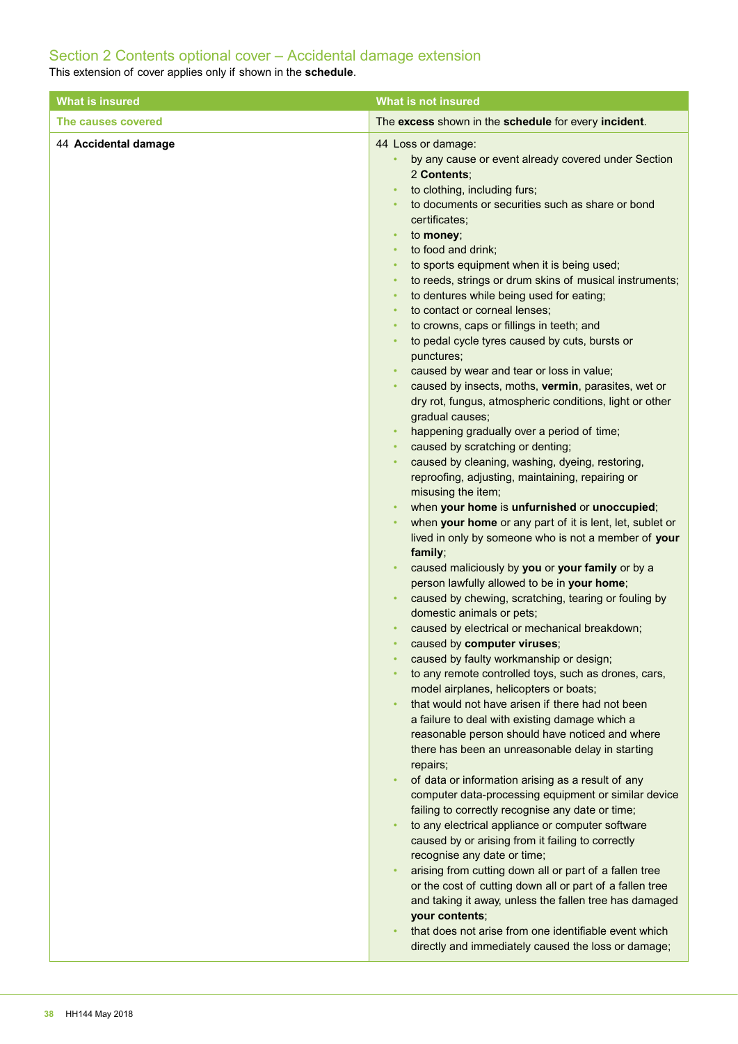## Section 2 Contents optional cover – Accidental damage extension

This extension of cover applies only if shown in the **schedule**.

| What is insured | What is not insured |
|---|---|
| **The causes covered** | The **excess** shown in the **schedule** for every **incident**. |
| 44 **Accidental damage** | 44 Loss or damage:<br>• by any cause or event already covered under Section 2 **Contents**;<br>• to clothing, including furs;<br>• to documents or securities such as share or bond certificates;<br>• to **money**;<br>• to food and drink;<br>• to sports equipment when it is being used;<br>• to reeds, strings or drum skins of musical instruments;<br>• to dentures while being used for eating;<br>• to contact or corneal lenses;<br>• to crowns, caps or fillings in teeth; and<br>• to pedal cycle tyres caused by cuts, bursts or punctures;<br>• caused by wear and tear or loss in value;<br>• caused by insects, moths, **vermin**, parasites, wet or dry rot, fungus, atmospheric conditions, light or other gradual causes;<br>• happening gradually over a period of time;<br>• caused by scratching or denting;<br>• caused by cleaning, washing, dyeing, restoring, reproofing, adjusting, maintaining, repairing or misusing the item;<br>• when **your home** is **unfurnished** or **unoccupied**;<br>• when **your home** or any part of it is lent, let, sublet or lived in only by someone who is not a member of **your family**;<br>• caused maliciously by **you** or **your family** or by a person lawfully allowed to be in **your home**;<br>• caused by chewing, scratching, tearing or fouling by domestic animals or pets;<br>• caused by electrical or mechanical breakdown;<br>• caused by **computer viruses**;<br>• caused by faulty workmanship or design;<br>• to any remote controlled toys, such as drones, cars, model airplanes, helicopters or boats;<br>• that would not have arisen if there had not been a failure to deal with existing damage which a reasonable person should have noticed and where there has been an unreasonable delay in starting repairs;<br>• of data or information arising as a result of any computer data-processing equipment or similar device failing to correctly recognise any date or time;<br>• to any electrical appliance or computer software caused by or arising from it failing to correctly recognise any date or time;<br>• arising from cutting down all or part of a fallen tree or the cost of cutting down all or part of a fallen tree and taking it away, unless the fallen tree has damaged **your contents**;<br>• that does not arise from one identifiable event which directly and immediately caused the loss or damage; |

HH144 May 2018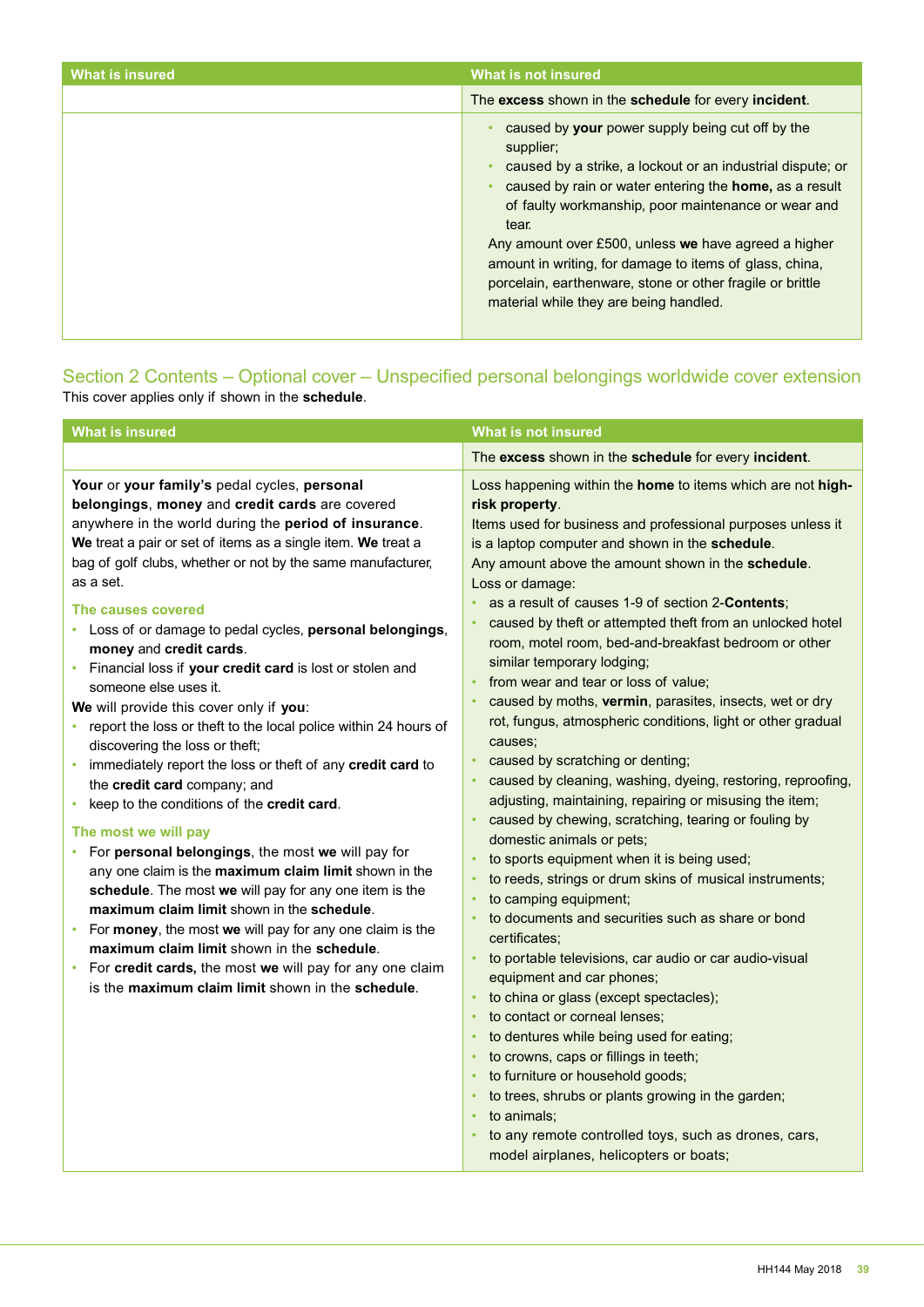| What is insured | What is not insured |
|---|---|
| | The **excess** shown in the **schedule** for every **incident**. |
| | • caused by **your** power supply being cut off by the supplier;<br>• caused by a strike, a lockout or an industrial dispute; or<br>• caused by rain or water entering the **home,** as a result of faulty workmanship, poor maintenance or wear and tear.<br>Any amount over £500, unless **we** have agreed a higher amount in writing, for damage to items of glass, china, porcelain, earthenware, stone or other fragile or brittle material while they are being handled. |

## Section 2 Contents – Optional cover – Unspecified personal belongings worldwide cover extension

This cover applies only if shown in the **schedule**.

| What is insured | What is not insured |
|---|---|
| | The **excess** shown in the **schedule** for every **incident**. |
| **Your** or **your family's** pedal cycles, **personal belongings**, **money** and **credit cards** are covered anywhere in the world during the **period of insurance**. **We** treat a pair or set of items as a single item. **We** treat a bag of golf clubs, whether or not by the same manufacturer, as a set.<br><br>**The causes covered**<br>• Loss of or damage to pedal cycles, **personal belongings**, **money** and **credit cards**.<br>• Financial loss if **your credit card** is lost or stolen and someone else uses it.<br>**We** will provide this cover only if **you**:<br>• report the loss or theft to the local police within 24 hours of discovering the loss or theft;<br>• immediately report the loss or theft of any **credit card** to the **credit card** company; and<br>• keep to the conditions of the **credit card**.<br><br>**The most we will pay**<br>• For **personal belongings**, the most **we** will pay for any one claim is the **maximum claim limit** shown in the **schedule**. The most **we** will pay for any one item is the **maximum claim limit** shown in the **schedule**.<br>• For **money**, the most **we** will pay for any one claim is the **maximum claim limit** shown in the **schedule**.<br>• For **credit cards,** the most **we** will pay for any one claim is the **maximum claim limit** shown in the **schedule**. | Loss happening within the **home** to items which are not **high-risk property**.<br>Items used for business and professional purposes unless it is a laptop computer and shown in the **schedule**.<br>Any amount above the amount shown in the **schedule**.<br>Loss or damage:<br>• as a result of causes 1-9 of section 2-**Contents**;<br>• caused by theft or attempted theft from an unlocked hotel room, motel room, bed-and-breakfast bedroom or other similar temporary lodging;<br>• from wear and tear or loss of value;<br>• caused by moths, **vermin**, parasites, insects, wet or dry rot, fungus, atmospheric conditions, light or other gradual causes;<br>• caused by scratching or denting;<br>• caused by cleaning, washing, dyeing, restoring, reproofing, adjusting, maintaining, repairing or misusing the item;<br>• caused by chewing, scratching, tearing or fouling by domestic animals or pets;<br>• to sports equipment when it is being used;<br>• to reeds, strings or drum skins of musical instruments;<br>• to camping equipment;<br>• to documents and securities such as share or bond certificates;<br>• to portable televisions, car audio or car audio-visual equipment and car phones;<br>• to china or glass (except spectacles);<br>• to contact or corneal lenses;<br>• to dentures while being used for eating;<br>• to crowns, caps or fillings in teeth;<br>• to furniture or household goods;<br>• to trees, shrubs or plants growing in the garden;<br>• to animals;<br>• to any remote controlled toys, such as drones, cars, model airplanes, helicopters or boats; |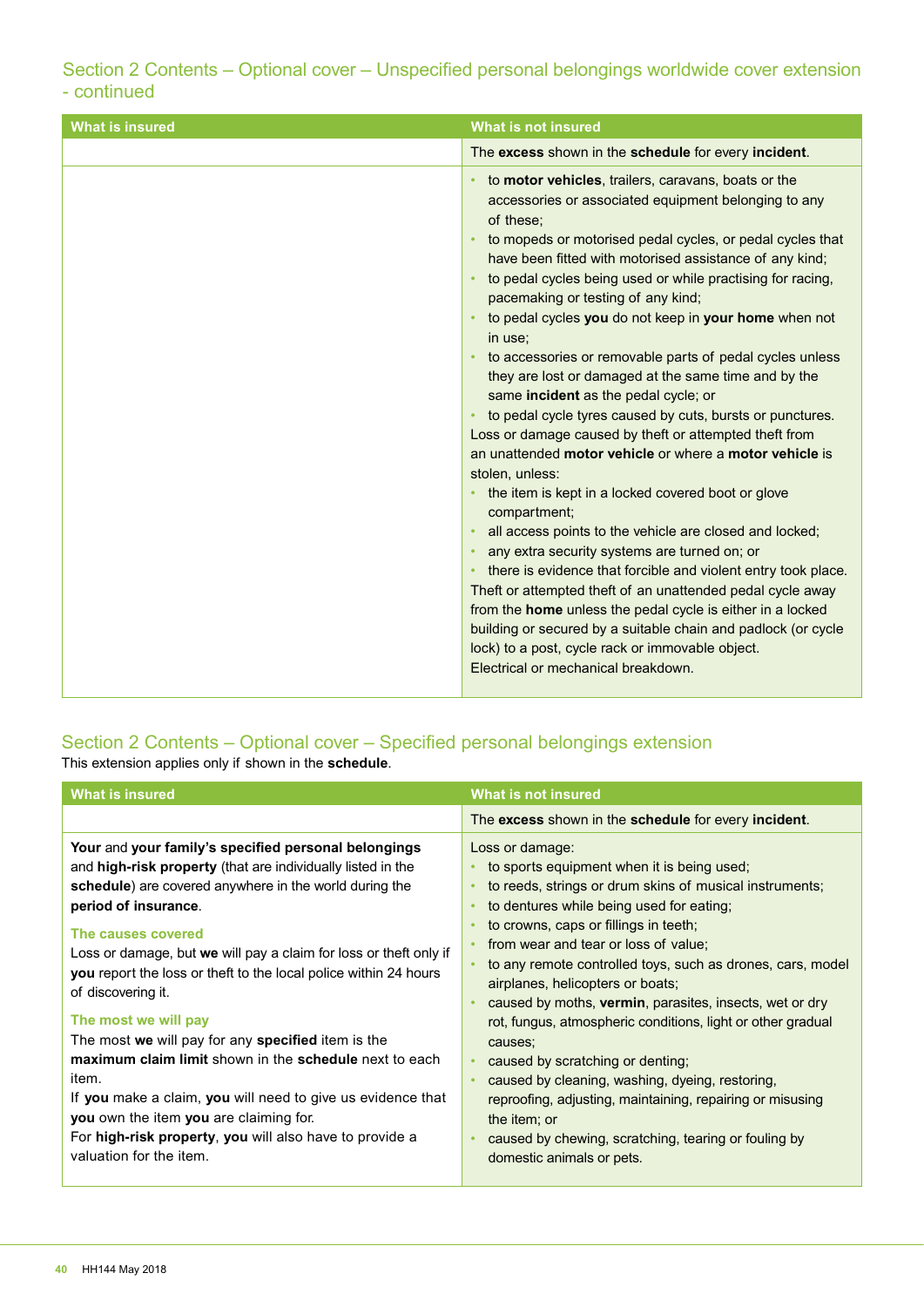## Section 2 Contents – Optional cover – Unspecified personal belongings worldwide cover extension - continued

| What is insured | What is not insured |
|---|---|
| | The **excess** shown in the **schedule** for every **incident**. |
| | • to **motor vehicles**, trailers, caravans, boats or the accessories or associated equipment belonging to any of these;<br>• to mopeds or motorised pedal cycles, or pedal cycles that have been fitted with motorised assistance of any kind;<br>• to pedal cycles being used or while practising for racing, pacemaking or testing of any kind;<br>• to pedal cycles **you** do not keep in **your home** when not in use;<br>• to accessories or removable parts of pedal cycles unless they are lost or damaged at the same time and by the same **incident** as the pedal cycle; or<br>• to pedal cycle tyres caused by cuts, bursts or punctures.<br>Loss or damage caused by theft or attempted theft from an unattended **motor vehicle** or where a **motor vehicle** is stolen, unless:<br>• the item is kept in a locked covered boot or glove compartment;<br>• all access points to the vehicle are closed and locked;<br>• any extra security systems are turned on; or<br>• there is evidence that forcible and violent entry took place.<br>Theft or attempted theft of an unattended pedal cycle away from the **home** unless the pedal cycle is either in a locked building or secured by a suitable chain and padlock (or cycle lock) to a post, cycle rack or immovable object.<br>Electrical or mechanical breakdown. |

## Section 2 Contents – Optional cover – Specified personal belongings extension

This extension applies only if shown in the **schedule**.

| What is insured | What is not insured |
|---|---|
| | The **excess** shown in the **schedule** for every **incident**. |
| **Your** and **your family's specified personal belongings** and **high-risk property** (that are individually listed in the **schedule**) are covered anywhere in the world during the **period of insurance**.<br>**The causes covered**<br>Loss or damage, but **we** will pay a claim for loss or theft only if **you** report the loss or theft to the local police within 24 hours of discovering it.<br>**The most we will pay**<br>The most **we** will pay for any **specified** item is the **maximum claim limit** shown in the **schedule** next to each item.<br>If **you** make a claim, **you** will need to give us evidence that **you** own the item **you** are claiming for.<br>For **high-risk property**, **you** will also have to provide a valuation for the item. | Loss or damage:<br>• to sports equipment when it is being used;<br>• to reeds, strings or drum skins of musical instruments;<br>• to dentures while being used for eating;<br>• to crowns, caps or fillings in teeth;<br>• from wear and tear or loss of value;<br>• to any remote controlled toys, such as drones, cars, model airplanes, helicopters or boats;<br>• caused by moths, **vermin**, parasites, insects, wet or dry rot, fungus, atmospheric conditions, light or other gradual causes;<br>• caused by scratching or denting;<br>• caused by cleaning, washing, dyeing, restoring, reproofing, adjusting, maintaining, repairing or misusing the item; or<br>• caused by chewing, scratching, tearing or fouling by domestic animals or pets. |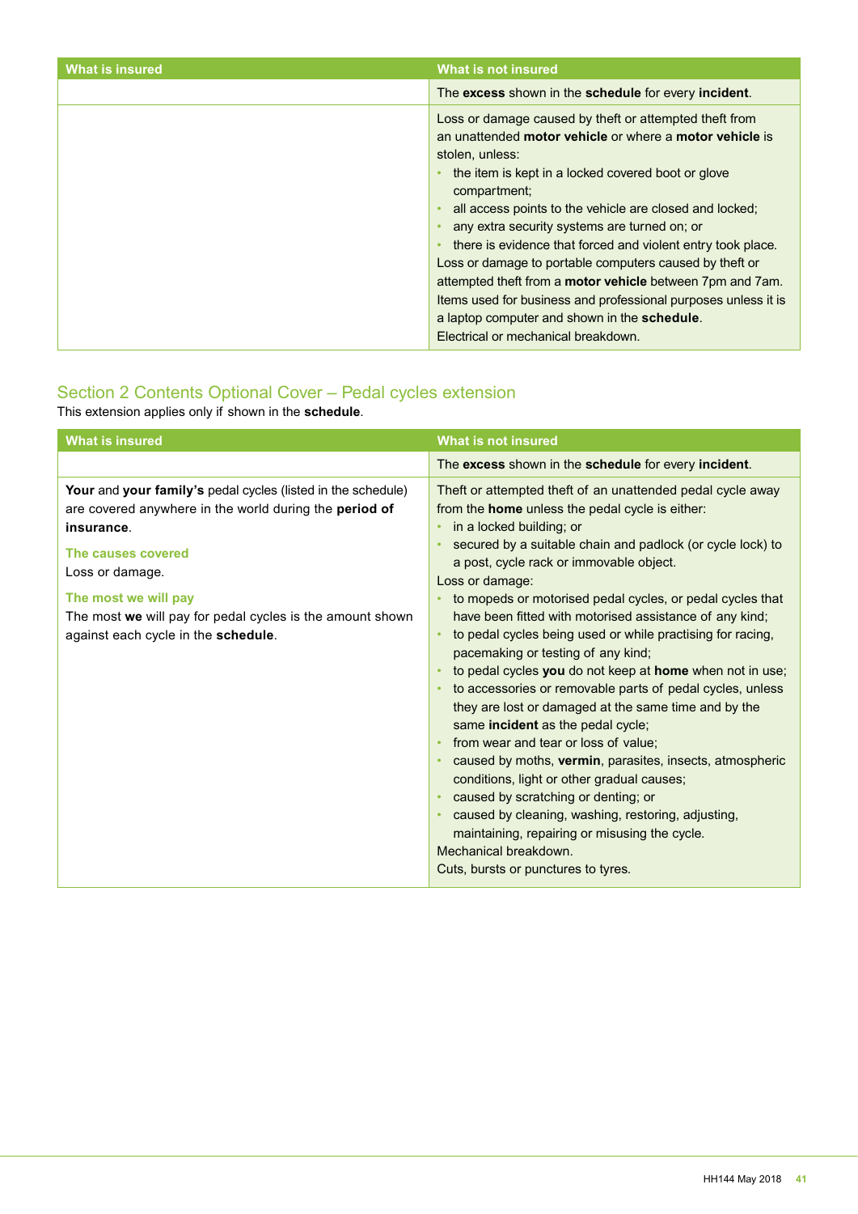| What is insured | What is not insured |
|---|---|
| | The **excess** shown in the **schedule** for every **incident**. |
| | Loss or damage caused by theft or attempted theft from an unattended **motor vehicle** or where a **motor vehicle** is stolen, unless:<br>• the item is kept in a locked covered boot or glove compartment;<br>• all access points to the vehicle are closed and locked;<br>• any extra security systems are turned on; or<br>• there is evidence that forced and violent entry took place.<br>Loss or damage to portable computers caused by theft or attempted theft from a **motor vehicle** between 7pm and 7am.<br>Items used for business and professional purposes unless it is a laptop computer and shown in the **schedule**.<br>Electrical or mechanical breakdown. |

## Section 2 Contents Optional Cover – Pedal cycles extension

This extension applies only if shown in the **schedule**.

| What is insured | What is not insured |
|---|---|
| | The **excess** shown in the **schedule** for every **incident**. |
| **Your** and **your family's** pedal cycles (listed in the schedule) are covered anywhere in the world during the **period of insurance**.<br><br>**The causes covered**<br>Loss or damage.<br><br>**The most we will pay**<br>The most **we** will pay for pedal cycles is the amount shown against each cycle in the **schedule**. | Theft or attempted theft of an unattended pedal cycle away from the **home** unless the pedal cycle is either:<br>• in a locked building; or<br>• secured by a suitable chain and padlock (or cycle lock) to a post, cycle rack or immovable object.<br>Loss or damage:<br>• to mopeds or motorised pedal cycles, or pedal cycles that have been fitted with motorised assistance of any kind;<br>• to pedal cycles being used or while practising for racing, pacemaking or testing of any kind;<br>• to pedal cycles **you** do not keep at **home** when not in use;<br>• to accessories or removable parts of pedal cycles, unless they are lost or damaged at the same time and by the same **incident** as the pedal cycle;<br>• from wear and tear or loss of value;<br>• caused by moths, **vermin**, parasites, insects, atmospheric conditions, light or other gradual causes;<br>• caused by scratching or denting; or<br>• caused by cleaning, washing, restoring, adjusting, maintaining, repairing or misusing the cycle.<br>Mechanical breakdown.<br>Cuts, bursts or punctures to tyres. |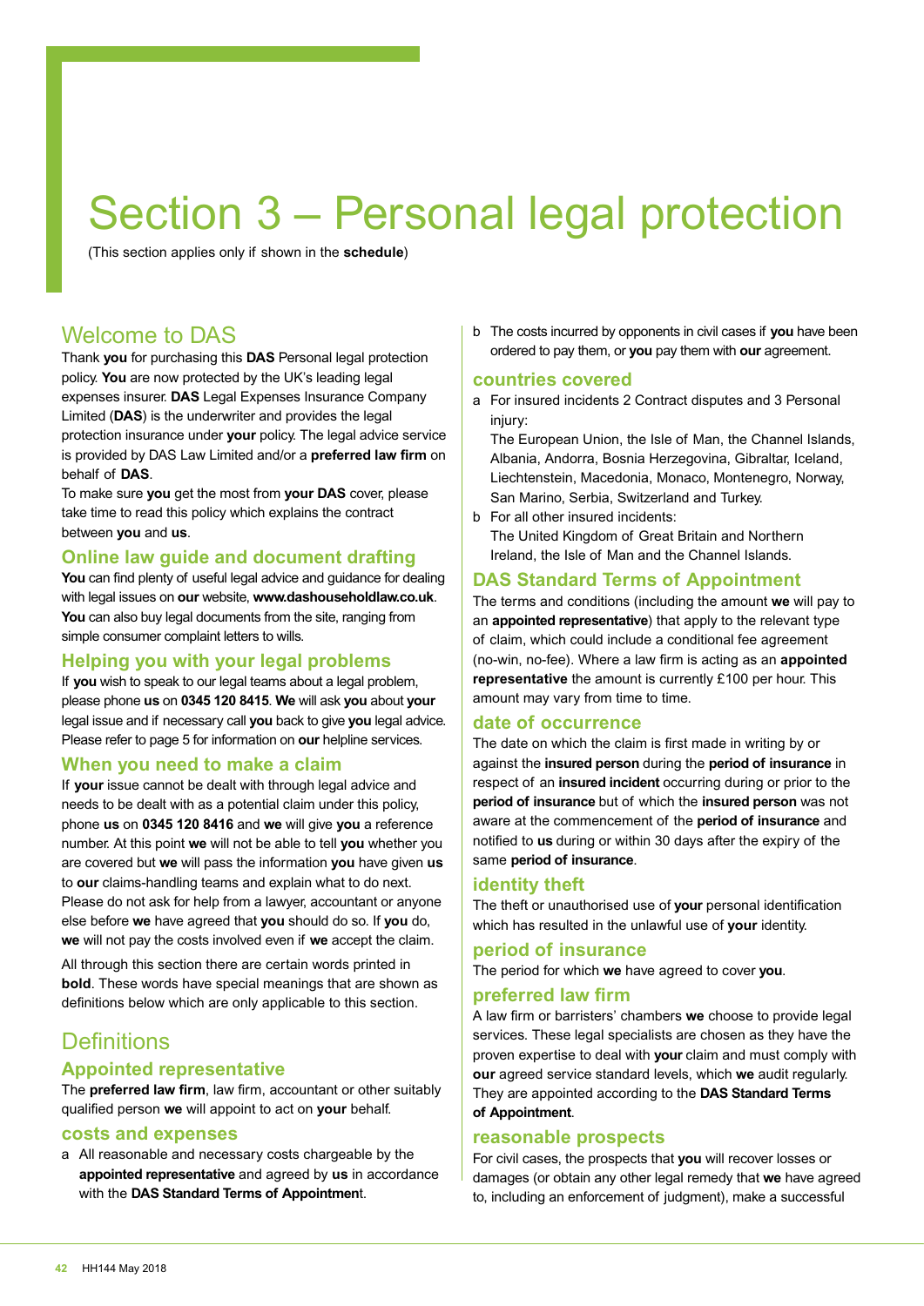# Section 3 – Personal legal protection

(This section applies only if shown in the **schedule**)

## Welcome to DAS

Thank **you** for purchasing this **DAS** Personal legal protection policy. **You** are now protected by the UK's leading legal expenses insurer. **DAS** Legal Expenses Insurance Company Limited (**DAS**) is the underwriter and provides the legal protection insurance under **your** policy. The legal advice service is provided by DAS Law Limited and/or a **preferred law firm** on behalf of **DAS**.

To make sure **you** get the most from **your DAS** cover, please take time to read this policy which explains the contract between **you** and **us**.

### Online law guide and document drafting

**You** can find plenty of useful legal advice and guidance for dealing with legal issues on **our** website, **www.dashouseholdlaw.co.uk**. **You** can also buy legal documents from the site, ranging from simple consumer complaint letters to wills.

### Helping you with your legal problems

If **you** wish to speak to our legal teams about a legal problem, please phone **us** on **0345 120 8415**. **We** will ask **you** about **your** legal issue and if necessary call **you** back to give **you** legal advice. Please refer to page 5 for information on **our** helpline services.

### When you need to make a claim

If **your** issue cannot be dealt with through legal advice and needs to be dealt with as a potential claim under this policy, phone **us** on **0345 120 8416** and **we** will give **you** a reference number. At this point **we** will not be able to tell **you** whether you are covered but **we** will pass the information **you** have given **us** to **our** claims-handling teams and explain what to do next. Please do not ask for help from a lawyer, accountant or anyone else before **we** have agreed that **you** should do so. If **you** do, **we** will not pay the costs involved even if **we** accept the claim.

All through this section there are certain words printed in **bold**. These words have special meanings that are shown as definitions below which are only applicable to this section.

## Definitions

### Appointed representative

The **preferred law firm**, law firm, accountant or other suitably qualified person **we** will appoint to act on **your** behalf.

### costs and expenses

a All reasonable and necessary costs chargeable by the **appointed representative** and agreed by **us** in accordance with the **DAS Standard Terms of Appointment**.

b The costs incurred by opponents in civil cases if **you** have been ordered to pay them, or **you** pay them with **our** agreement.

### countries covered

a For insured incidents 2 Contract disputes and 3 Personal injury:
The European Union, the Isle of Man, the Channel Islands, Albania, Andorra, Bosnia Herzegovina, Gibraltar, Iceland, Liechtenstein, Macedonia, Monaco, Montenegro, Norway, San Marino, Serbia, Switzerland and Turkey.

b For all other insured incidents:
The United Kingdom of Great Britain and Northern Ireland, the Isle of Man and the Channel Islands.

### DAS Standard Terms of Appointment

The terms and conditions (including the amount **we** will pay to an **appointed representative**) that apply to the relevant type of claim, which could include a conditional fee agreement (no-win, no-fee). Where a law firm is acting as an **appointed representative** the amount is currently £100 per hour. This amount may vary from time to time.

### date of occurrence

The date on which the claim is first made in writing by or against the **insured person** during the **period of insurance** in respect of an **insured incident** occurring during or prior to the **period of insurance** but of which the **insured person** was not aware at the commencement of the **period of insurance** and notified to **us** during or within 30 days after the expiry of the same **period of insurance**.

### identity theft

The theft or unauthorised use of **your** personal identification which has resulted in the unlawful use of **your** identity.

### period of insurance

The period for which **we** have agreed to cover **you**.

### preferred law firm

A law firm or barristers' chambers **we** choose to provide legal services. These legal specialists are chosen as they have the proven expertise to deal with **your** claim and must comply with **our** agreed service standard levels, which **we** audit regularly. They are appointed according to the **DAS Standard Terms of Appointment**.

### reasonable prospects

For civil cases, the prospects that **you** will recover losses or damages (or obtain any other legal remedy that **we** have agreed to, including an enforcement of judgment), make a successful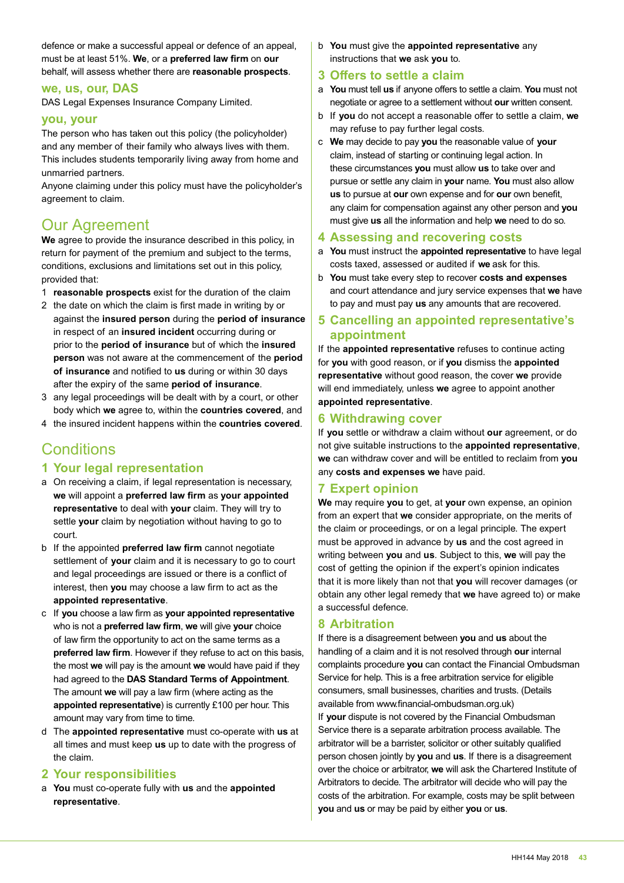defence or make a successful appeal or defence of an appeal, must be at least 51%. **We**, or a **preferred law firm** on **our** behalf, will assess whether there are **reasonable prospects**.

### we, us, our, DAS

DAS Legal Expenses Insurance Company Limited.

### you, your

The person who has taken out this policy (the policyholder) and any member of their family who always lives with them. This includes students temporarily living away from home and unmarried partners.

Anyone claiming under this policy must have the policyholder's agreement to claim.

## Our Agreement

**We** agree to provide the insurance described in this policy, in return for payment of the premium and subject to the terms, conditions, exclusions and limitations set out in this policy, provided that:

1. **reasonable prospects** exist for the duration of the claim
2. the date on which the claim is first made in writing by or against the **insured person** during the **period of insurance** in respect of an **insured incident** occurring during or prior to the **period of insurance** but of which the **insured person** was not aware at the commencement of the **period of insurance** and notified to **us** during or within 30 days after the expiry of the same **period of insurance**.
3. any legal proceedings will be dealt with by a court, or other body which **we** agree to, within the **countries covered**, and
4. the insured incident happens within the **countries covered**.

## Conditions

### 1 Your legal representation

a. On receiving a claim, if legal representation is necessary, **we** will appoint a **preferred law firm** as **your appointed representative** to deal with **your** claim. They will try to settle **your** claim by negotiation without having to go to court.

b. If the appointed **preferred law firm** cannot negotiate settlement of **your** claim and it is necessary to go to court and legal proceedings are issued or there is a conflict of interest, then **you** may choose a law firm to act as the **appointed representative**.

c. If **you** choose a law firm as **your appointed representative** who is not a **preferred law firm**, **we** will give **your** choice of law firm the opportunity to act on the same terms as a **preferred law firm**. However if they refuse to act on this basis, the most **we** will pay is the amount **we** would have paid if they had agreed to the **DAS Standard Terms of Appointment**. The amount **we** will pay a law firm (where acting as the **appointed representative**) is currently £100 per hour. This amount may vary from time to time.

d. The **appointed representative** must co-operate with **us** at all times and must keep **us** up to date with the progress of the claim.

### 2 Your responsibilities

a. **You** must co-operate fully with **us** and the **appointed representative**.

b. **You** must give the **appointed representative** any instructions that **we** ask **you** to.

### 3 Offers to settle a claim

a. **You** must tell **us** if anyone offers to settle a claim. **You** must not negotiate or agree to a settlement without **our** written consent.

b. If **you** do not accept a reasonable offer to settle a claim, **we** may refuse to pay further legal costs.

c. **We** may decide to pay **you** the reasonable value of **your** claim, instead of starting or continuing legal action. In these circumstances **you** must allow **us** to take over and pursue or settle any claim in **your** name. **You** must also allow **us** to pursue at **our** own expense and for **our** own benefit, any claim for compensation against any other person and **you** must give **us** all the information and help **we** need to do so.

### 4 Assessing and recovering costs

a. **You** must instruct the **appointed representative** to have legal costs taxed, assessed or audited if **we** ask for this.

b. **You** must take every step to recover **costs and expenses** and court attendance and jury service expenses that **we** have to pay and must pay **us** any amounts that are recovered.

### 5 Cancelling an appointed representative's appointment

If the **appointed representative** refuses to continue acting for **you** with good reason, or if **you** dismiss the **appointed representative** without good reason, the cover **we** provide will end immediately, unless **we** agree to appoint another **appointed representative**.

### 6 Withdrawing cover

If **you** settle or withdraw a claim without **our** agreement, or do not give suitable instructions to the **appointed representative**, **we** can withdraw cover and will be entitled to reclaim from **you** any **costs and expenses we** have paid.

### 7 Expert opinion

**We** may require **you** to get, at **your** own expense, an opinion from an expert that **we** consider appropriate, on the merits of the claim or proceedings, or on a legal principle. The expert must be approved in advance by **us** and the cost agreed in writing between **you** and **us**. Subject to this, **we** will pay the cost of getting the opinion if the expert's opinion indicates that it is more likely than not that **you** will recover damages (or obtain any other legal remedy that **we** have agreed to) or make a successful defence.

### 8 Arbitration

If there is a disagreement between **you** and **us** about the handling of a claim and it is not resolved through **our** internal complaints procedure **you** can contact the Financial Ombudsman Service for help. This is a free arbitration service for eligible consumers, small businesses, charities and trusts. (Details available from www.financial-ombudsman.org.uk)

If **your** dispute is not covered by the Financial Ombudsman Service there is a separate arbitration process available. The arbitrator will be a barrister, solicitor or other suitably qualified person chosen jointly by **you** and **us**. If there is a disagreement over the choice or arbitrator, **we** will ask the Chartered Institute of Arbitrators to decide. The arbitrator will decide who will pay the costs of the arbitration. For example, costs may be split between **you** and **us** or may be paid by either **you** or **us**.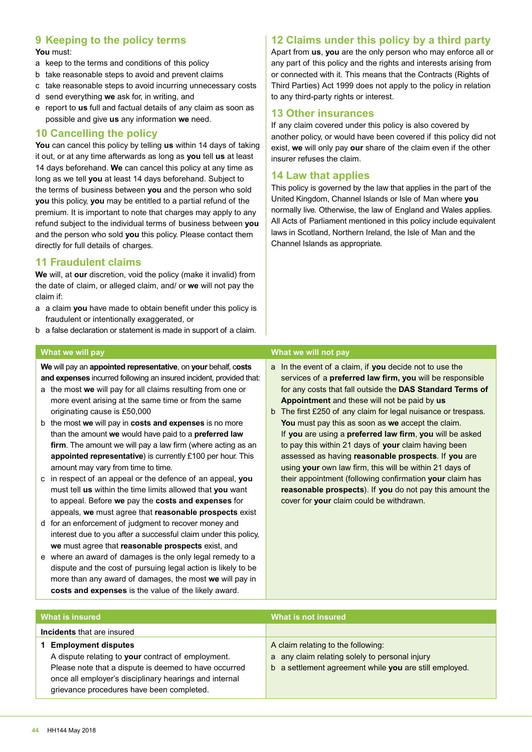## 9 Keeping to the policy terms

**You** must:

a keep to the terms and conditions of this policy
b take reasonable steps to avoid and prevent claims
c take reasonable steps to avoid incurring unnecessary costs
d send everything **we** ask for, in writing, and
e report to **us** full and factual details of any claim as soon as possible and give **us** any information **we** need.

## 10 Cancelling the policy

**You** can cancel this policy by telling **us** within 14 days of taking it out, or at any time afterwards as long as **you** tell **us** at least 14 days beforehand. **We** can cancel this policy at any time as long as **we** tell **you** at least 14 days beforehand. Subject to the terms of business between **you** and the person who sold **you** this policy, **you** may be entitled to a partial refund of the premium. It is important to note that charges may apply to any refund subject to the individual terms of business between **you** and the person who sold **you** this policy. Please contact them directly for full details of charges.

## 11 Fraudulent claims

**We** will, at **our** discretion, void the policy (make it invalid) from the date of claim, or alleged claim, and/ or **we** will not pay the claim if:

a a claim **you** have made to obtain benefit under this policy is fraudulent or intentionally exaggerated, or
b a false declaration or statement is made in support of a claim.

## 12 Claims under this policy by a third party

Apart from **us**, **you** are the only person who may enforce all or any part of this policy and the rights and interests arising from or connected with it. This means that the Contracts (Rights of Third Parties) Act 1999 does not apply to the policy in relation to any third-party rights or interest.

## 13 Other insurances

If any claim covered under this policy is also covered by another policy, or would have been covered if this policy did not exist, **we** will only pay **our** share of the claim even if the other insurer refuses the claim.

## 14 Law that applies

This policy is governed by the law that applies in the part of the United Kingdom, Channel Islands or Isle of Man where **you** normally live. Otherwise, the law of England and Wales applies. All Acts of Parliament mentioned in this policy include equivalent laws in Scotland, Northern Ireland, the Isle of Man and the Channel Islands as appropriate.

| What we will pay | What we will not pay |
|---|---|
| **We** will pay an **appointed representative**, on **your** behalf, **costs and expenses** incurred following an insured incident, provided that:<br>a the most **we** will pay for all claims resulting from one or more event arising at the same time or from the same originating cause is £50,000<br>b the most **we** will pay in **costs and expenses** is no more than the amount **we** would have paid to a **preferred law firm**. The amount we will pay a law firm (where acting as an **appointed representative**) is currently £100 per hour. This amount may vary from time to time.<br>c in respect of an appeal or the defence of an appeal, **you** must tell **us** within the time limits allowed that **you** want to appeal. Before **we** pay the **costs and expenses** for appeals, **we** must agree that **reasonable prospects** exist<br>d for an enforcement of judgment to recover money and interest due to you after a successful claim under this policy, **we** must agree that **reasonable prospects** exist, and<br>e where an award of damages is the only legal remedy to a dispute and the cost of pursuing legal action is likely to be more than any award of damages, the most **we** will pay in **costs and expenses** is the value of the likely award. | a In the event of a claim, if **you** decide not to use the services of a **preferred law firm, you** will be responsible for any costs that fall outside the **DAS Standard Terms of Appointment** and these will not be paid by **us**<br>b The first £250 of any claim for legal nuisance or trespass. **You** must pay this as soon as **we** accept the claim. If **you** are using a **preferred law firm**, **you** will be asked to pay this within 21 days of **your** claim having been assessed as having **reasonable prospects**. If **you** are using **your** own law firm, this will be within 21 days of their appointment (following confirmation **your** claim has **reasonable prospects**). If **you** do not pay this amount the cover for **your** claim could be withdrawn. |

| What is insured | What is not insured |
|---|---|
| **Incidents** that are insured | |
| **1 Employment disputes**<br>A dispute relating to **your** contract of employment. Please note that a dispute is deemed to have occurred once all employer's disciplinary hearings and internal grievance procedures have been completed. | A claim relating to the following:<br>a any claim relating solely to personal injury<br>b a settlement agreement while **you** are still employed. |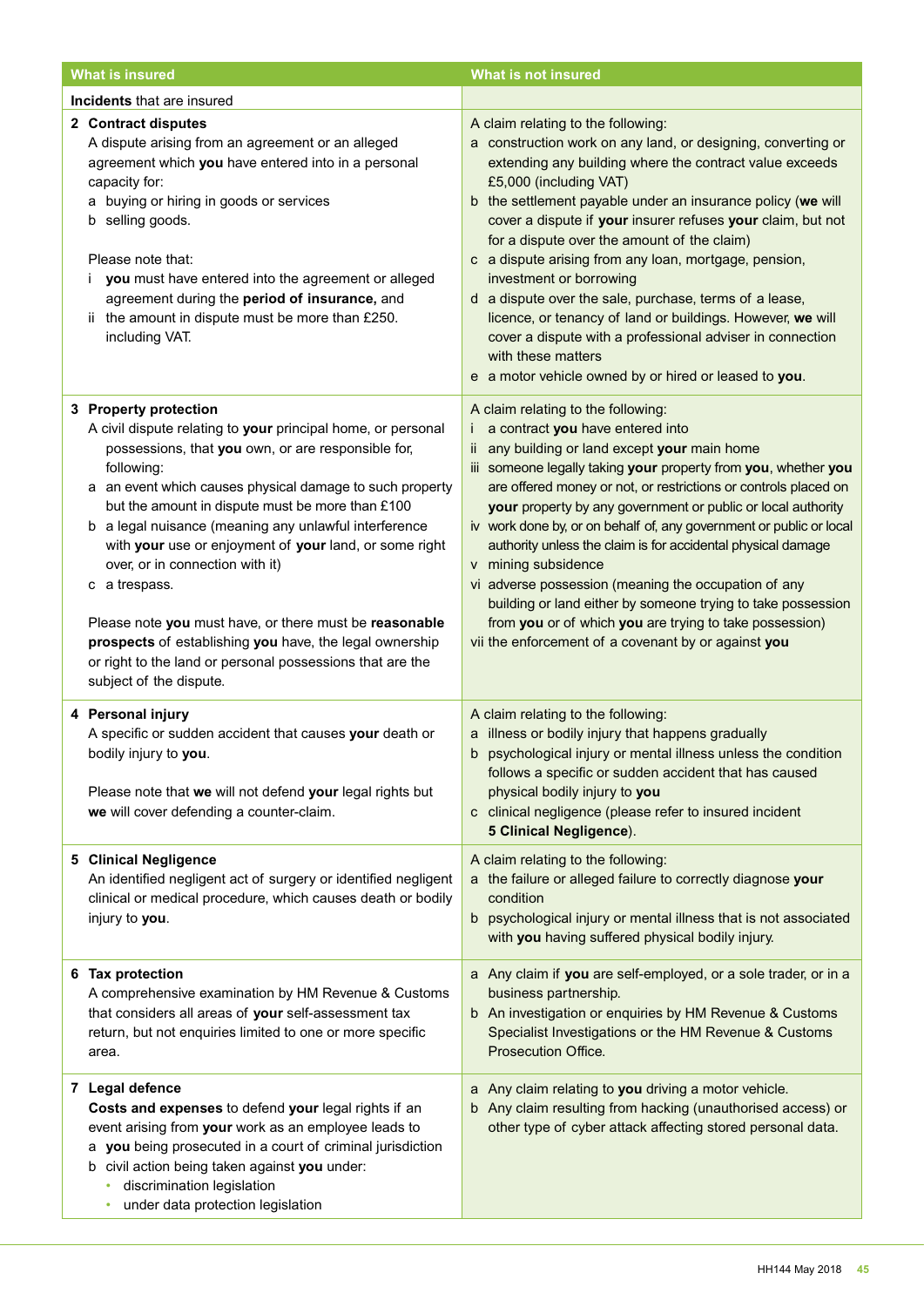| What is insured | What is not insured |
|---|---|
| **Incidents** that are insured | |
| **2 Contract disputes**<br>A dispute arising from an agreement or an alleged agreement which **you** have entered into in a personal capacity for:<br>a buying or hiring in goods or services<br>b selling goods.<br><br>Please note that:<br>i **you** must have entered into the agreement or alleged agreement during the **period of insurance,** and<br>ii the amount in dispute must be more than £250. including VAT. | A claim relating to the following:<br>a construction work on any land, or designing, converting or extending any building where the contract value exceeds £5,000 (including VAT)<br>b the settlement payable under an insurance policy (**we** will cover a dispute if **your** insurer refuses **your** claim, but not for a dispute over the amount of the claim)<br>c a dispute arising from any loan, mortgage, pension, investment or borrowing<br>d a dispute over the sale, purchase, terms of a lease, licence, or tenancy of land or buildings. However, **we** will cover a dispute with a professional adviser in connection with these matters<br>e a motor vehicle owned by or hired or leased to **you**. |
| **3 Property protection**<br>A civil dispute relating to **your** principal home, or personal possessions, that **you** own, or are responsible for, following:<br>a an event which causes physical damage to such property but the amount in dispute must be more than £100<br>b a legal nuisance (meaning any unlawful interference with **your** use or enjoyment of **your** land, or some right over, or in connection with it)<br>c a trespass.<br><br>Please note **you** must have, or there must be **reasonable prospects** of establishing **you** have, the legal ownership or right to the land or personal possessions that are the subject of the dispute. | A claim relating to the following:<br>i a contract **you** have entered into<br>ii any building or land except **your** main home<br>iii someone legally taking **your** property from **you**, whether **you** are offered money or not, or restrictions or controls placed on **your** property by any government or public or local authority<br>iv work done by, or on behalf of, any government or public or local authority unless the claim is for accidental physical damage<br>v mining subsidence<br>vi adverse possession (meaning the occupation of any building or land either by someone trying to take possession from **you** or of which **you** are trying to take possession)<br>vii the enforcement of a covenant by or against **you** |
| **4 Personal injury**<br>A specific or sudden accident that causes **your** death or bodily injury to **you**.<br><br>Please note that **we** will not defend **your** legal rights but **we** will cover defending a counter-claim. | A claim relating to the following:<br>a illness or bodily injury that happens gradually<br>b psychological injury or mental illness unless the condition follows a specific or sudden accident that has caused physical bodily injury to **you**<br>c clinical negligence (please refer to insured incident **5 Clinical Negligence**). |
| **5 Clinical Negligence**<br>An identified negligent act of surgery or identified negligent clinical or medical procedure, which causes death or bodily injury to **you**. | A claim relating to the following:<br>a the failure or alleged failure to correctly diagnose **your** condition<br>b psychological injury or mental illness that is not associated with **you** having suffered physical bodily injury. |
| **6 Tax protection**<br>A comprehensive examination by HM Revenue & Customs that considers all areas of **your** self-assessment tax return, but not enquiries limited to one or more specific area. | a Any claim if **you** are self-employed, or a sole trader, or in a business partnership.<br>b An investigation or enquiries by HM Revenue & Customs Specialist Investigations or the HM Revenue & Customs Prosecution Office. |
| **7 Legal defence**<br>**Costs and expenses** to defend **your** legal rights if an event arising from **your** work as an employee leads to<br>a **you** being prosecuted in a court of criminal jurisdiction<br>b civil action being taken against **you** under:<br>• discrimination legislation<br>• under data protection legislation | a Any claim relating to **you** driving a motor vehicle.<br>b Any claim resulting from hacking (unauthorised access) or other type of cyber attack affecting stored personal data. |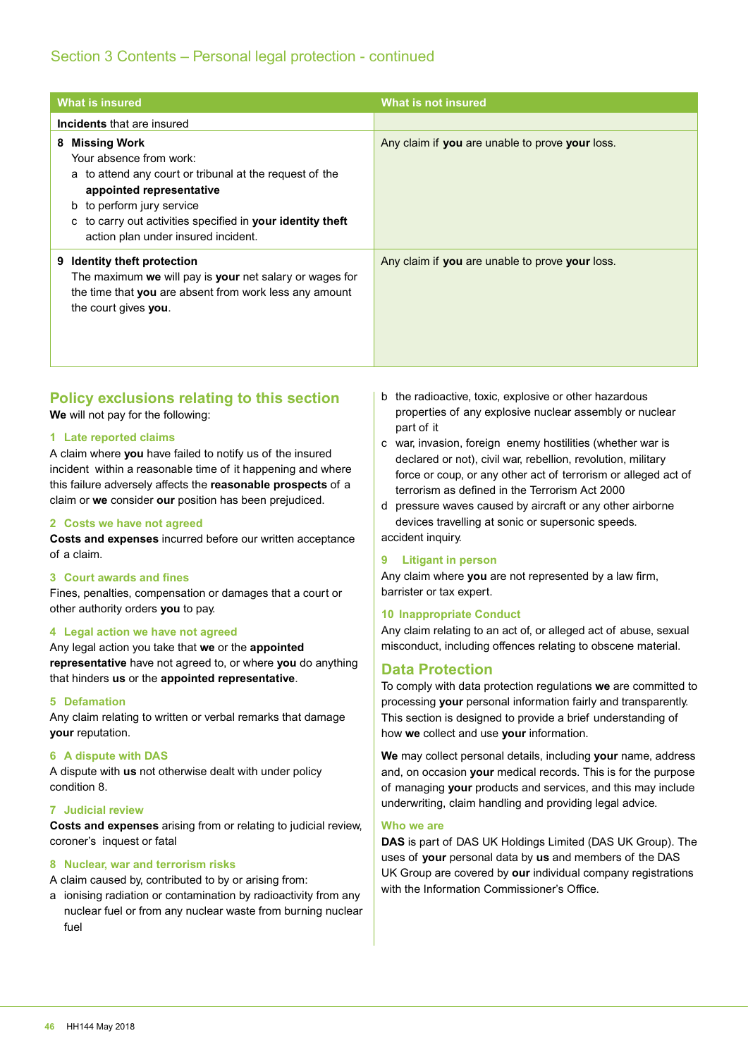## Section 3 Contents – Personal legal protection - continued

| What is insured | What is not insured |
|---|---|
| **Incidents** that are insured | |
| **8 Missing Work**<br>Your absence from work:<br>a to attend any court or tribunal at the request of the **appointed representative**<br>b to perform jury service<br>c to carry out activities specified in **your identity theft** action plan under insured incident. | Any claim if **you** are unable to prove **your** loss. |
| **9 Identity theft protection**<br>The maximum **we** will pay is **your** net salary or wages for the time that **you** are absent from work less any amount the court gives **you**. | Any claim if **you** are unable to prove **your** loss. |

## Policy exclusions relating to this section

**We** will not pay for the following:

### 1 Late reported claims

A claim where **you** have failed to notify us of the insured incident within a reasonable time of it happening and where this failure adversely affects the **reasonable prospects** of a claim or **we** consider **our** position has been prejudiced.

### 2 Costs we have not agreed

**Costs and expenses** incurred before our written acceptance of a claim.

### 3 Court awards and fines

Fines, penalties, compensation or damages that a court or other authority orders **you** to pay.

### 4 Legal action we have not agreed

Any legal action you take that **we** or the **appointed representative** have not agreed to, or where **you** do anything that hinders **us** or the **appointed representative**.

### 5 Defamation

Any claim relating to written or verbal remarks that damage **your** reputation.

### 6 A dispute with DAS

A dispute with **us** not otherwise dealt with under policy condition 8.

### 7 Judicial review

**Costs and expenses** arising from or relating to judicial review, coroner's inquest or fatal

### 8 Nuclear, war and terrorism risks

A claim caused by, contributed to by or arising from:

a ionising radiation or contamination by radioactivity from any nuclear fuel or from any nuclear waste from burning nuclear fuel

b the radioactive, toxic, explosive or other hazardous properties of any explosive nuclear assembly or nuclear part of it

c war, invasion, foreign enemy hostilities (whether war is declared or not), civil war, rebellion, revolution, military force or coup, or any other act of terrorism or alleged act of terrorism as defined in the Terrorism Act 2000

d pressure waves caused by aircraft or any other airborne devices travelling at sonic or supersonic speeds.

accident inquiry.

### 9 Litigant in person

Any claim where **you** are not represented by a law firm, barrister or tax expert.

### 10 Inappropriate Conduct

Any claim relating to an act of, or alleged act of abuse, sexual misconduct, including offences relating to obscene material.

## Data Protection

To comply with data protection regulations **we** are committed to processing **your** personal information fairly and transparently. This section is designed to provide a brief understanding of how **we** collect and use **your** information.

**We** may collect personal details, including **your** name, address and, on occasion **your** medical records. This is for the purpose of managing **your** products and services, and this may include underwriting, claim handling and providing legal advice.

### Who we are

**DAS** is part of DAS UK Holdings Limited (DAS UK Group). The uses of **your** personal data by **us** and members of the DAS UK Group are covered by **our** individual company registrations with the Information Commissioner's Office.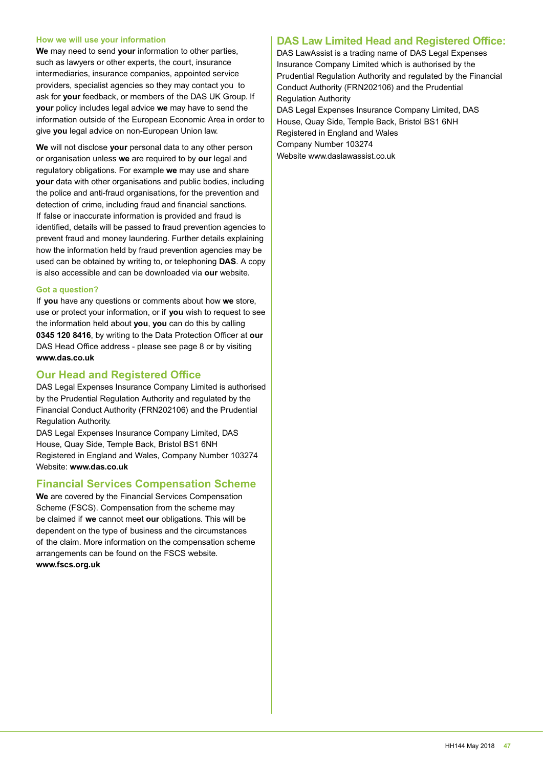### How we will use your information

**We** may need to send **your** information to other parties, such as lawyers or other experts, the court, insurance intermediaries, insurance companies, appointed service providers, specialist agencies so they may contact you to ask for **your** feedback, or members of the DAS UK Group. If **your** policy includes legal advice **we** may have to send the information outside of the European Economic Area in order to give **you** legal advice on non-European Union law.

**We** will not disclose **your** personal data to any other person or organisation unless **we** are required to by **our** legal and regulatory obligations. For example **we** may use and share **your** data with other organisations and public bodies, including the police and anti-fraud organisations, for the prevention and detection of crime, including fraud and financial sanctions. If false or inaccurate information is provided and fraud is identified, details will be passed to fraud prevention agencies to prevent fraud and money laundering. Further details explaining how the information held by fraud prevention agencies may be used can be obtained by writing to, or telephoning **DAS**. A copy is also accessible and can be downloaded via **our** website.

### Got a question?

If **you** have any questions or comments about how **we** store, use or protect your information, or if **you** wish to request to see the information held about **you**, **you** can do this by calling **0345 120 8416**, by writing to the Data Protection Officer at **our** DAS Head Office address - please see page 8 or by visiting **www.das.co.uk**

## Our Head and Registered Office

DAS Legal Expenses Insurance Company Limited is authorised by the Prudential Regulation Authority and regulated by the Financial Conduct Authority (FRN202106) and the Prudential Regulation Authority.

DAS Legal Expenses Insurance Company Limited, DAS House, Quay Side, Temple Back, Bristol BS1 6NH

Registered in England and Wales, Company Number 103274

Website: **www.das.co.uk**

## Financial Services Compensation Scheme

**We** are covered by the Financial Services Compensation Scheme (FSCS). Compensation from the scheme may be claimed if **we** cannot meet **our** obligations. This will be dependent on the type of business and the circumstances of the claim. More information on the compensation scheme arrangements can be found on the FSCS website. **www.fscs.org.uk**

## DAS Law Limited Head and Registered Office:

DAS LawAssist is a trading name of DAS Legal Expenses Insurance Company Limited which is authorised by the Prudential Regulation Authority and regulated by the Financial Conduct Authority (FRN202106) and the Prudential Regulation Authority

DAS Legal Expenses Insurance Company Limited, DAS House, Quay Side, Temple Back, Bristol BS1 6NH

Registered in England and Wales

Company Number 103274

Website www.daslawassist.co.uk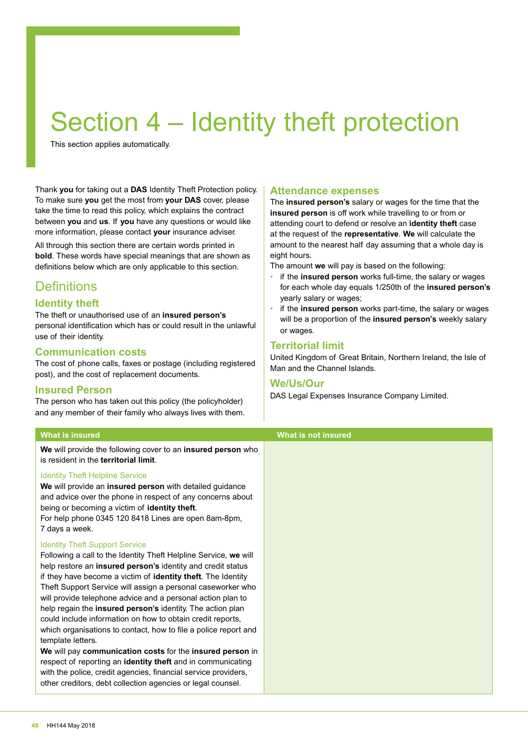# Section 4 – Identity theft protection

This section applies automatically.

Thank **you** for taking out a **DAS** Identity Theft Protection policy. To make sure **you** get the most from **your DAS** cover, please take the time to read this policy, which explains the contract between **you** and **us**. If **you** have any questions or would like more information, please contact **your** insurance adviser.

All through this section there are certain words printed in **bold**. These words have special meanings that are shown as definitions below which are only applicable to this section.

## Definitions

### Identity theft

The theft or unauthorised use of an **insured person's** personal identification which has or could result in the unlawful use of their identity.

### Communication costs

The cost of phone calls, faxes or postage (including registered post), and the cost of replacement documents.

### Insured Person

The person who has taken out this policy (the policyholder) and any member of their family who always lives with them.

### Attendance expenses

The **insured person's** salary or wages for the time that the **insured person** is off work while travelling to or from or attending court to defend or resolve an **identity theft** case at the request of the **representative**. **We** will calculate the amount to the nearest half day assuming that a whole day is eight hours.

The amount **we** will pay is based on the following:

- if the **insured person** works full-time, the salary or wages for each whole day equals 1/250th of the **insured person's** yearly salary or wages;
- if the **insured person** works part-time, the salary or wages will be a proportion of the **insured person's** weekly salary or wages.

### Territorial limit

United Kingdom of Great Britain, Northern Ireland, the Isle of Man and the Channel Islands.

### We/Us/Our

DAS Legal Expenses Insurance Company Limited.

| What is insured | What is not insured |
|---|---|
| **We** will provide the following cover to an **insured person** who is resident in the **territorial limit**.<br><br>Identity Theft Helpline Service<br>**We** will provide an **insured person** with detailed guidance and advice over the phone in respect of any concerns about being or becoming a victim of **identity theft**.<br>For help phone 0345 120 8418 Lines are open 8am-8pm, 7 days a week.<br><br>Identity Theft Support Service<br>Following a call to the Identity Theft Helpline Service, **we** will help restore an **insured person's** identity and credit status if they have become a victim of **identity theft**. The Identity Theft Support Service will assign a personal caseworker who will provide telephone advice and a personal action plan to help regain the **insured person's** identity. The action plan could include information on how to obtain credit reports, which organisations to contact, how to file a police report and template letters.<br>**We** will pay **communication costs** for the **insured person** in respect of reporting an **identity theft** and in communicating with the police, credit agencies, financial service providers, other creditors, debt collection agencies or legal counsel. | |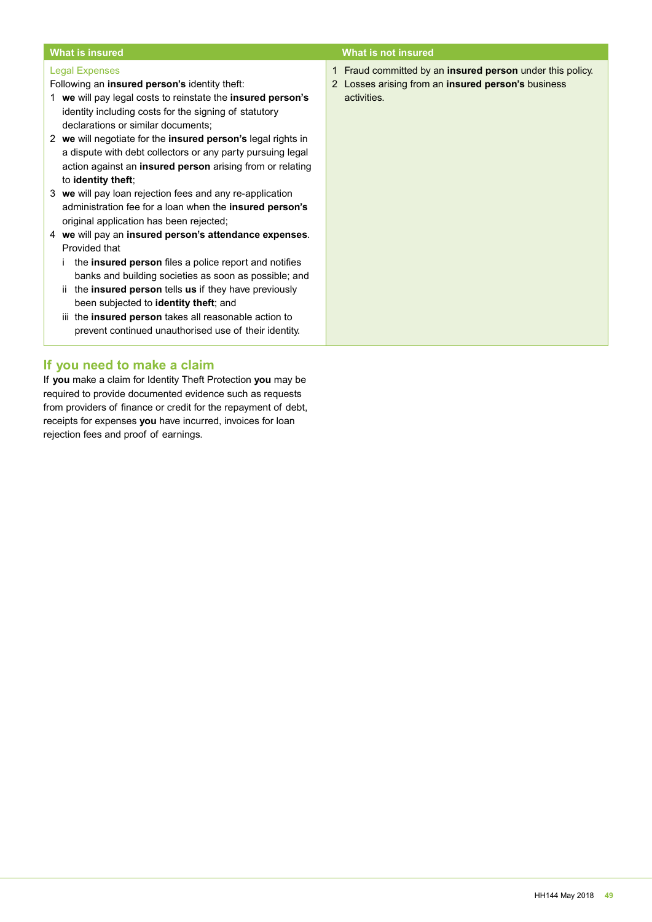| What is insured | What is not insured |
|---|---|
| Legal Expenses<br>Following an **insured person's** identity theft:<br>1 **we** will pay legal costs to reinstate the **insured person's** identity including costs for the signing of statutory declarations or similar documents;<br>2 **we** will negotiate for the **insured person's** legal rights in a dispute with debt collectors or any party pursuing legal action against an **insured person** arising from or relating to **identity theft**;<br>3 **we** will pay loan rejection fees and any re-application administration fee for a loan when the **insured person's** original application has been rejected;<br>4 **we** will pay an **insured person's attendance expenses**.<br>Provided that<br>i the **insured person** files a police report and notifies banks and building societies as soon as possible; and<br>ii the **insured person** tells **us** if they have previously been subjected to **identity theft**; and<br>iii the **insured person** takes all reasonable action to prevent continued unauthorised use of their identity. | 1 Fraud committed by an **insured person** under this policy.<br>2 Losses arising from an **insured person's** business activities. |

## If you need to make a claim

If **you** make a claim for Identity Theft Protection **you** may be required to provide documented evidence such as requests from providers of finance or credit for the repayment of debt, receipts for expenses **you** have incurred, invoices for loan rejection fees and proof of earnings.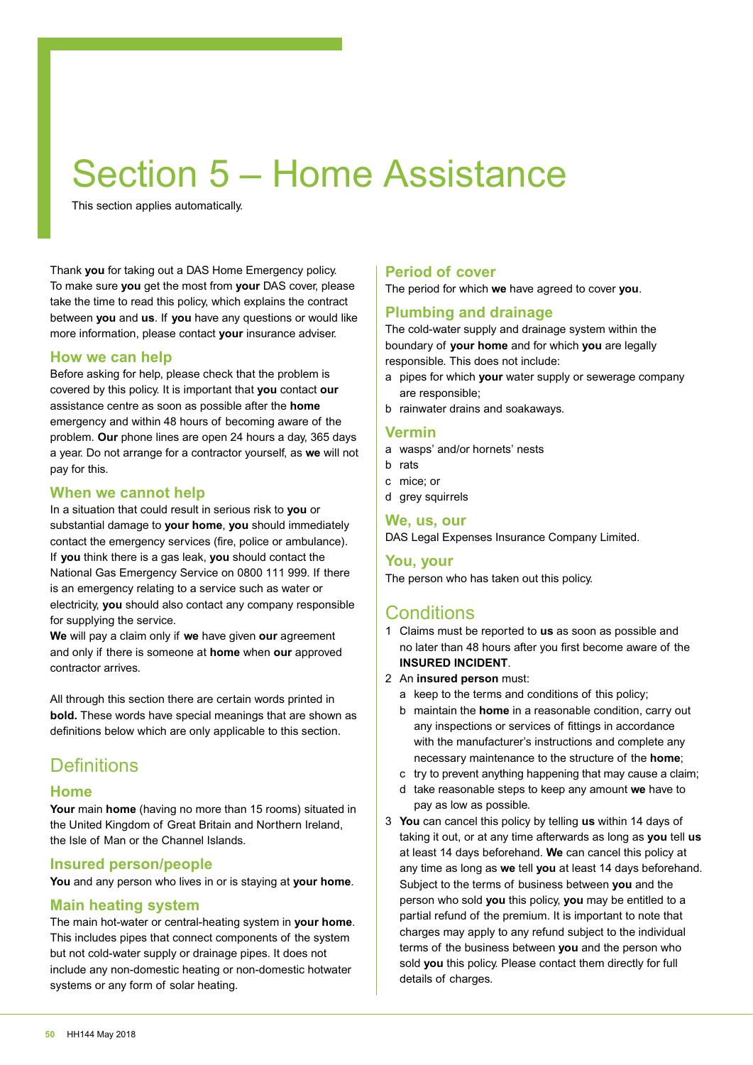# Section 5 – Home Assistance

This section applies automatically.

Thank **you** for taking out a DAS Home Emergency policy. To make sure **you** get the most from **your** DAS cover, please take the time to read this policy, which explains the contract between **you** and **us**. If **you** have any questions or would like more information, please contact **your** insurance adviser.

### How we can help

Before asking for help, please check that the problem is covered by this policy. It is important that **you** contact **our** assistance centre as soon as possible after the **home** emergency and within 48 hours of becoming aware of the problem. **Our** phone lines are open 24 hours a day, 365 days a year. Do not arrange for a contractor yourself, as **we** will not pay for this.

### When we cannot help

In a situation that could result in serious risk to **you** or substantial damage to **your home**, **you** should immediately contact the emergency services (fire, police or ambulance). If **you** think there is a gas leak, **you** should contact the National Gas Emergency Service on 0800 111 999. If there is an emergency relating to a service such as water or electricity, **you** should also contact any company responsible for supplying the service.

**We** will pay a claim only if **we** have given **our** agreement and only if there is someone at **home** when **our** approved contractor arrives.

All through this section there are certain words printed in **bold.** These words have special meanings that are shown as definitions below which are only applicable to this section.

## Definitions

### Home

**Your** main **home** (having no more than 15 rooms) situated in the United Kingdom of Great Britain and Northern Ireland, the Isle of Man or the Channel Islands.

### Insured person/people

**You** and any person who lives in or is staying at **your home**.

### Main heating system

The main hot-water or central-heating system in **your home**. This includes pipes that connect components of the system but not cold-water supply or drainage pipes. It does not include any non-domestic heating or non-domestic hotwater systems or any form of solar heating.

### Period of cover

The period for which **we** have agreed to cover **you**.

### Plumbing and drainage

The cold-water supply and drainage system within the boundary of **your home** and for which **you** are legally responsible. This does not include:

a pipes for which **your** water supply or sewerage company are responsible;

b rainwater drains and soakaways.

### Vermin

a wasps' and/or hornets' nests

b rats

c mice; or

d grey squirrels

### We, us, our

DAS Legal Expenses Insurance Company Limited.

### You, your

The person who has taken out this policy.

## Conditions

1 Claims must be reported to **us** as soon as possible and no later than 48 hours after you first become aware of the **INSURED INCIDENT**.

2 An **insured person** must:

   a keep to the terms and conditions of this policy;

   b maintain the **home** in a reasonable condition, carry out any inspections or services of fittings in accordance with the manufacturer's instructions and complete any necessary maintenance to the structure of the **home**;

   c try to prevent anything happening that may cause a claim;

   d take reasonable steps to keep any amount **we** have to pay as low as possible.

3 **You** can cancel this policy by telling **us** within 14 days of taking it out, or at any time afterwards as long as **you** tell **us** at least 14 days beforehand. **We** can cancel this policy at any time as long as **we** tell **you** at least 14 days beforehand. Subject to the terms of business between **you** and the person who sold **you** this policy, **you** may be entitled to a partial refund of the premium. It is important to note that charges may apply to any refund subject to the individual terms of the business between **you** and the person who sold **you** this policy. Please contact them directly for full details of charges.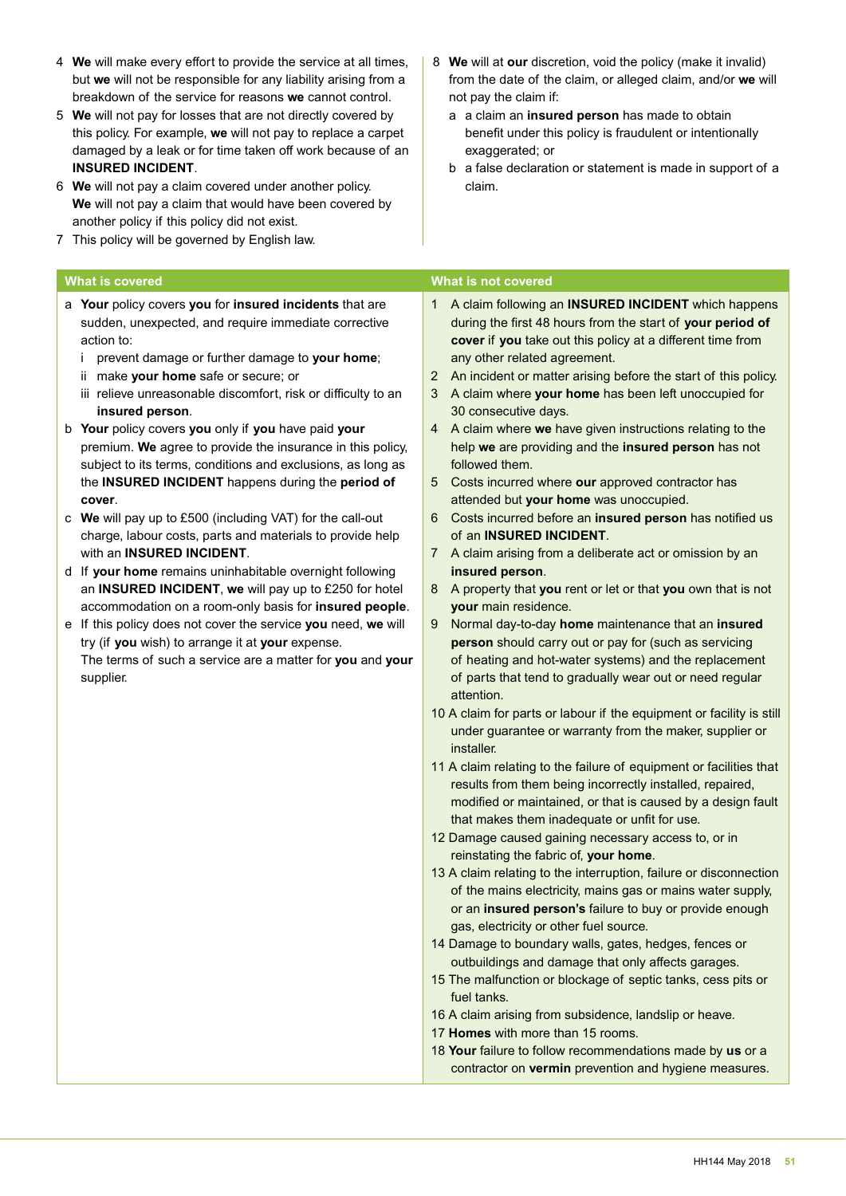4 **We** will make every effort to provide the service at all times, but **we** will not be responsible for any liability arising from a breakdown of the service for reasons **we** cannot control.

5 **We** will not pay for losses that are not directly covered by this policy. For example, **we** will not pay to replace a carpet damaged by a leak or for time taken off work because of an **INSURED INCIDENT**.

6 **We** will not pay a claim covered under another policy. **We** will not pay a claim that would have been covered by another policy if this policy did not exist.

7 This policy will be governed by English law.

8 **We** will at **our** discretion, void the policy (make it invalid) from the date of the claim, or alleged claim, and/or **we** will not pay the claim if:

a a claim an **insured person** has made to obtain benefit under this policy is fraudulent or intentionally exaggerated; or

b a false declaration or statement is made in support of a claim.

| What is covered | What is not covered |
|---|---|
| a **Your** policy covers **you** for **insured incidents** that are sudden, unexpected, and require immediate corrective action to:<br>i prevent damage or further damage to **your home**;<br>ii make **your home** safe or secure; or<br>iii relieve unreasonable discomfort, risk or difficulty to an **insured person**.<br>b **Your** policy covers **you** only if **you** have paid **your** premium. **We** agree to provide the insurance in this policy, subject to its terms, conditions and exclusions, as long as the **INSURED INCIDENT** happens during the **period of cover**.<br>c **We** will pay up to £500 (including VAT) for the call-out charge, labour costs, parts and materials to provide help with an **INSURED INCIDENT**.<br>d If **your home** remains uninhabitable overnight following an **INSURED INCIDENT**, **we** will pay up to £250 for hotel accommodation on a room-only basis for **insured people**.<br>e If this policy does not cover the service **you** need, **we** will try (if **you** wish) to arrange it at **your** expense. The terms of such a service are a matter for **you** and **your** supplier. | 1 A claim following an **INSURED INCIDENT** which happens during the first 48 hours from the start of **your period of cover** if **you** take out this policy at a different time from any other related agreement.<br>2 An incident or matter arising before the start of this policy.<br>3 A claim where **your home** has been left unoccupied for 30 consecutive days.<br>4 A claim where **we** have given instructions relating to the help **we** are providing and the **insured person** has not followed them.<br>5 Costs incurred where **our** approved contractor has attended but **your home** was unoccupied.<br>6 Costs incurred before an **insured person** has notified us of an **INSURED INCIDENT**.<br>7 A claim arising from a deliberate act or omission by an **insured person**.<br>8 A property that **you** rent or let or that **you** own that is not **your** main residence.<br>9 Normal day-to-day **home** maintenance that an **insured person** should carry out or pay for (such as servicing of heating and hot-water systems) and the replacement of parts that tend to gradually wear out or need regular attention.<br>10 A claim for parts or labour if the equipment or facility is still under guarantee or warranty from the maker, supplier or installer.<br>11 A claim relating to the failure of equipment or facilities that results from them being incorrectly installed, repaired, modified or maintained, or that is caused by a design fault that makes them inadequate or unfit for use.<br>12 Damage caused gaining necessary access to, or in reinstating the fabric of, **your home**.<br>13 A claim relating to the interruption, failure or disconnection of the mains electricity, mains gas or mains water supply, or an **insured person's** failure to buy or provide enough gas, electricity or other fuel source.<br>14 Damage to boundary walls, gates, hedges, fences or outbuildings and damage that only affects garages.<br>15 The malfunction or blockage of septic tanks, cess pits or fuel tanks.<br>16 A claim arising from subsidence, landslip or heave.<br>17 **Homes** with more than 15 rooms.<br>18 **Your** failure to follow recommendations made by **us** or a contractor on **vermin** prevention and hygiene measures. |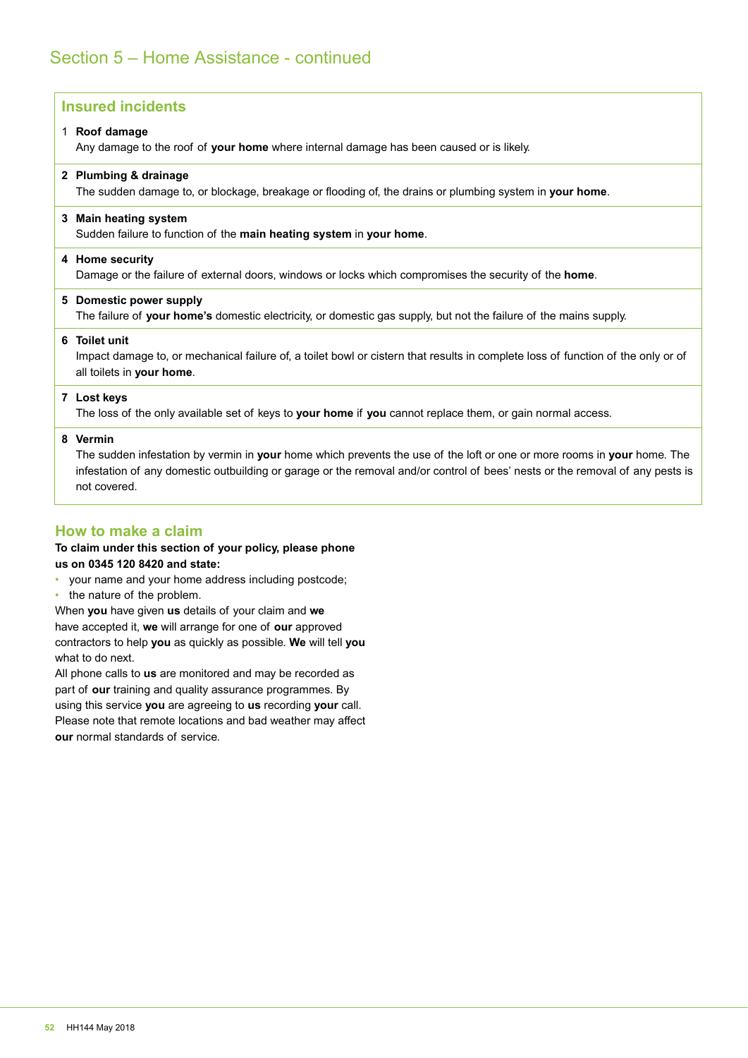## Section 5 – Home Assistance - continued

### Insured incidents

1 **Roof damage**
Any damage to the roof of **your home** where internal damage has been caused or is likely.

**2 Plumbing & drainage**
The sudden damage to, or blockage, breakage or flooding of, the drains or plumbing system in **your home**.

**3 Main heating system**
Sudden failure to function of the **main heating system** in **your home**.

**4 Home security**
Damage or the failure of external doors, windows or locks which compromises the security of the **home**.

**5 Domestic power supply**
The failure of **your home's** domestic electricity, or domestic gas supply, but not the failure of the mains supply.

**6 Toilet unit**
Impact damage to, or mechanical failure of, a toilet bowl or cistern that results in complete loss of function of the only or of all toilets in **your home**.

**7 Lost keys**
The loss of the only available set of keys to **your home** if **you** cannot replace them, or gain normal access.

**8 Vermin**
The sudden infestation by vermin in **your** home which prevents the use of the loft or one or more rooms in **your** home. The infestation of any domestic outbuilding or garage or the removal and/or control of bees' nests or the removal of any pests is not covered.

### How to make a claim

**To claim under this section of your policy, please phone us on 0345 120 8420 and state:**

- your name and your home address including postcode;
- the nature of the problem.

When **you** have given **us** details of your claim and **we** have accepted it, **we** will arrange for one of **our** approved contractors to help **you** as quickly as possible. **We** will tell **you** what to do next.

All phone calls to **us** are monitored and may be recorded as part of **our** training and quality assurance programmes. By using this service **you** are agreeing to **us** recording **your** call. Please note that remote locations and bad weather may affect **our** normal standards of service.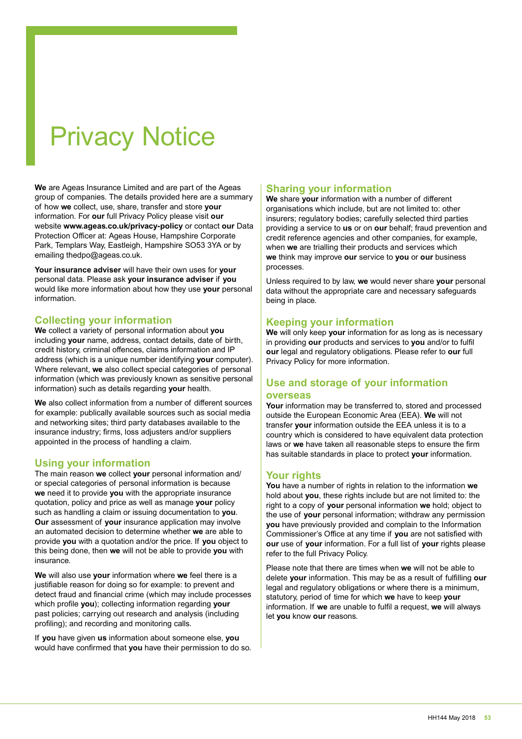# Privacy Notice

**We** are Ageas Insurance Limited and are part of the Ageas group of companies. The details provided here are a summary of how **we** collect, use, share, transfer and store **your** information. For **our** full Privacy Policy please visit **our** website **www.ageas.co.uk/privacy-policy** or contact **our** Data Protection Officer at: Ageas House, Hampshire Corporate Park, Templars Way, Eastleigh, Hampshire SO53 3YA or by emailing thedpo@ageas.co.uk.

**Your insurance adviser** will have their own uses for **your** personal data. Please ask **your insurance adviser** if **you** would like more information about how they use **your** personal information.

## Collecting your information

**We** collect a variety of personal information about **you** including **your** name, address, contact details, date of birth, credit history, criminal offences, claims information and IP address (which is a unique number identifying **your** computer). Where relevant, **we** also collect special categories of personal information (which was previously known as sensitive personal information) such as details regarding **your** health.

**We** also collect information from a number of different sources for example: publically available sources such as social media and networking sites; third party databases available to the insurance industry; firms, loss adjusters and/or suppliers appointed in the process of handling a claim.

## Using your information

The main reason **we** collect **your** personal information and/or special categories of personal information is because **we** need it to provide **you** with the appropriate insurance quotation, policy and price as well as manage **your** policy such as handling a claim or issuing documentation to **you**. **Our** assessment of **your** insurance application may involve an automated decision to determine whether **we** are able to provide **you** with a quotation and/or the price. If **you** object to this being done, then **we** will not be able to provide **you** with insurance.

**We** will also use **your** information where **we** feel there is a justifiable reason for doing so for example: to prevent and detect fraud and financial crime (which may include processes which profile **you**); collecting information regarding **your** past policies; carrying out research and analysis (including profiling); and recording and monitoring calls.

If **you** have given **us** information about someone else, **you** would have confirmed that **you** have their permission to do so.

## Sharing your information

**We** share **your** information with a number of different organisations which include, but are not limited to: other insurers; regulatory bodies; carefully selected third parties providing a service to **us** or on **our** behalf; fraud prevention and credit reference agencies and other companies, for example, when **we** are trialling their products and services which **we** think may improve **our** service to **you** or **our** business processes.

Unless required to by law, **we** would never share **your** personal data without the appropriate care and necessary safeguards being in place.

## Keeping your information

**We** will only keep **your** information for as long as is necessary in providing **our** products and services to **you** and/or to fulfil **our** legal and regulatory obligations. Please refer to **our** full Privacy Policy for more information.

## Use and storage of your information overseas

**Your** information may be transferred to, stored and processed outside the European Economic Area (EEA). **We** will not transfer **your** information outside the EEA unless it is to a country which is considered to have equivalent data protection laws or **we** have taken all reasonable steps to ensure the firm has suitable standards in place to protect **your** information.

## Your rights

**You** have a number of rights in relation to the information **we** hold about **you**, these rights include but are not limited to: the right to a copy of **your** personal information **we** hold; object to the use of **your** personal information; withdraw any permission **you** have previously provided and complain to the Information Commissioner's Office at any time if **you** are not satisfied with **our** use of **your** information. For a full list of **your** rights please refer to the full Privacy Policy.

Please note that there are times when **we** will not be able to delete **your** information. This may be as a result of fulfilling **our** legal and regulatory obligations or where there is a minimum, statutory, period of time for which **we** have to keep **your** information. If **we** are unable to fulfil a request, **we** will always let **you** know **our** reasons.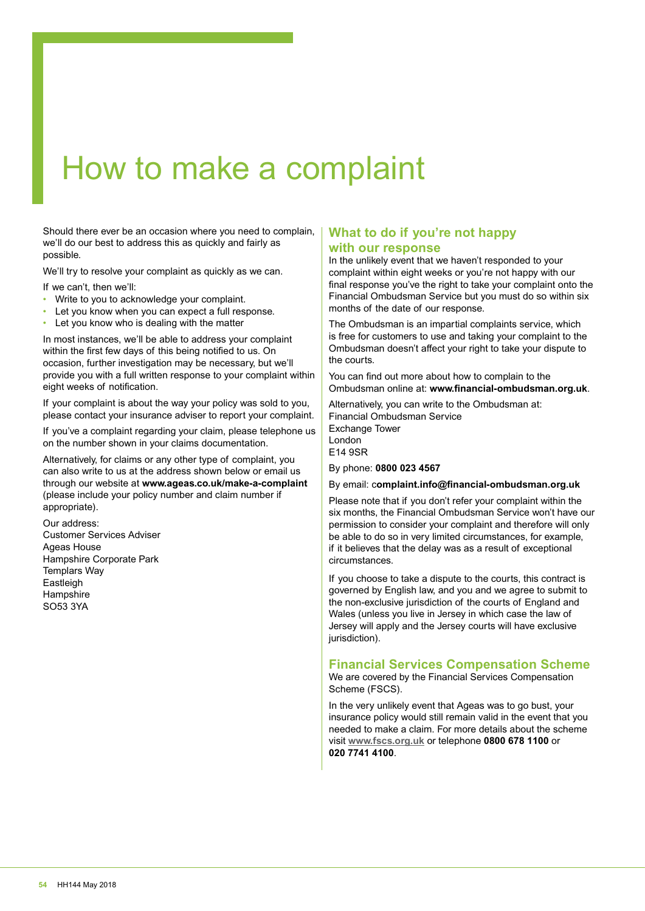# How to make a complaint

Should there ever be an occasion where you need to complain, we'll do our best to address this as quickly and fairly as possible.

We'll try to resolve your complaint as quickly as we can.

If we can't, then we'll:

- Write to you to acknowledge your complaint.
- Let you know when you can expect a full response.
- Let you know who is dealing with the matter

In most instances, we'll be able to address your complaint within the first few days of this being notified to us. On occasion, further investigation may be necessary, but we'll provide you with a full written response to your complaint within eight weeks of notification.

If your complaint is about the way your policy was sold to you, please contact your insurance adviser to report your complaint.

If you've a complaint regarding your claim, please telephone us on the number shown in your claims documentation.

Alternatively, for claims or any other type of complaint, you can also write to us at the address shown below or email us through our website at **www.ageas.co.uk/make-a-complaint** (please include your policy number and claim number if appropriate).

Our address:
Customer Services Adviser
Ageas House
Hampshire Corporate Park
Templars Way
Eastleigh
Hampshire
SO53 3YA

## What to do if you're not happy with our response

In the unlikely event that we haven't responded to your complaint within eight weeks or you're not happy with our final response you've the right to take your complaint onto the Financial Ombudsman Service but you must do so within six months of the date of our response.

The Ombudsman is an impartial complaints service, which is free for customers to use and taking your complaint to the Ombudsman doesn't affect your right to take your dispute to the courts.

You can find out more about how to complain to the Ombudsman online at: **www.financial-ombudsman.org.uk**.

Alternatively, you can write to the Ombudsman at:
Financial Ombudsman Service
Exchange Tower
London
E14 9SR

By phone: **0800 023 4567**

By email: **complaint.info@financial-ombudsman.org.uk**

Please note that if you don't refer your complaint within the six months, the Financial Ombudsman Service won't have our permission to consider your complaint and therefore will only be able to do so in very limited circumstances, for example, if it believes that the delay was as a result of exceptional circumstances.

If you choose to take a dispute to the courts, this contract is governed by English law, and you and we agree to submit to the non-exclusive jurisdiction of the courts of England and Wales (unless you live in Jersey in which case the law of Jersey will apply and the Jersey courts will have exclusive jurisdiction).

## Financial Services Compensation Scheme

We are covered by the Financial Services Compensation Scheme (FSCS).

In the very unlikely event that Ageas was to go bust, your insurance policy would still remain valid in the event that you needed to make a claim. For more details about the scheme visit **www.fscs.org.uk** or telephone **0800 678 1100** or **020 7741 4100**.

HH144 May 2018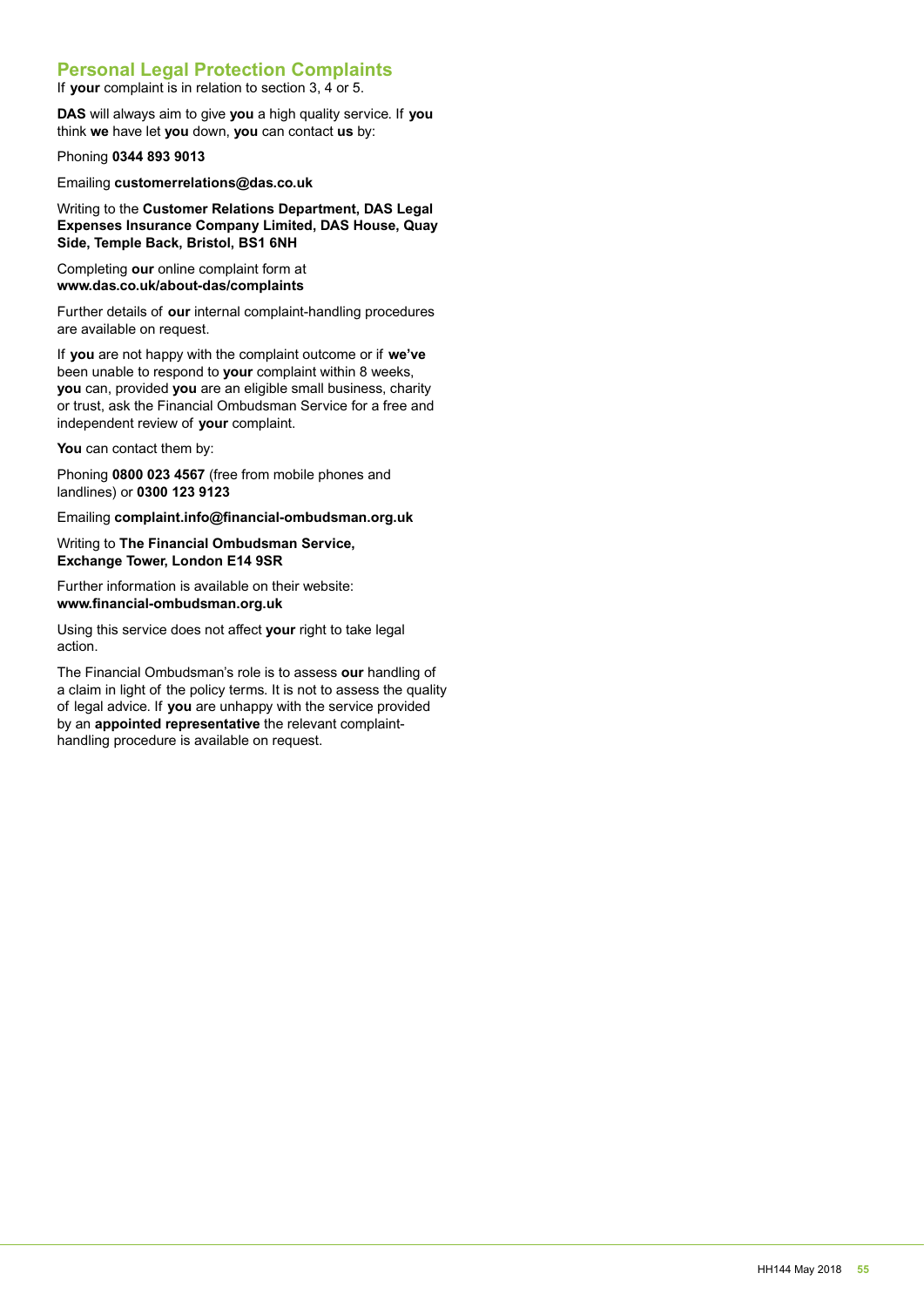## Personal Legal Protection Complaints

If **your** complaint is in relation to section 3, 4 or 5.

**DAS** will always aim to give **you** a high quality service. If **you** think **we** have let **you** down, **you** can contact **us** by:

Phoning **0344 893 9013**

Emailing **customerrelations@das.co.uk**

Writing to the **Customer Relations Department, DAS Legal Expenses Insurance Company Limited, DAS House, Quay Side, Temple Back, Bristol, BS1 6NH**

Completing **our** online complaint form at **www.das.co.uk/about-das/complaints**

Further details of **our** internal complaint-handling procedures are available on request.

If **you** are not happy with the complaint outcome or if **we've** been unable to respond to **your** complaint within 8 weeks, **you** can, provided **you** are an eligible small business, charity or trust, ask the Financial Ombudsman Service for a free and independent review of **your** complaint.

**You** can contact them by:

Phoning **0800 023 4567** (free from mobile phones and landlines) or **0300 123 9123**

Emailing **complaint.info@financial-ombudsman.org.uk**

Writing to **The Financial Ombudsman Service, Exchange Tower, London E14 9SR**

Further information is available on their website: **www.financial-ombudsman.org.uk**

Using this service does not affect **your** right to take legal action.

The Financial Ombudsman's role is to assess **our** handling of a claim in light of the policy terms. It is not to assess the quality of legal advice. If **you** are unhappy with the service provided by an **appointed representative** the relevant complaint-handling procedure is available on request.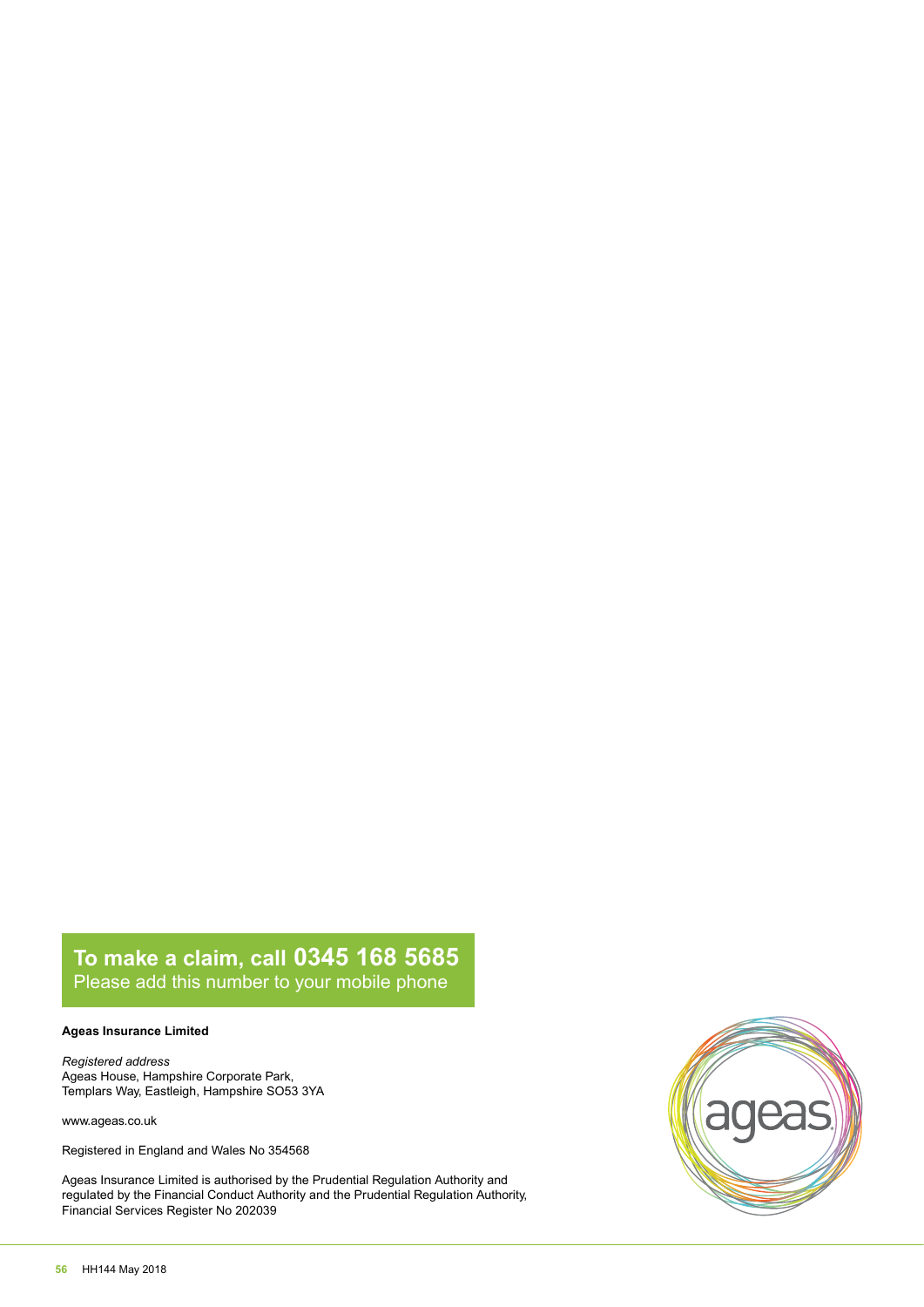**To make a claim, call 0345 168 5685**
Please add this number to your mobile phone

**Ageas Insurance Limited**

*Registered address*
Ageas House, Hampshire Corporate Park,
Templars Way, Eastleigh, Hampshire SO53 3YA

www.ageas.co.uk

Registered in England and Wales No 354568

Ageas Insurance Limited is authorised by the Prudential Regulation Authority and regulated by the Financial Conduct Authority and the Prudential Regulation Authority, Financial Services Register No 202039

HH144 May 2018